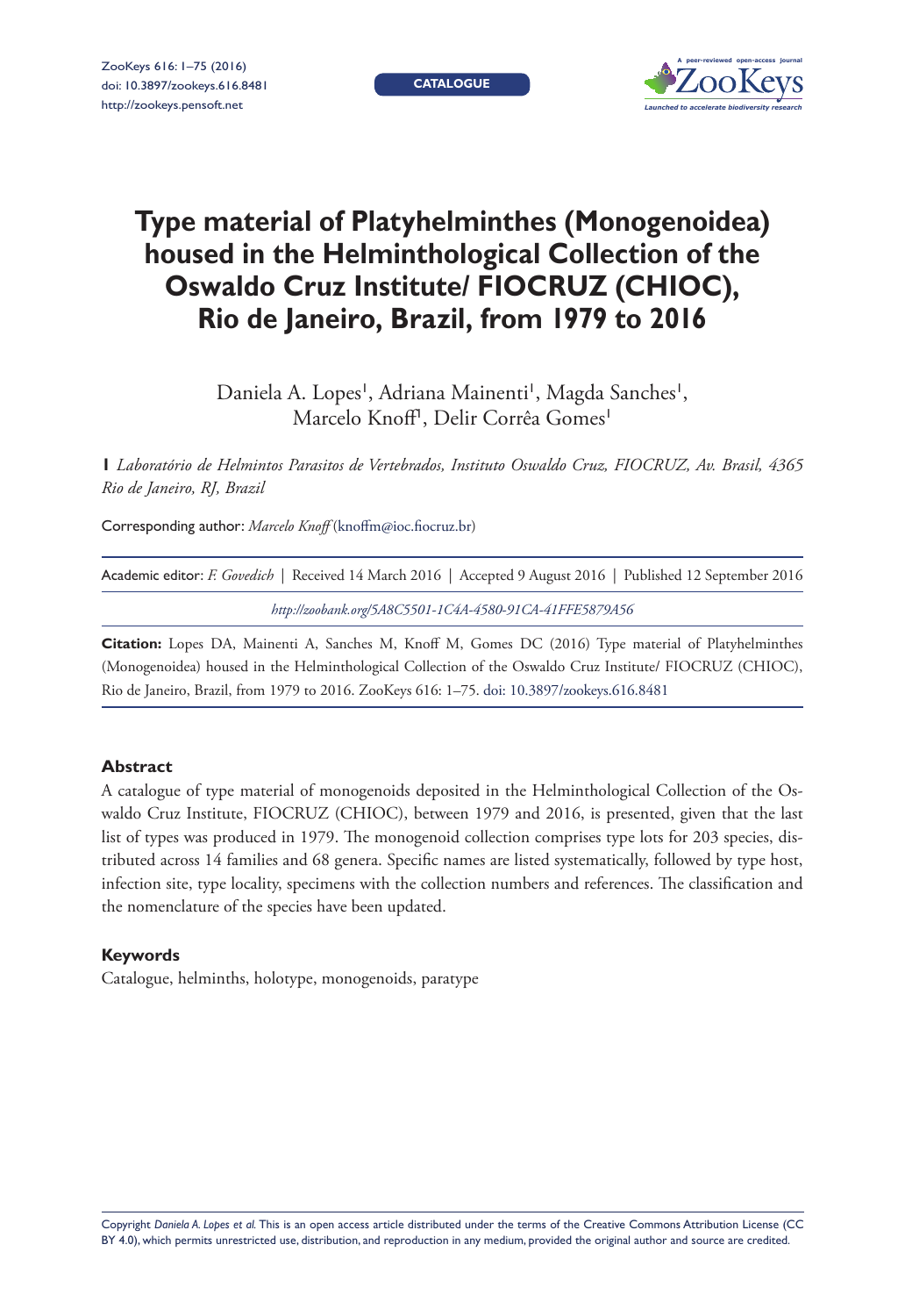# Type material of Platyhelminthes (Monogenoidea) housed in the Helminthological Collection of the Oswaldo Cruz Institute/ FIOCRUZ (CHIOC), Rio de Janeiro, Brazil, from 1979 to 2016

Daniela A. Lopes[1], Adriana Mainenti[1], Magda Sanches[1], Marcelo Knoff[1], Delir Corrêa Gomes[1]

**1** *Laboratório de Helmintos Parasitos de Vertebrados, Instituto Oswaldo Cruz, FIOCRUZ, Av. Brasil, 4365 Rio de Janeiro, RJ, Brazil*

Corresponding author: *Marcelo Knoff* (knoffm@ioc.fiocruz.br)

Academic editor: *F. Govedich* | Received 14 March 2016 | Accepted 9 August 2016 | Published 12 September 2016

*http://zoobank.org/5A8C5501-1C4A-4580-91CA-41FFE5879A56*

**Citation:** Lopes DA, Mainenti A, Sanches M, Knoff M, Gomes DC (2016) Type material of Platyhelminthes (Monogenoidea) housed in the Helminthological Collection of the Oswaldo Cruz Institute/ FIOCRUZ (CHIOC), Rio de Janeiro, Brazil, from 1979 to 2016. ZooKeys 616: 1–75. doi: 10.3897/zookeys.616.8481

## Abstract

A catalogue of type material of monogenoids deposited in the Helminthological Collection of the Oswaldo Cruz Institute, FIOCRUZ (CHIOC), between 1979 and 2016, is presented, given that the last list of types was produced in 1979. The monogenoid collection comprises type lots for 203 species, distributed across 14 families and 68 genera. Specific names are listed systematically, followed by type host, infection site, type locality, specimens with the collection numbers and references. The classification and the nomenclature of the species have been updated.

## Keywords

Catalogue, helminths, holotype, monogenoids, paratype

Copyright *Daniela A. Lopes et al.* This is an open access article distributed under the terms of the Creative Commons Attribution License (CC BY 4.0), which permits unrestricted use, distribution, and reproduction in any medium, provided the original author and source are credited.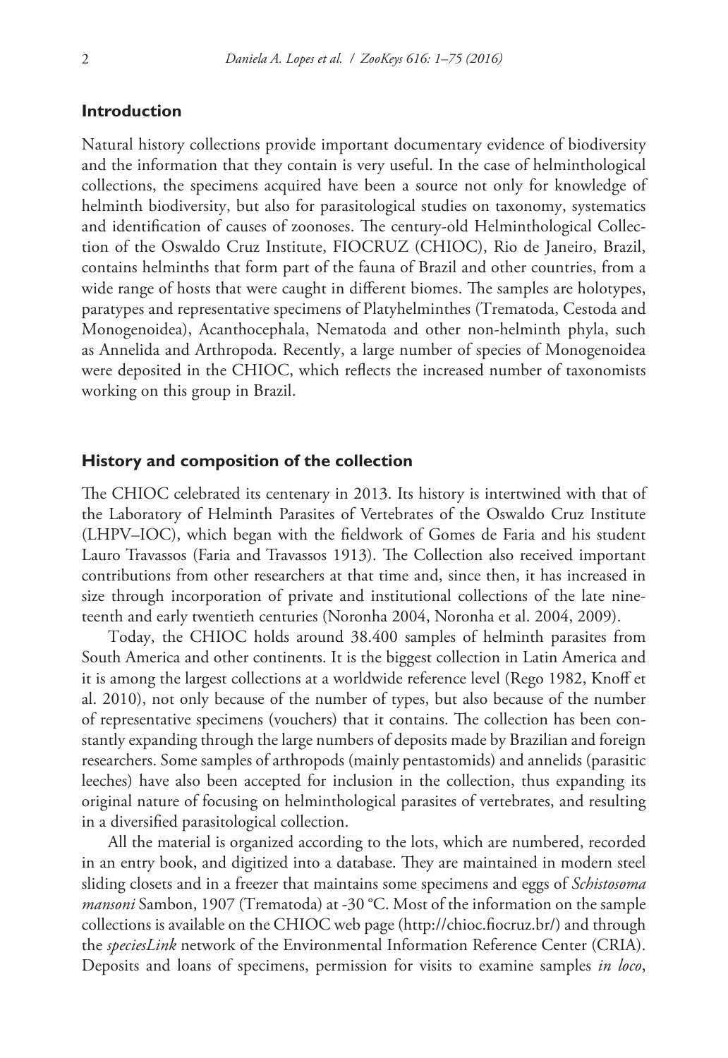## Introduction

Natural history collections provide important documentary evidence of biodiversity and the information that they contain is very useful. In the case of helminthological collections, the specimens acquired have been a source not only for knowledge of helminth biodiversity, but also for parasitological studies on taxonomy, systematics and identification of causes of zoonoses. The century-old Helminthological Collection of the Oswaldo Cruz Institute, FIOCRUZ (CHIOC), Rio de Janeiro, Brazil, contains helminths that form part of the fauna of Brazil and other countries, from a wide range of hosts that were caught in different biomes. The samples are holotypes, paratypes and representative specimens of Platyhelminthes (Trematoda, Cestoda and Monogenoidea), Acanthocephala, Nematoda and other non-helminth phyla, such as Annelida and Arthropoda. Recently, a large number of species of Monogenoidea were deposited in the CHIOC, which reflects the increased number of taxonomists working on this group in Brazil.

## History and composition of the collection

The CHIOC celebrated its centenary in 2013. Its history is intertwined with that of the Laboratory of Helminth Parasites of Vertebrates of the Oswaldo Cruz Institute (LHPV–IOC), which began with the fieldwork of Gomes de Faria and his student Lauro Travassos (Faria and Travassos 1913). The Collection also received important contributions from other researchers at that time and, since then, it has increased in size through incorporation of private and institutional collections of the late nineteenth and early twentieth centuries (Noronha 2004, Noronha et al. 2004, 2009).

Today, the CHIOC holds around 38.400 samples of helminth parasites from South America and other continents. It is the biggest collection in Latin America and it is among the largest collections at a worldwide reference level (Rego 1982, Knoff et al. 2010), not only because of the number of types, but also because of the number of representative specimens (vouchers) that it contains. The collection has been constantly expanding through the large numbers of deposits made by Brazilian and foreign researchers. Some samples of arthropods (mainly pentastomids) and annelids (parasitic leeches) have also been accepted for inclusion in the collection, thus expanding its original nature of focusing on helminthological parasites of vertebrates, and resulting in a diversified parasitological collection.

All the material is organized according to the lots, which are numbered, recorded in an entry book, and digitized into a database. They are maintained in modern steel sliding closets and in a freezer that maintains some specimens and eggs of *Schistosoma mansoni* Sambon, 1907 (Trematoda) at -30 °C. Most of the information on the sample collections is available on the CHIOC web page (http://chioc.fiocruz.br/) and through the *speciesLink* network of the Environmental Information Reference Center (CRIA). Deposits and loans of specimens, permission for visits to examine samples *in loco*,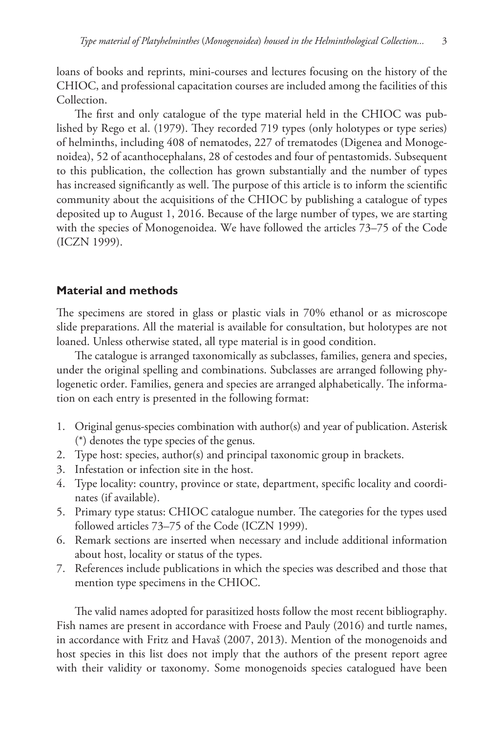loans of books and reprints, mini-courses and lectures focusing on the history of the CHIOC, and professional capacitation courses are included among the facilities of this Collection.

The first and only catalogue of the type material held in the CHIOC was published by Rego et al. (1979). They recorded 719 types (only holotypes or type series) of helminths, including 408 of nematodes, 227 of trematodes (Digenea and Monogenoidea), 52 of acanthocephalans, 28 of cestodes and four of pentastomids. Subsequent to this publication, the collection has grown substantially and the number of types has increased significantly as well. The purpose of this article is to inform the scientific community about the acquisitions of the CHIOC by publishing a catalogue of types deposited up to August 1, 2016. Because of the large number of types, we are starting with the species of Monogenoidea. We have followed the articles 73–75 of the Code (ICZN 1999).

## Material and methods

The specimens are stored in glass or plastic vials in 70% ethanol or as microscope slide preparations. All the material is available for consultation, but holotypes are not loaned. Unless otherwise stated, all type material is in good condition.

The catalogue is arranged taxonomically as subclasses, families, genera and species, under the original spelling and combinations. Subclasses are arranged following phylogenetic order. Families, genera and species are arranged alphabetically. The information on each entry is presented in the following format:

1. Original genus-species combination with author(s) and year of publication. Asterisk (*) denotes the type species of the genus.
2. Type host: species, author(s) and principal taxonomic group in brackets.
3. Infestation or infection site in the host.
4. Type locality: country, province or state, department, specific locality and coordinates (if available).
5. Primary type status: CHIOC catalogue number. The categories for the types used followed articles 73–75 of the Code (ICZN 1999).
6. Remark sections are inserted when necessary and include additional information about host, locality or status of the types.
7. References include publications in which the species was described and those that mention type specimens in the CHIOC.

The valid names adopted for parasitized hosts follow the most recent bibliography. Fish names are present in accordance with Froese and Pauly (2016) and turtle names, in accordance with Fritz and Havaš (2007, 2013). Mention of the monogenoids and host species in this list does not imply that the authors of the present report agree with their validity or taxonomy. Some monogenoids species catalogued have been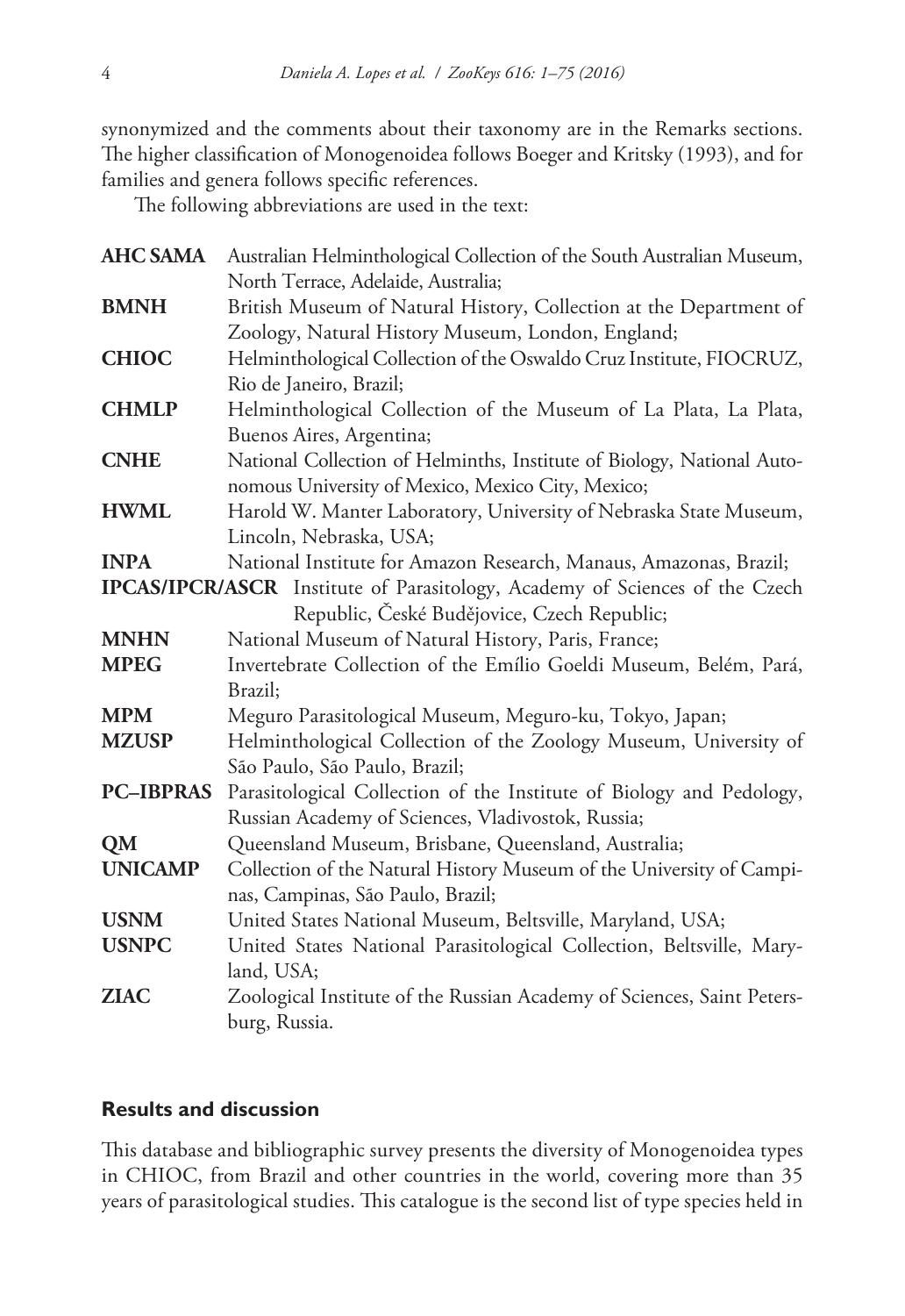synonymized and the comments about their taxonomy are in the Remarks sections. The higher classification of Monogenoidea follows Boeger and Kritsky (1993), and for families and genera follows specific references.

The following abbreviations are used in the text:

**AHC SAMA** Australian Helminthological Collection of the South Australian Museum, North Terrace, Adelaide, Australia;

**BMNH** British Museum of Natural History, Collection at the Department of Zoology, Natural History Museum, London, England;

**CHIOC** Helminthological Collection of the Oswaldo Cruz Institute, FIOCRUZ, Rio de Janeiro, Brazil;

**CHMLP** Helminthological Collection of the Museum of La Plata, La Plata, Buenos Aires, Argentina;

**CNHE** National Collection of Helminths, Institute of Biology, National Autonomous University of Mexico, Mexico City, Mexico;

**HWML** Harold W. Manter Laboratory, University of Nebraska State Museum, Lincoln, Nebraska, USA;

**INPA** National Institute for Amazon Research, Manaus, Amazonas, Brazil;

**IPCAS/IPCR/ASCR** Institute of Parasitology, Academy of Sciences of the Czech Republic, České Budějovice, Czech Republic;

**MNHN** National Museum of Natural History, Paris, France;

**MPEG** Invertebrate Collection of the Emílio Goeldi Museum, Belém, Pará, Brazil;

**MPM** Meguro Parasitological Museum, Meguro-ku, Tokyo, Japan;

**MZUSP** Helminthological Collection of the Zoology Museum, University of São Paulo, São Paulo, Brazil;

**PC–IBPRAS** Parasitological Collection of the Institute of Biology and Pedology, Russian Academy of Sciences, Vladivostok, Russia;

**QM** Queensland Museum, Brisbane, Queensland, Australia;

**UNICAMP** Collection of the Natural History Museum of the University of Campinas, Campinas, São Paulo, Brazil;

**USNM** United States National Museum, Beltsville, Maryland, USA;

**USNPC** United States National Parasitological Collection, Beltsville, Maryland, USA;

**ZIAC** Zoological Institute of the Russian Academy of Sciences, Saint Petersburg, Russia.

## Results and discussion

This database and bibliographic survey presents the diversity of Monogenoidea types in CHIOC, from Brazil and other countries in the world, covering more than 35 years of parasitological studies. This catalogue is the second list of type species held in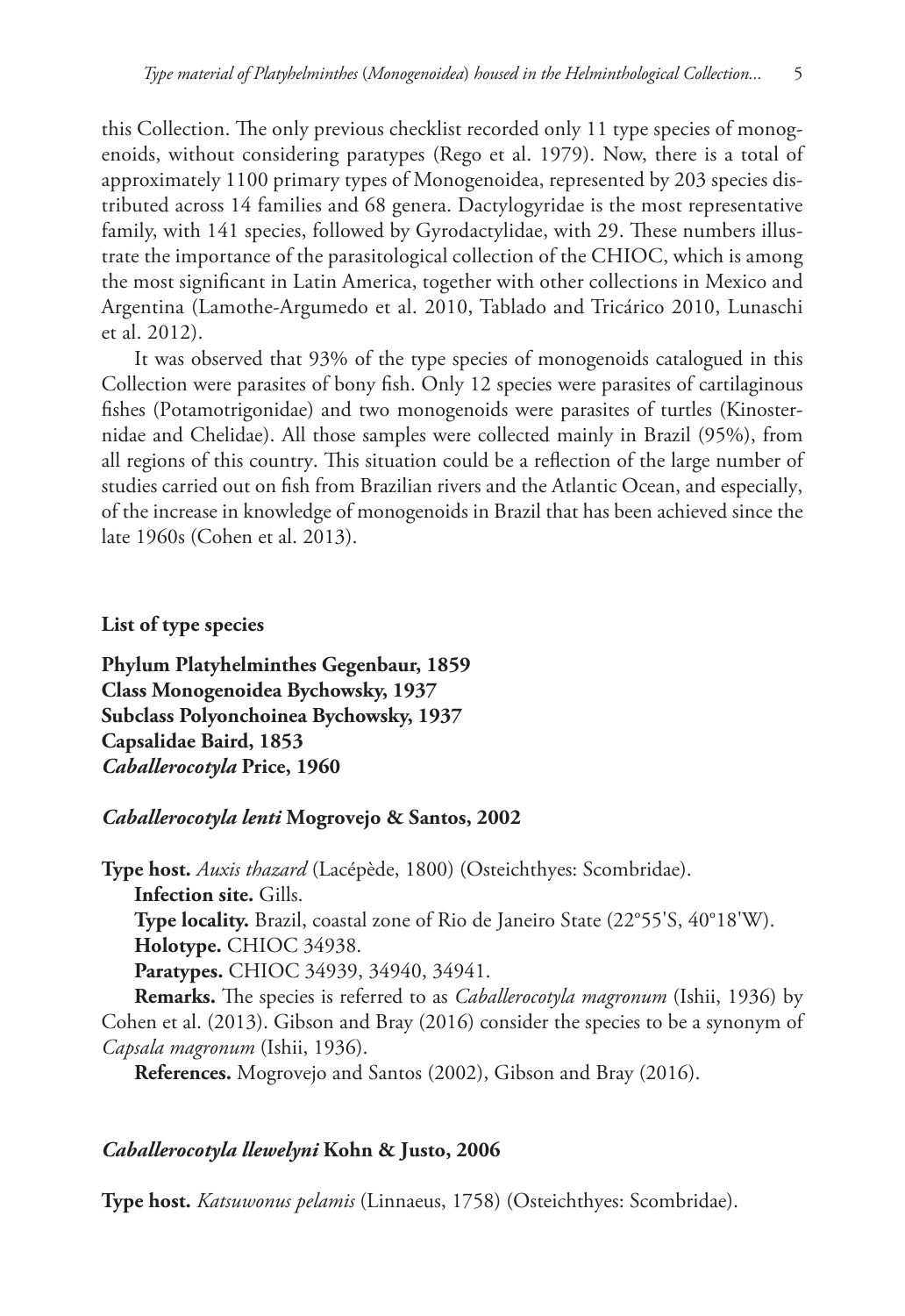this Collection. The only previous checklist recorded only 11 type species of monogenoids, without considering paratypes (Rego et al. 1979). Now, there is a total of approximately 1100 primary types of Monogenoidea, represented by 203 species distributed across 14 families and 68 genera. Dactylogyridae is the most representative family, with 141 species, followed by Gyrodactylidae, with 29. These numbers illustrate the importance of the parasitological collection of the CHIOC, which is among the most significant in Latin America, together with other collections in Mexico and Argentina (Lamothe-Argumedo et al. 2010, Tablado and Tricárico 2010, Lunaschi et al. 2012).

It was observed that 93% of the type species of monogenoids catalogued in this Collection were parasites of bony fish. Only 12 species were parasites of cartilaginous fishes (Potamotrigonidae) and two monogenoids were parasites of turtles (Kinosternidae and Chelidae). All those samples were collected mainly in Brazil (95%), from all regions of this country. This situation could be a reflection of the large number of studies carried out on fish from Brazilian rivers and the Atlantic Ocean, and especially, of the increase in knowledge of monogenoids in Brazil that has been achieved since the late 1960s (Cohen et al. 2013).

## List of type species

**Phylum Platyhelminthes Gegenbaur, 1859**
**Class Monogenoidea Bychowsky, 1937**
**Subclass Polyonchoinea Bychowsky, 1937**
**Capsalidae Baird, 1853**
***Caballerocotyla* Price, 1960**

### *Caballerocotyla lenti* Mogrovejo & Santos, 2002

**Type host.** *Auxis thazard* (Lacépède, 1800) (Osteichthyes: Scombridae).

**Infection site.** Gills.

**Type locality.** Brazil, coastal zone of Rio de Janeiro State (22°55'S, 40°18'W).

**Holotype.** CHIOC 34938.

**Paratypes.** CHIOC 34939, 34940, 34941.

**Remarks.** The species is referred to as *Caballerocotyla magronum* (Ishii, 1936) by Cohen et al. (2013). Gibson and Bray (2016) consider the species to be a synonym of *Capsala magronum* (Ishii, 1936).

**References.** Mogrovejo and Santos (2002), Gibson and Bray (2016).

### *Caballerocotyla llewelyni* Kohn & Justo, 2006

**Type host.** *Katsuwonus pelamis* (Linnaeus, 1758) (Osteichthyes: Scombridae).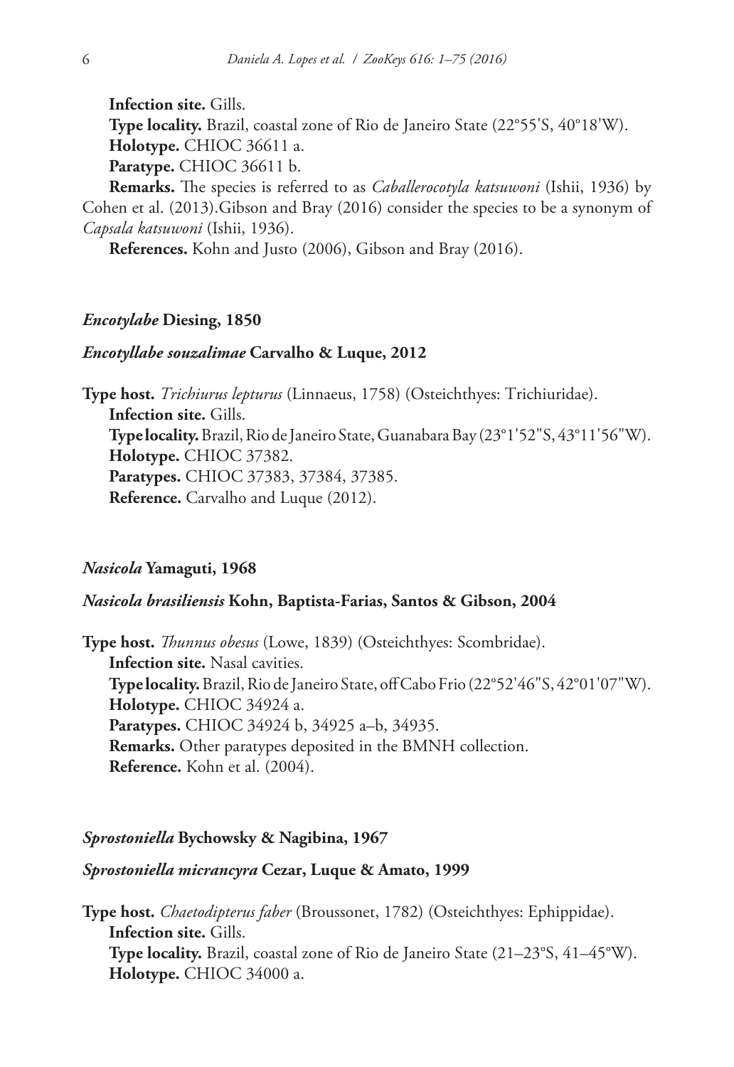**Infection site.** Gills.

**Type locality.** Brazil, coastal zone of Rio de Janeiro State (22°55'S, 40°18'W).

**Holotype.** CHIOC 36611 a.

**Paratype.** CHIOC 36611 b.

**Remarks.** The species is referred to as *Caballerocotyla katsuwoni* (Ishii, 1936) by Cohen et al. (2013).Gibson and Bray (2016) consider the species to be a synonym of *Capsala katsuwoni* (Ishii, 1936).

**References.** Kohn and Justo (2006), Gibson and Bray (2016).

### *Encotylabe* Diesing, 1850

#### *Encotyllabe souzalimae* Carvalho & Luque, 2012

**Type host.** *Trichiurus lepturus* (Linnaeus, 1758) (Osteichthyes: Trichiuridae).

**Infection site.** Gills.

**Type locality.** Brazil, Rio de Janeiro State, Guanabara Bay (23°1'52"S, 43°11'56"W).

**Holotype.** CHIOC 37382.

**Paratypes.** CHIOC 37383, 37384, 37385.

**Reference.** Carvalho and Luque (2012).

### *Nasicola* Yamaguti, 1968

#### *Nasicola brasiliensis* Kohn, Baptista-Farias, Santos & Gibson, 2004

**Type host.** *Thunnus obesus* (Lowe, 1839) (Osteichthyes: Scombridae).

**Infection site.** Nasal cavities.

**Type locality.** Brazil, Rio de Janeiro State, off Cabo Frio (22°52'46"S, 42°01'07"W).

**Holotype.** CHIOC 34924 a.

**Paratypes.** CHIOC 34924 b, 34925 a–b, 34935.

**Remarks.** Other paratypes deposited in the BMNH collection.

**Reference.** Kohn et al. (2004).

### *Sprostoniella* Bychowsky & Nagibina, 1967

#### *Sprostoniella micrancyra* Cezar, Luque & Amato, 1999

**Type host.** *Chaetodipterus faber* (Broussonet, 1782) (Osteichthyes: Ephippidae).

**Infection site.** Gills.

**Type locality.** Brazil, coastal zone of Rio de Janeiro State (21–23°S, 41–45°W).

**Holotype.** CHIOC 34000 a.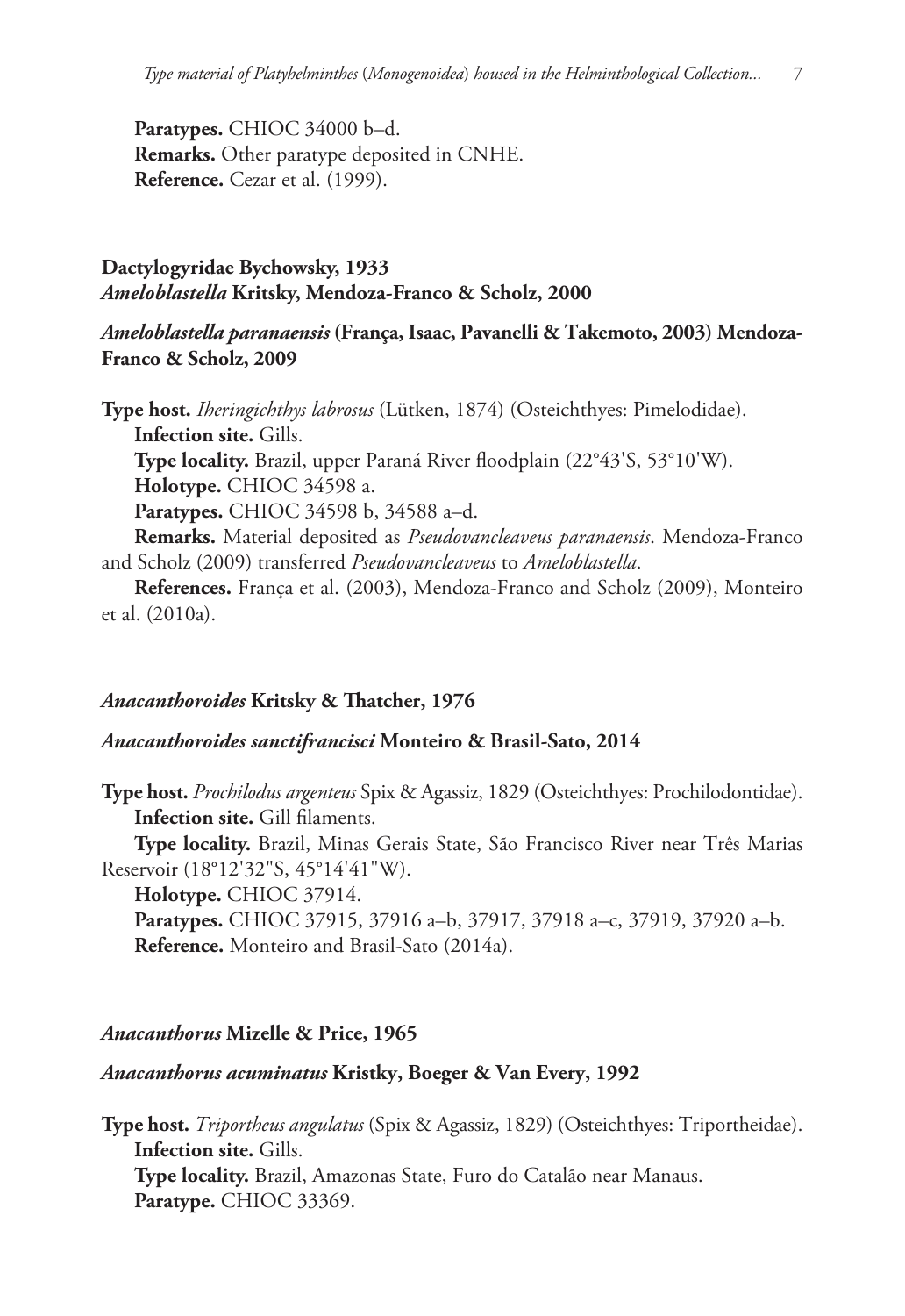**Paratypes.** CHIOC 34000 b–d.
**Remarks.** Other paratype deposited in CNHE.
**Reference.** Cezar et al. (1999).

## Dactylogyridae Bychowsky, 1933
### *Ameloblastella* Kritsky, Mendoza-Franco & Scholz, 2000

#### *Ameloblastella paranaensis* (França, Isaac, Pavanelli & Takemoto, 2003) Mendoza-Franco & Scholz, 2009

**Type host.** *Iheringichthys labrosus* (Lütken, 1874) (Osteichthyes: Pimelodidae).
**Infection site.** Gills.
**Type locality.** Brazil, upper Paraná River floodplain (22°43'S, 53°10'W).
**Holotype.** CHIOC 34598 a.
**Paratypes.** CHIOC 34598 b, 34588 a–d.
**Remarks.** Material deposited as *Pseudovancleaveus paranaensis*. Mendoza-Franco and Scholz (2009) transferred *Pseudovancleaveus* to *Ameloblastella*.
**References.** França et al. (2003), Mendoza-Franco and Scholz (2009), Monteiro et al. (2010a).

### *Anacanthoroides* Kritsky & Thatcher, 1976

#### *Anacanthoroides sanctifrancisci* Monteiro & Brasil-Sato, 2014

**Type host.** *Prochilodus argenteus* Spix & Agassiz, 1829 (Osteichthyes: Prochilodontidae).
**Infection site.** Gill filaments.
**Type locality.** Brazil, Minas Gerais State, São Francisco River near Três Marias Reservoir (18°12'32"S, 45°14'41"W).
**Holotype.** CHIOC 37914.
**Paratypes.** CHIOC 37915, 37916 a–b, 37917, 37918 a–c, 37919, 37920 a–b.
**Reference.** Monteiro and Brasil-Sato (2014a).

### *Anacanthorus* Mizelle & Price, 1965

#### *Anacanthorus acuminatus* Kristky, Boeger & Van Every, 1992

**Type host.** *Triportheus angulatus* (Spix & Agassiz, 1829) (Osteichthyes: Triportheidae).
**Infection site.** Gills.
**Type locality.** Brazil, Amazonas State, Furo do Catalão near Manaus.
**Paratype.** CHIOC 33369.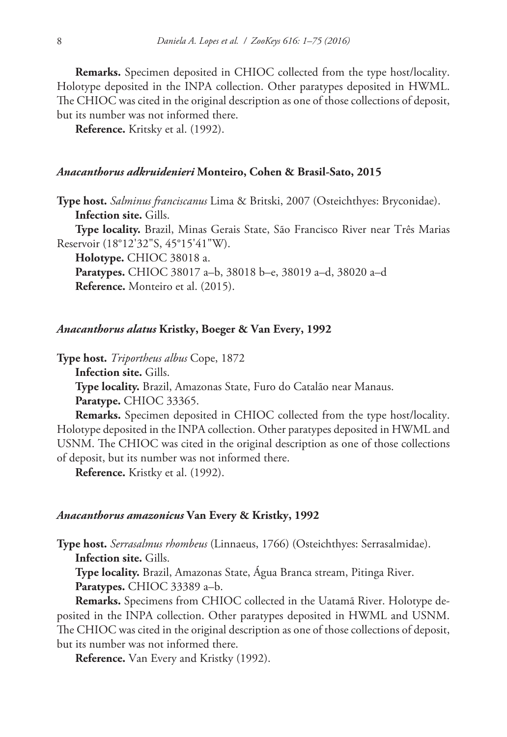**Remarks.** Specimen deposited in CHIOC collected from the type host/locality. Holotype deposited in the INPA collection. Other paratypes deposited in HWML. The CHIOC was cited in the original description as one of those collections of deposit, but its number was not informed there.

**Reference.** Kritsky et al. (1992).

### *Anacanthorus adkruidenieri* Monteiro, Cohen & Brasil-Sato, 2015

**Type host.** *Salminus franciscanus* Lima & Britski, 2007 (Osteichthyes: Bryconidae).

**Infection site.** Gills.

**Type locality.** Brazil, Minas Gerais State, São Francisco River near Três Marias Reservoir (18°12'32"S, 45°15'41"W).

**Holotype.** CHIOC 38018 a.

**Paratypes.** CHIOC 38017 a–b, 38018 b–e, 38019 a–d, 38020 a–d

**Reference.** Monteiro et al. (2015).

### *Anacanthorus alatus* Kristky, Boeger & Van Every, 1992

**Type host.** *Triportheus albus* Cope, 1872

**Infection site.** Gills.

**Type locality.** Brazil, Amazonas State, Furo do Catalão near Manaus.

**Paratype.** CHIOC 33365.

**Remarks.** Specimen deposited in CHIOC collected from the type host/locality. Holotype deposited in the INPA collection. Other paratypes deposited in HWML and USNM. The CHIOC was cited in the original description as one of those collections of deposit, but its number was not informed there.

**Reference.** Kristky et al. (1992).

### *Anacanthorus amazonicus* Van Every & Kristky, 1992

**Type host.** *Serrasalmus rhombeus* (Linnaeus, 1766) (Osteichthyes: Serrasalmidae).

**Infection site.** Gills.

**Type locality.** Brazil, Amazonas State, Água Branca stream, Pitinga River.

**Paratypes.** CHIOC 33389 a–b.

**Remarks.** Specimens from CHIOC collected in the Uatamã River. Holotype deposited in the INPA collection. Other paratypes deposited in HWML and USNM. The CHIOC was cited in the original description as one of those collections of deposit, but its number was not informed there.

**Reference.** Van Every and Kristky (1992).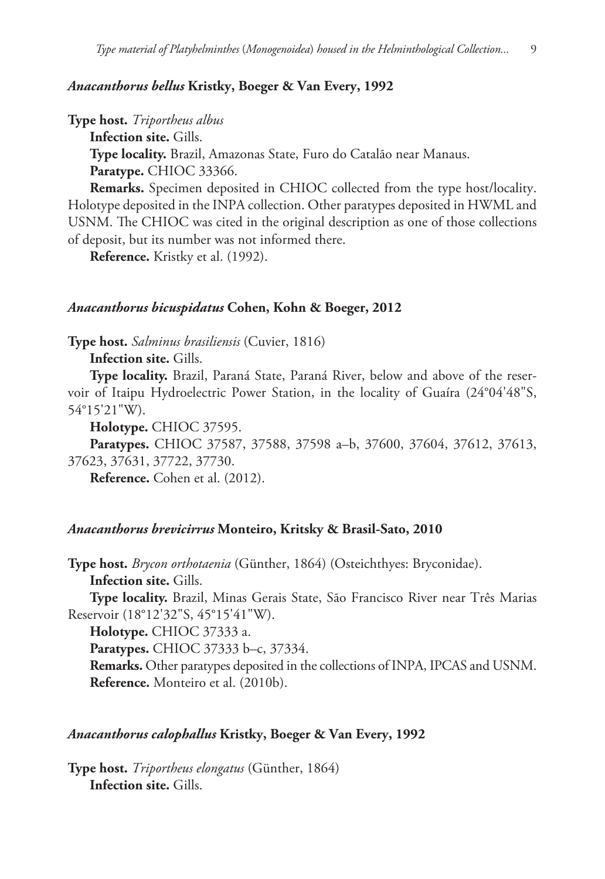### *Anacanthorus bellus* Kristky, Boeger & Van Every, 1992

**Type host.** *Triportheus albus*

**Infection site.** Gills.

**Type locality.** Brazil, Amazonas State, Furo do Catalão near Manaus.

**Paratype.** CHIOC 33366.

**Remarks.** Specimen deposited in CHIOC collected from the type host/locality. Holotype deposited in the INPA collection. Other paratypes deposited in HWML and USNM. The CHIOC was cited in the original description as one of those collections of deposit, but its number was not informed there.

**Reference.** Kristky et al. (1992).

### *Anacanthorus bicuspidatus* Cohen, Kohn & Boeger, 2012

**Type host.** *Salminus brasiliensis* (Cuvier, 1816)

**Infection site.** Gills.

**Type locality.** Brazil, Paraná State, Paraná River, below and above of the reservoir of Itaipu Hydroelectric Power Station, in the locality of Guaíra (24°04'48"S, 54°15'21"W).

**Holotype.** CHIOC 37595.

**Paratypes.** CHIOC 37587, 37588, 37598 a–b, 37600, 37604, 37612, 37613, 37623, 37631, 37722, 37730.

**Reference.** Cohen et al. (2012).

### *Anacanthorus brevicirrus* Monteiro, Kritsky & Brasil-Sato, 2010

**Type host.** *Brycon orthotaenia* (Günther, 1864) (Osteichthyes: Bryconidae).

**Infection site.** Gills.

**Type locality.** Brazil, Minas Gerais State, São Francisco River near Três Marias Reservoir (18°12'32"S, 45°15'41"W).

**Holotype.** CHIOC 37333 a.

**Paratypes.** CHIOC 37333 b–c, 37334.

**Remarks.** Other paratypes deposited in the collections of INPA, IPCAS and USNM.

**Reference.** Monteiro et al. (2010b).

### *Anacanthorus calophallus* Kristky, Boeger & Van Every, 1992

**Type host.** *Triportheus elongatus* (Günther, 1864)

**Infection site.** Gills.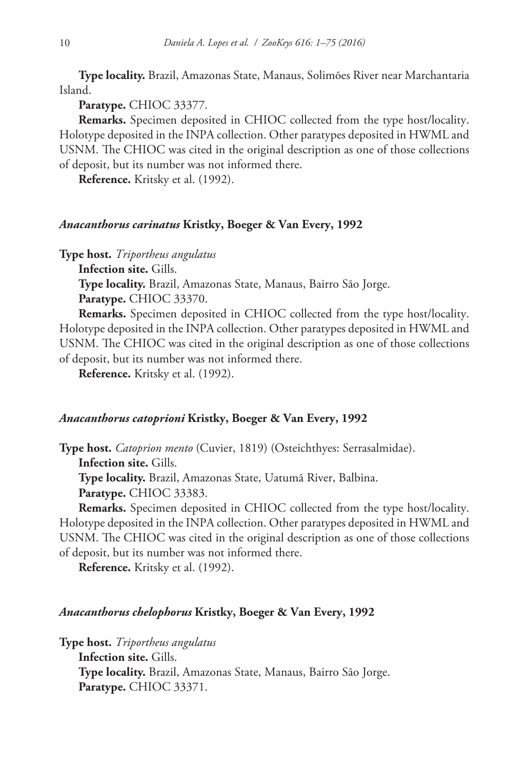**Type locality.** Brazil, Amazonas State, Manaus, Solimões River near Marchantaria Island.

**Paratype.** CHIOC 33377.

**Remarks.** Specimen deposited in CHIOC collected from the type host/locality. Holotype deposited in the INPA collection. Other paratypes deposited in HWML and USNM. The CHIOC was cited in the original description as one of those collections of deposit, but its number was not informed there.

**Reference.** Kritsky et al. (1992).

### *Anacanthorus carinatus* Kristky, Boeger & Van Every, 1992

**Type host.** *Triportheus angulatus*

**Infection site.** Gills.

**Type locality.** Brazil, Amazonas State, Manaus, Bairro São Jorge.

**Paratype.** CHIOC 33370.

**Remarks.** Specimen deposited in CHIOC collected from the type host/locality. Holotype deposited in the INPA collection. Other paratypes deposited in HWML and USNM. The CHIOC was cited in the original description as one of those collections of deposit, but its number was not informed there.

**Reference.** Kritsky et al. (1992).

### *Anacanthorus catoprioni* Kristky, Boeger & Van Every, 1992

**Type host.** *Catoprion mento* (Cuvier, 1819) (Osteichthyes: Serrasalmidae).

**Infection site.** Gills.

**Type locality.** Brazil, Amazonas State, Uatumã River, Balbina.

**Paratype.** CHIOC 33383.

**Remarks.** Specimen deposited in CHIOC collected from the type host/locality. Holotype deposited in the INPA collection. Other paratypes deposited in HWML and USNM. The CHIOC was cited in the original description as one of those collections of deposit, but its number was not informed there.

**Reference.** Kritsky et al. (1992).

### *Anacanthorus chelophorus* Kristky, Boeger & Van Every, 1992

**Type host.** *Triportheus angulatus*

**Infection site.** Gills.

**Type locality.** Brazil, Amazonas State, Manaus, Bairro São Jorge.

**Paratype.** CHIOC 33371.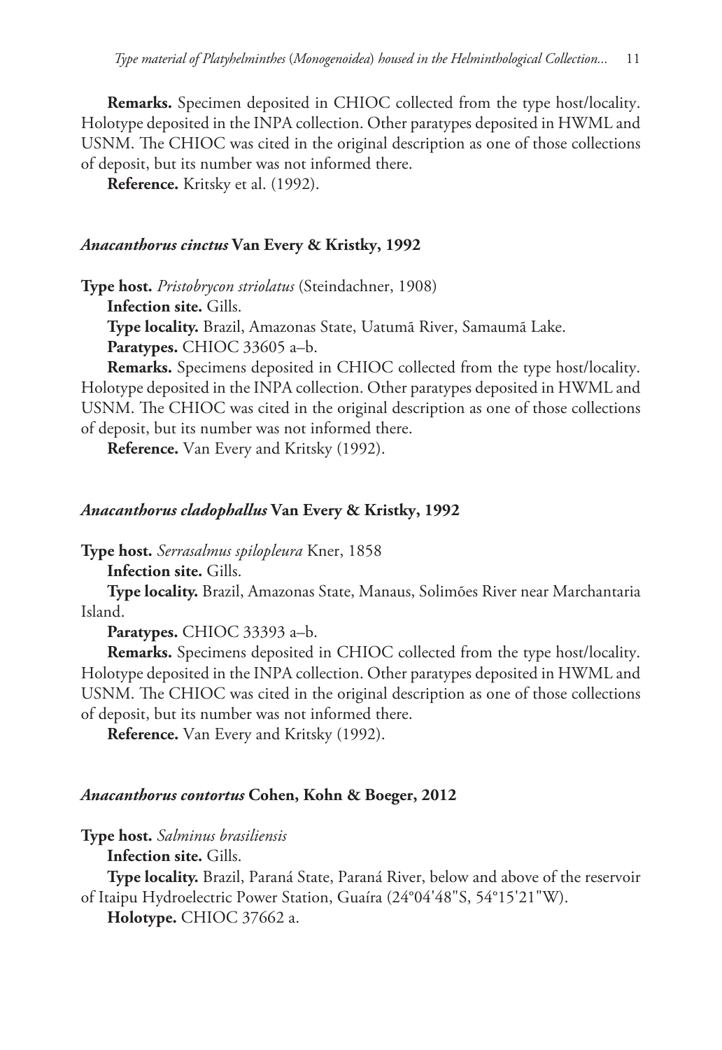**Remarks.** Specimen deposited in CHIOC collected from the type host/locality. Holotype deposited in the INPA collection. Other paratypes deposited in HWML and USNM. The CHIOC was cited in the original description as one of those collections of deposit, but its number was not informed there.

**Reference.** Kritsky et al. (1992).

### *Anacanthorus cinctus* Van Every & Kristky, 1992

**Type host.** *Pristobrycon striolatus* (Steindachner, 1908)

**Infection site.** Gills.

**Type locality.** Brazil, Amazonas State, Uatumã River, Samaumã Lake.

**Paratypes.** CHIOC 33605 a–b.

**Remarks.** Specimens deposited in CHIOC collected from the type host/locality. Holotype deposited in the INPA collection. Other paratypes deposited in HWML and USNM. The CHIOC was cited in the original description as one of those collections of deposit, but its number was not informed there.

**Reference.** Van Every and Kritsky (1992).

### *Anacanthorus cladophallus* Van Every & Kristky, 1992

**Type host.** *Serrasalmus spilopleura* Kner, 1858

**Infection site.** Gills.

**Type locality.** Brazil, Amazonas State, Manaus, Solimões River near Marchantaria Island.

**Paratypes.** CHIOC 33393 a–b.

**Remarks.** Specimens deposited in CHIOC collected from the type host/locality. Holotype deposited in the INPA collection. Other paratypes deposited in HWML and USNM. The CHIOC was cited in the original description as one of those collections of deposit, but its number was not informed there.

**Reference.** Van Every and Kritsky (1992).

### *Anacanthorus contortus* Cohen, Kohn & Boeger, 2012

**Type host.** *Salminus brasiliensis*

**Infection site.** Gills.

**Type locality.** Brazil, Paraná State, Paraná River, below and above of the reservoir of Itaipu Hydroelectric Power Station, Guaíra (24°04'48"S, 54°15'21"W).

**Holotype.** CHIOC 37662 a.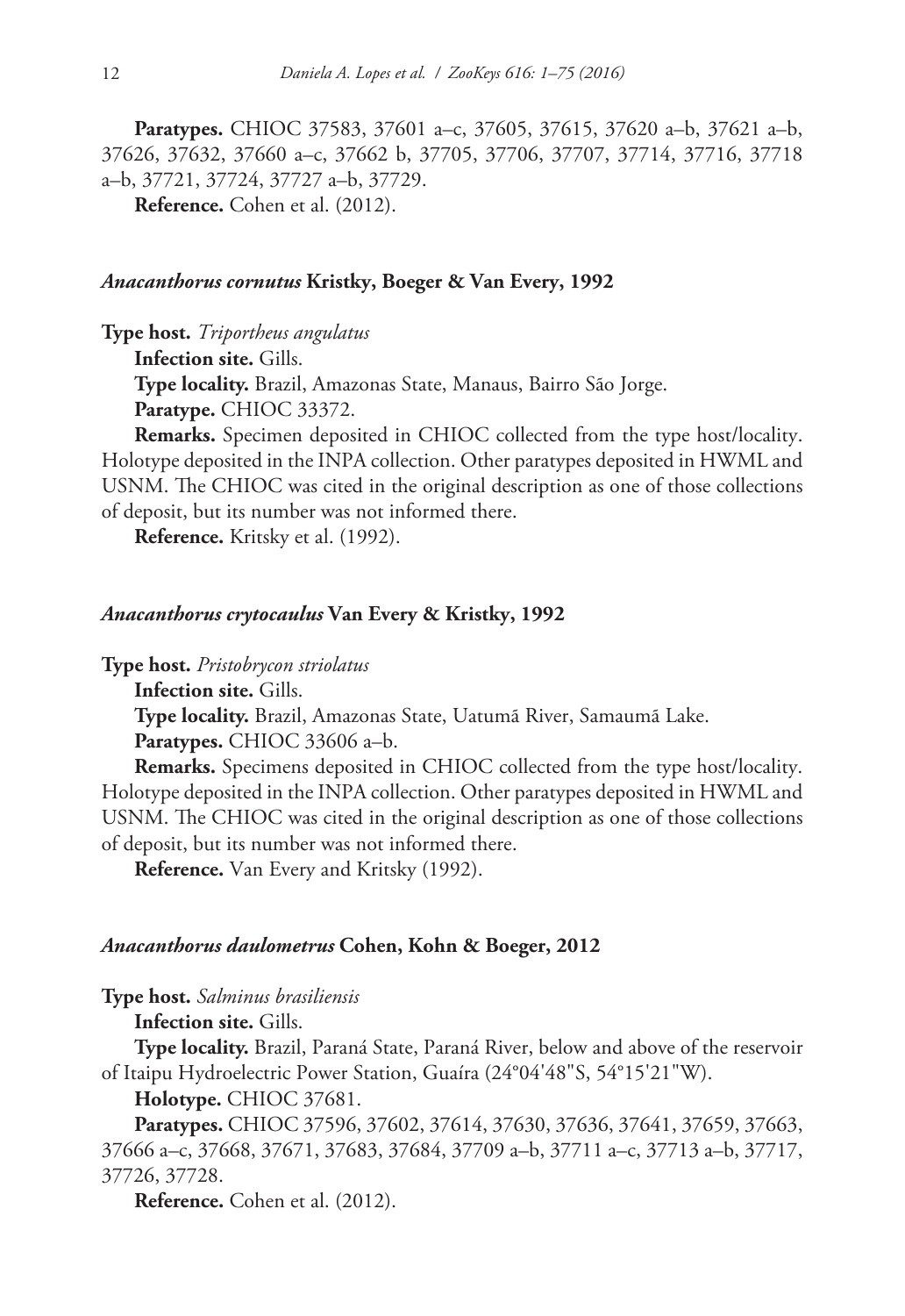**Paratypes.** CHIOC 37583, 37601 a–c, 37605, 37615, 37620 a–b, 37621 a–b, 37626, 37632, 37660 a–c, 37662 b, 37705, 37706, 37707, 37714, 37716, 37718 a–b, 37721, 37724, 37727 a–b, 37729.

**Reference.** Cohen et al. (2012).

### *Anacanthorus cornutus* Kristky, Boeger & Van Every, 1992

**Type host.** *Triportheus angulatus*

**Infection site.** Gills.

**Type locality.** Brazil, Amazonas State, Manaus, Bairro São Jorge.

**Paratype.** CHIOC 33372.

**Remarks.** Specimen deposited in CHIOC collected from the type host/locality. Holotype deposited in the INPA collection. Other paratypes deposited in HWML and USNM. The CHIOC was cited in the original description as one of those collections of deposit, but its number was not informed there.

**Reference.** Kritsky et al. (1992).

### *Anacanthorus crytocaulus* Van Every & Kristky, 1992

**Type host.** *Pristobrycon striolatus*

**Infection site.** Gills.

**Type locality.** Brazil, Amazonas State, Uatumã River, Samaumã Lake.

**Paratypes.** CHIOC 33606 a–b.

**Remarks.** Specimens deposited in CHIOC collected from the type host/locality. Holotype deposited in the INPA collection. Other paratypes deposited in HWML and USNM. The CHIOC was cited in the original description as one of those collections of deposit, but its number was not informed there.

**Reference.** Van Every and Kritsky (1992).

### *Anacanthorus daulometrus* Cohen, Kohn & Boeger, 2012

**Type host.** *Salminus brasiliensis*

**Infection site.** Gills.

**Type locality.** Brazil, Paraná State, Paraná River, below and above of the reservoir of Itaipu Hydroelectric Power Station, Guaíra (24°04'48"S, 54°15'21"W).

**Holotype.** CHIOC 37681.

**Paratypes.** CHIOC 37596, 37602, 37614, 37630, 37636, 37641, 37659, 37663, 37666 a–c, 37668, 37671, 37683, 37684, 37709 a–b, 37711 a–c, 37713 a–b, 37717, 37726, 37728.

**Reference.** Cohen et al. (2012).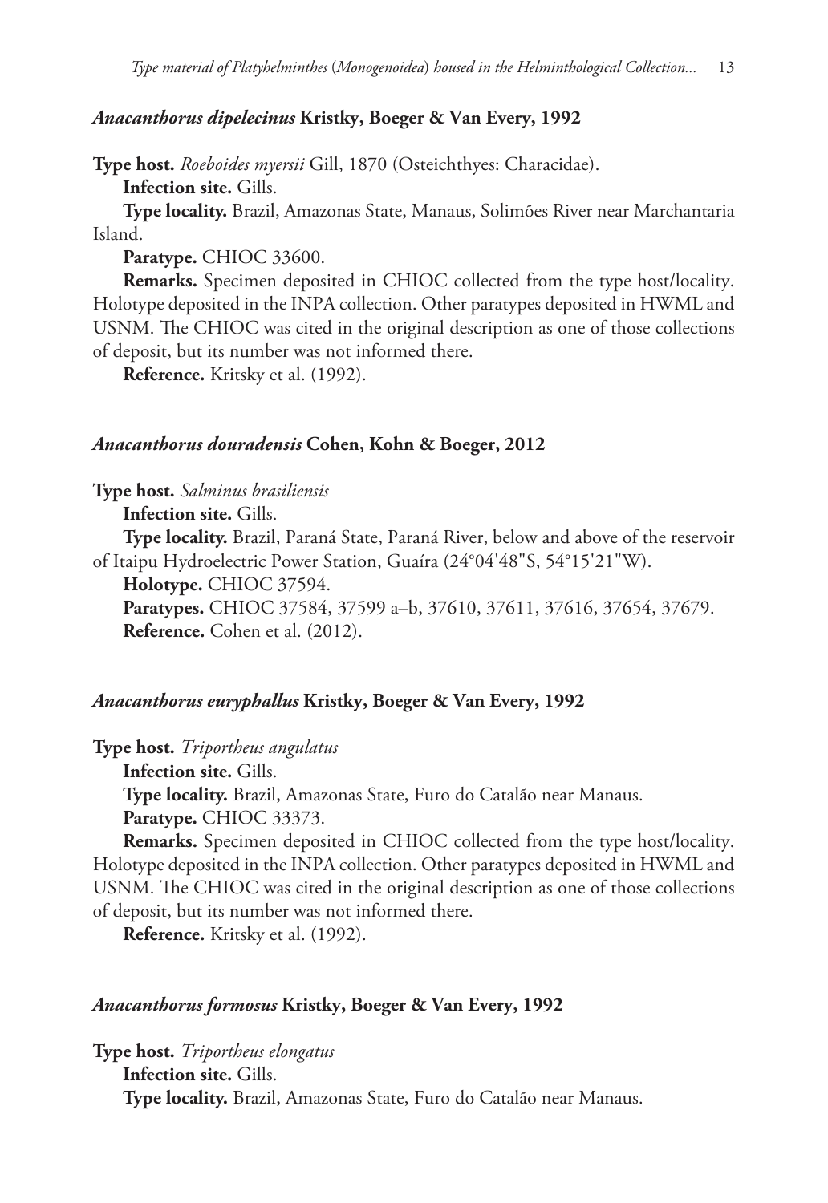### *Anacanthorus dipelecinus* Kristky, Boeger & Van Every, 1992

**Type host.** *Roeboides myersii* Gill, 1870 (Osteichthyes: Characidae).

**Infection site.** Gills.

**Type locality.** Brazil, Amazonas State, Manaus, Solimões River near Marchantaria Island.

**Paratype.** CHIOC 33600.

**Remarks.** Specimen deposited in CHIOC collected from the type host/locality. Holotype deposited in the INPA collection. Other paratypes deposited in HWML and USNM. The CHIOC was cited in the original description as one of those collections of deposit, but its number was not informed there.

**Reference.** Kritsky et al. (1992).

### *Anacanthorus douradensis* Cohen, Kohn & Boeger, 2012

**Type host.** *Salminus brasiliensis*

**Infection site.** Gills.

**Type locality.** Brazil, Paraná State, Paraná River, below and above of the reservoir of Itaipu Hydroelectric Power Station, Guaíra (24°04'48"S, 54°15'21"W).

**Holotype.** CHIOC 37594.

**Paratypes.** CHIOC 37584, 37599 a–b, 37610, 37611, 37616, 37654, 37679.

**Reference.** Cohen et al. (2012).

### *Anacanthorus euryphallus* Kristky, Boeger & Van Every, 1992

**Type host.** *Triportheus angulatus*

**Infection site.** Gills.

**Type locality.** Brazil, Amazonas State, Furo do Catalão near Manaus.

**Paratype.** CHIOC 33373.

**Remarks.** Specimen deposited in CHIOC collected from the type host/locality. Holotype deposited in the INPA collection. Other paratypes deposited in HWML and USNM. The CHIOC was cited in the original description as one of those collections of deposit, but its number was not informed there.

**Reference.** Kritsky et al. (1992).

### *Anacanthorus formosus* Kristky, Boeger & Van Every, 1992

**Type host.** *Triportheus elongatus*

**Infection site.** Gills.

**Type locality.** Brazil, Amazonas State, Furo do Catalão near Manaus.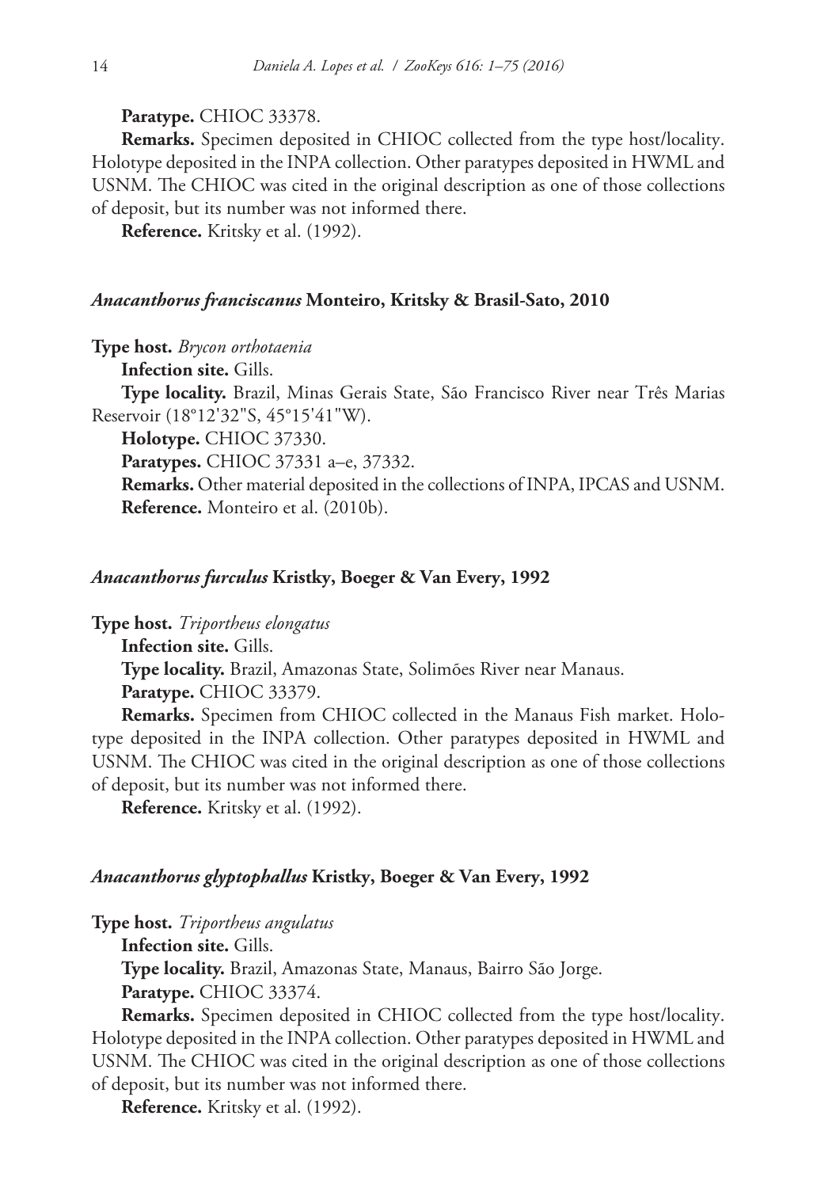**Paratype.** CHIOC 33378.

**Remarks.** Specimen deposited in CHIOC collected from the type host/locality. Holotype deposited in the INPA collection. Other paratypes deposited in HWML and USNM. The CHIOC was cited in the original description as one of those collections of deposit, but its number was not informed there.

**Reference.** Kritsky et al. (1992).

### *Anacanthorus franciscanus* Monteiro, Kritsky & Brasil-Sato, 2010

**Type host.** *Brycon orthotaenia*

**Infection site.** Gills.

**Type locality.** Brazil, Minas Gerais State, São Francisco River near Três Marias Reservoir (18°12'32"S, 45°15'41"W).

**Holotype.** CHIOC 37330.

**Paratypes.** CHIOC 37331 a–e, 37332.

**Remarks.** Other material deposited in the collections of INPA, IPCAS and USNM.

**Reference.** Monteiro et al. (2010b).

### *Anacanthorus furculus* Kristky, Boeger & Van Every, 1992

**Type host.** *Triportheus elongatus*

**Infection site.** Gills.

**Type locality.** Brazil, Amazonas State, Solimões River near Manaus.

**Paratype.** CHIOC 33379.

**Remarks.** Specimen from CHIOC collected in the Manaus Fish market. Holotype deposited in the INPA collection. Other paratypes deposited in HWML and USNM. The CHIOC was cited in the original description as one of those collections of deposit, but its number was not informed there.

**Reference.** Kritsky et al. (1992).

### *Anacanthorus glyptophallus* Kristky, Boeger & Van Every, 1992

**Type host.** *Triportheus angulatus*

**Infection site.** Gills.

**Type locality.** Brazil, Amazonas State, Manaus, Bairro São Jorge.

**Paratype.** CHIOC 33374.

**Remarks.** Specimen deposited in CHIOC collected from the type host/locality. Holotype deposited in the INPA collection. Other paratypes deposited in HWML and USNM. The CHIOC was cited in the original description as one of those collections of deposit, but its number was not informed there.

**Reference.** Kritsky et al. (1992).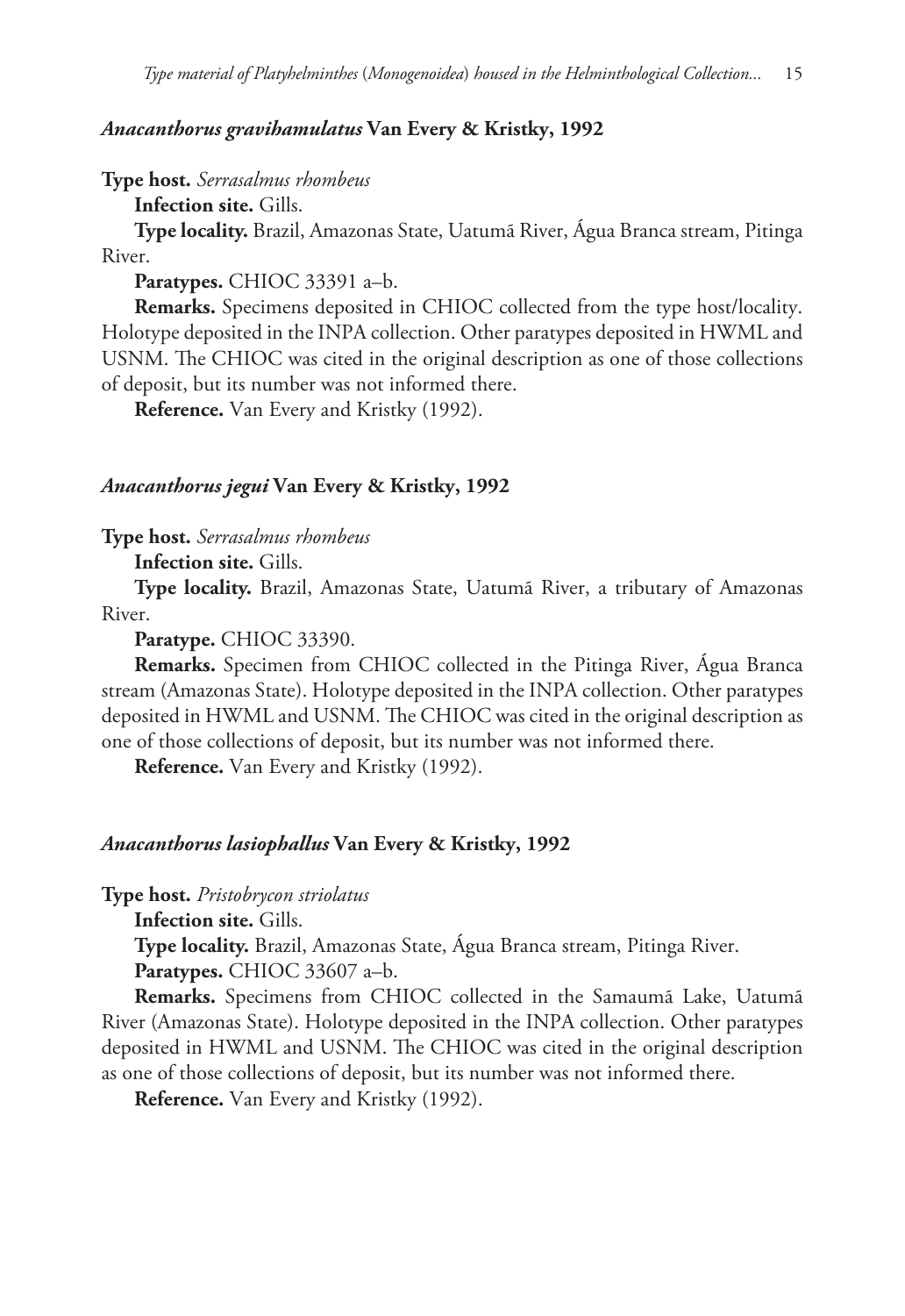### *Anacanthorus gravihamulatus* Van Every & Kristky, 1992

**Type host.** *Serrasalmus rhombeus*

**Infection site.** Gills.

**Type locality.** Brazil, Amazonas State, Uatumã River, Água Branca stream, Pitinga River.

**Paratypes.** CHIOC 33391 a–b.

**Remarks.** Specimens deposited in CHIOC collected from the type host/locality. Holotype deposited in the INPA collection. Other paratypes deposited in HWML and USNM. The CHIOC was cited in the original description as one of those collections of deposit, but its number was not informed there.

**Reference.** Van Every and Kristky (1992).

### *Anacanthorus jegui* Van Every & Kristky, 1992

**Type host.** *Serrasalmus rhombeus*

**Infection site.** Gills.

**Type locality.** Brazil, Amazonas State, Uatumã River, a tributary of Amazonas River.

**Paratype.** CHIOC 33390.

**Remarks.** Specimen from CHIOC collected in the Pitinga River, Água Branca stream (Amazonas State). Holotype deposited in the INPA collection. Other paratypes deposited in HWML and USNM. The CHIOC was cited in the original description as one of those collections of deposit, but its number was not informed there.

**Reference.** Van Every and Kristky (1992).

### *Anacanthorus lasiophallus* Van Every & Kristky, 1992

**Type host.** *Pristobrycon striolatus*

**Infection site.** Gills.

**Type locality.** Brazil, Amazonas State, Água Branca stream, Pitinga River.

**Paratypes.** CHIOC 33607 a–b.

**Remarks.** Specimens from CHIOC collected in the Samaumã Lake, Uatumã River (Amazonas State). Holotype deposited in the INPA collection. Other paratypes deposited in HWML and USNM. The CHIOC was cited in the original description as one of those collections of deposit, but its number was not informed there.

**Reference.** Van Every and Kristky (1992).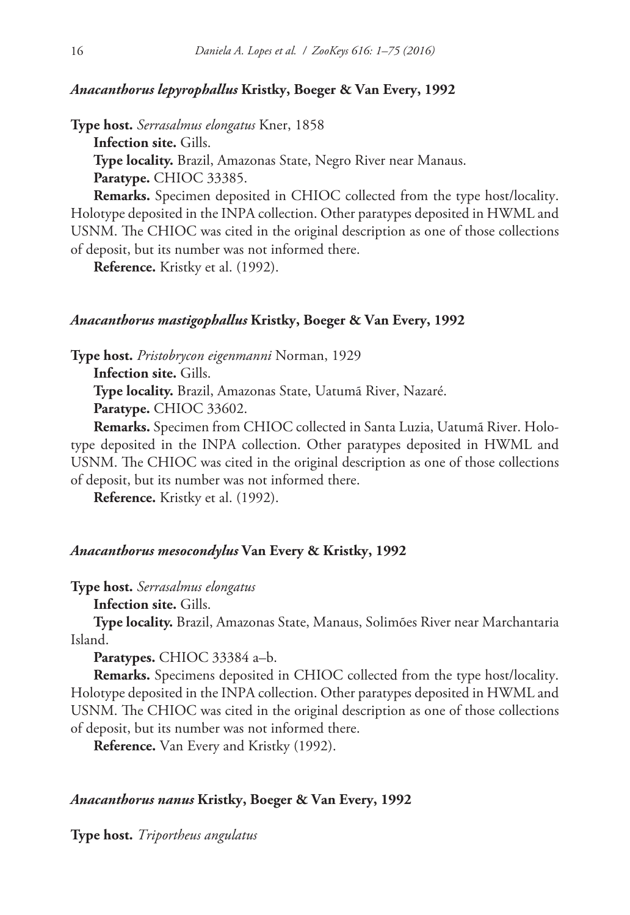#### *Anacanthorus lepyrophallus* Kristky, Boeger & Van Every, 1992

**Type host.** *Serrasalmus elongatus* Kner, 1858

**Infection site.** Gills.

**Type locality.** Brazil, Amazonas State, Negro River near Manaus.

**Paratype.** CHIOC 33385.

**Remarks.** Specimen deposited in CHIOC collected from the type host/locality. Holotype deposited in the INPA collection. Other paratypes deposited in HWML and USNM. The CHIOC was cited in the original description as one of those collections of deposit, but its number was not informed there.

**Reference.** Kristky et al. (1992).

#### *Anacanthorus mastigophallus* Kristky, Boeger & Van Every, 1992

**Type host.** *Pristobrycon eigenmanni* Norman, 1929

**Infection site.** Gills.

**Type locality.** Brazil, Amazonas State, Uatumã River, Nazaré.

**Paratype.** CHIOC 33602.

**Remarks.** Specimen from CHIOC collected in Santa Luzia, Uatumã River. Holotype deposited in the INPA collection. Other paratypes deposited in HWML and USNM. The CHIOC was cited in the original description as one of those collections of deposit, but its number was not informed there.

**Reference.** Kristky et al. (1992).

#### *Anacanthorus mesocondylus* Van Every & Kristky, 1992

**Type host.** *Serrasalmus elongatus*

**Infection site.** Gills.

**Type locality.** Brazil, Amazonas State, Manaus, Solimões River near Marchantaria Island.

**Paratypes.** CHIOC 33384 a–b.

**Remarks.** Specimens deposited in CHIOC collected from the type host/locality. Holotype deposited in the INPA collection. Other paratypes deposited in HWML and USNM. The CHIOC was cited in the original description as one of those collections of deposit, but its number was not informed there.

**Reference.** Van Every and Kristky (1992).

#### *Anacanthorus nanus* Kristky, Boeger & Van Every, 1992

**Type host.** *Triportheus angulatus*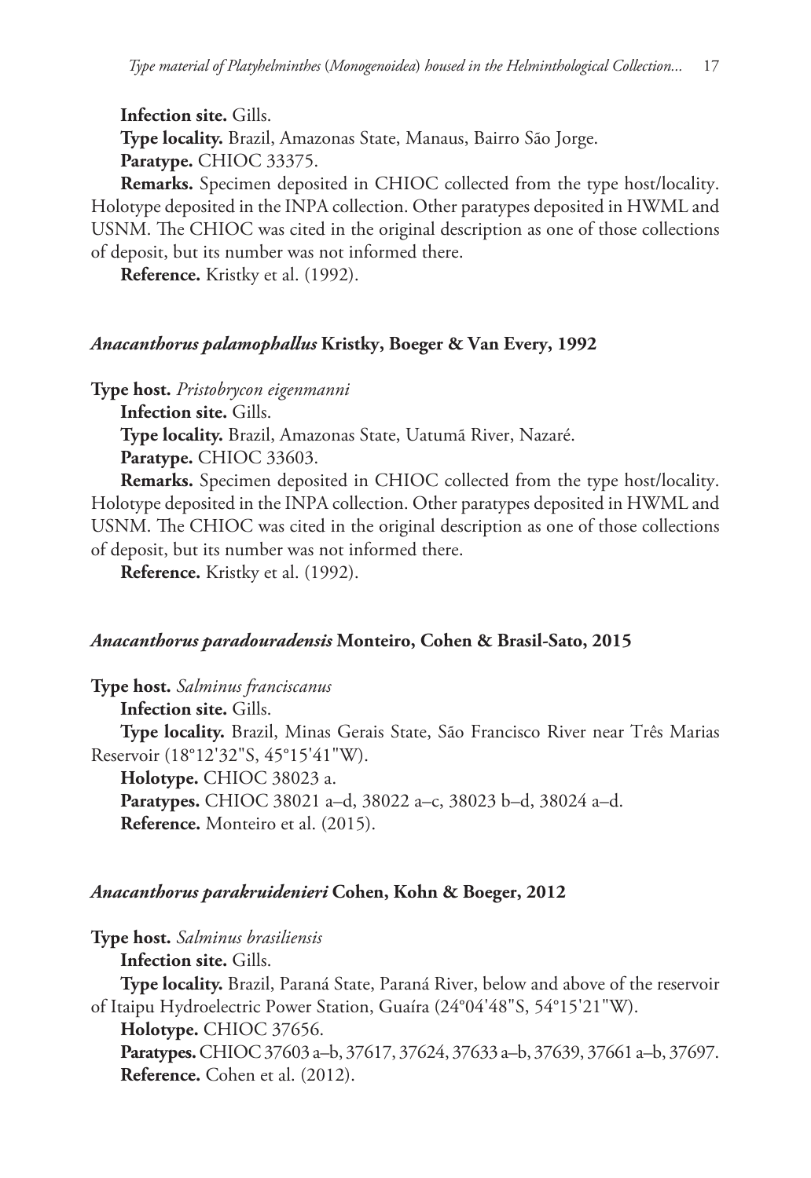**Infection site.** Gills.

**Type locality.** Brazil, Amazonas State, Manaus, Bairro São Jorge.

**Paratype.** CHIOC 33375.

**Remarks.** Specimen deposited in CHIOC collected from the type host/locality. Holotype deposited in the INPA collection. Other paratypes deposited in HWML and USNM. The CHIOC was cited in the original description as one of those collections of deposit, but its number was not informed there.

**Reference.** Kristky et al. (1992).

### *Anacanthorus palamophallus* Kristky, Boeger & Van Every, 1992

**Type host.** *Pristobrycon eigenmanni*

**Infection site.** Gills.

**Type locality.** Brazil, Amazonas State, Uatumã River, Nazaré.

**Paratype.** CHIOC 33603.

**Remarks.** Specimen deposited in CHIOC collected from the type host/locality. Holotype deposited in the INPA collection. Other paratypes deposited in HWML and USNM. The CHIOC was cited in the original description as one of those collections of deposit, but its number was not informed there.

**Reference.** Kristky et al. (1992).

### *Anacanthorus paradouradensis* Monteiro, Cohen & Brasil-Sato, 2015

**Type host.** *Salminus franciscanus*

**Infection site.** Gills.

**Type locality.** Brazil, Minas Gerais State, São Francisco River near Três Marias Reservoir (18°12'32"S, 45°15'41"W).

**Holotype.** CHIOC 38023 a.

**Paratypes.** CHIOC 38021 a–d, 38022 a–c, 38023 b–d, 38024 a–d.

**Reference.** Monteiro et al. (2015).

### *Anacanthorus parakruidenieri* Cohen, Kohn & Boeger, 2012

**Type host.** *Salminus brasiliensis*

**Infection site.** Gills.

**Type locality.** Brazil, Paraná State, Paraná River, below and above of the reservoir of Itaipu Hydroelectric Power Station, Guaíra (24°04'48"S, 54°15'21"W).

**Holotype.** CHIOC 37656.

**Paratypes.** CHIOC 37603 a–b, 37617, 37624, 37633 a–b, 37639, 37661 a–b, 37697.

**Reference.** Cohen et al. (2012).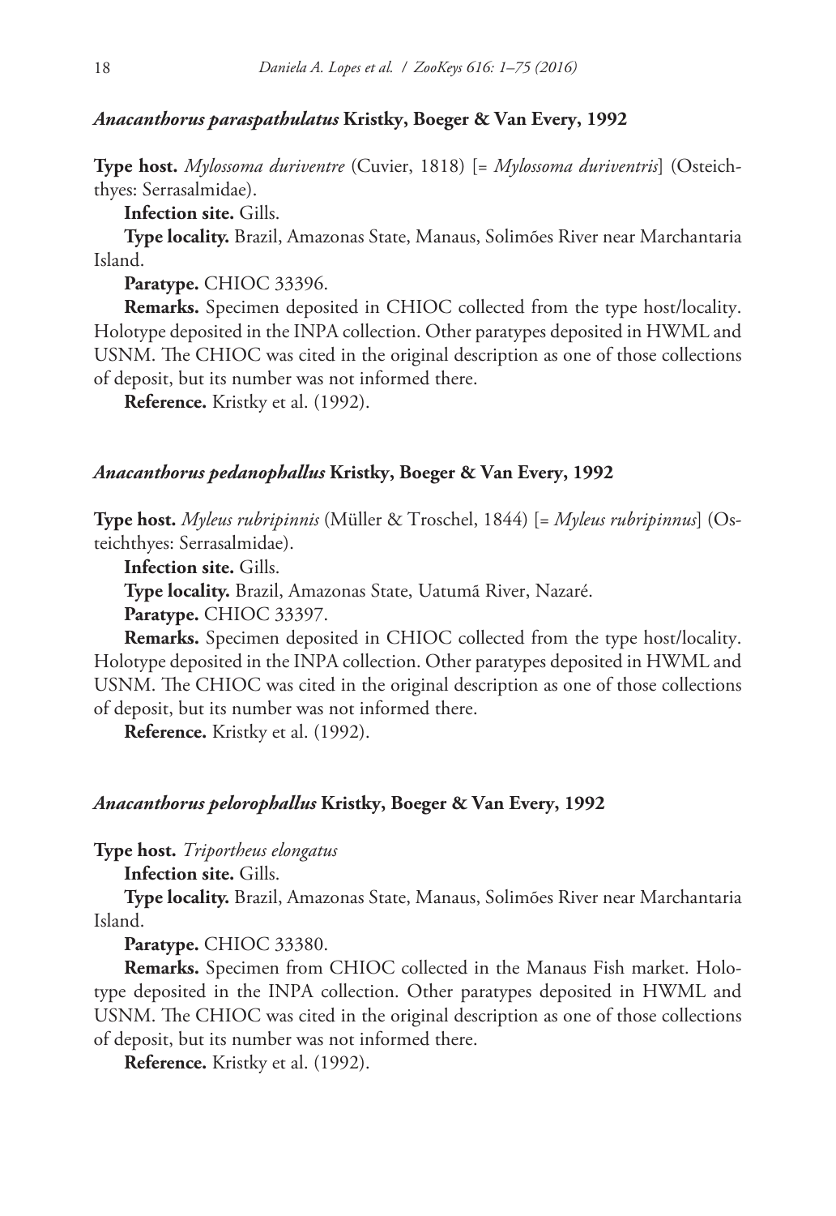### *Anacanthorus paraspathulatus* Kristky, Boeger & Van Every, 1992

**Type host.** *Mylossoma duriventre* (Cuvier, 1818) [= *Mylossoma duriventris*] (Osteichthyes: Serrasalmidae).

**Infection site.** Gills.

**Type locality.** Brazil, Amazonas State, Manaus, Solimões River near Marchantaria Island.

**Paratype.** CHIOC 33396.

**Remarks.** Specimen deposited in CHIOC collected from the type host/locality. Holotype deposited in the INPA collection. Other paratypes deposited in HWML and USNM. The CHIOC was cited in the original description as one of those collections of deposit, but its number was not informed there.

**Reference.** Kristky et al. (1992).

### *Anacanthorus pedanophallus* Kristky, Boeger & Van Every, 1992

**Type host.** *Myleus rubripinnis* (Müller & Troschel, 1844) [= *Myleus rubripinnus*] (Osteichthyes: Serrasalmidae).

**Infection site.** Gills.

**Type locality.** Brazil, Amazonas State, Uatumã River, Nazaré.

**Paratype.** CHIOC 33397.

**Remarks.** Specimen deposited in CHIOC collected from the type host/locality. Holotype deposited in the INPA collection. Other paratypes deposited in HWML and USNM. The CHIOC was cited in the original description as one of those collections of deposit, but its number was not informed there.

**Reference.** Kristky et al. (1992).

### *Anacanthorus pelorophallus* Kristky, Boeger & Van Every, 1992

**Type host.** *Triportheus elongatus*

**Infection site.** Gills.

**Type locality.** Brazil, Amazonas State, Manaus, Solimões River near Marchantaria Island.

**Paratype.** CHIOC 33380.

**Remarks.** Specimen from CHIOC collected in the Manaus Fish market. Holotype deposited in the INPA collection. Other paratypes deposited in HWML and USNM. The CHIOC was cited in the original description as one of those collections of deposit, but its number was not informed there.

**Reference.** Kristky et al. (1992).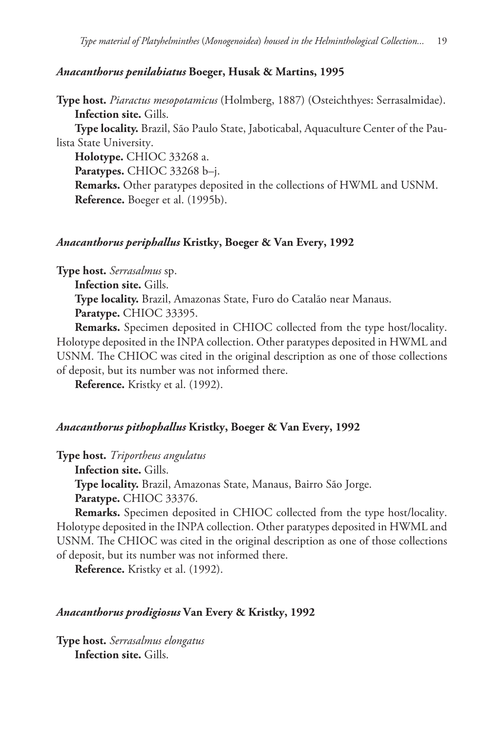### *Anacanthorus penilabiatus* Boeger, Husak & Martins, 1995

**Type host.** *Piaractus mesopotamicus* (Holmberg, 1887) (Osteichthyes: Serrasalmidae).

**Infection site.** Gills.

**Type locality.** Brazil, São Paulo State, Jaboticabal, Aquaculture Center of the Paulista State University.

**Holotype.** CHIOC 33268 a.

**Paratypes.** CHIOC 33268 b–j.

**Remarks.** Other paratypes deposited in the collections of HWML and USNM.

**Reference.** Boeger et al. (1995b).

### *Anacanthorus periphallus* Kristky, Boeger & Van Every, 1992

**Type host.** *Serrasalmus* sp.

**Infection site.** Gills.

**Type locality.** Brazil, Amazonas State, Furo do Catalão near Manaus.

**Paratype.** CHIOC 33395.

**Remarks.** Specimen deposited in CHIOC collected from the type host/locality. Holotype deposited in the INPA collection. Other paratypes deposited in HWML and USNM. The CHIOC was cited in the original description as one of those collections of deposit, but its number was not informed there.

**Reference.** Kristky et al. (1992).

### *Anacanthorus pithophallus* Kristky, Boeger & Van Every, 1992

**Type host.** *Triportheus angulatus*

**Infection site.** Gills.

**Type locality.** Brazil, Amazonas State, Manaus, Bairro São Jorge.

**Paratype.** CHIOC 33376.

**Remarks.** Specimen deposited in CHIOC collected from the type host/locality. Holotype deposited in the INPA collection. Other paratypes deposited in HWML and USNM. The CHIOC was cited in the original description as one of those collections of deposit, but its number was not informed there.

**Reference.** Kristky et al. (1992).

### *Anacanthorus prodigiosus* Van Every & Kristky, 1992

**Type host.** *Serrasalmus elongatus*

**Infection site.** Gills.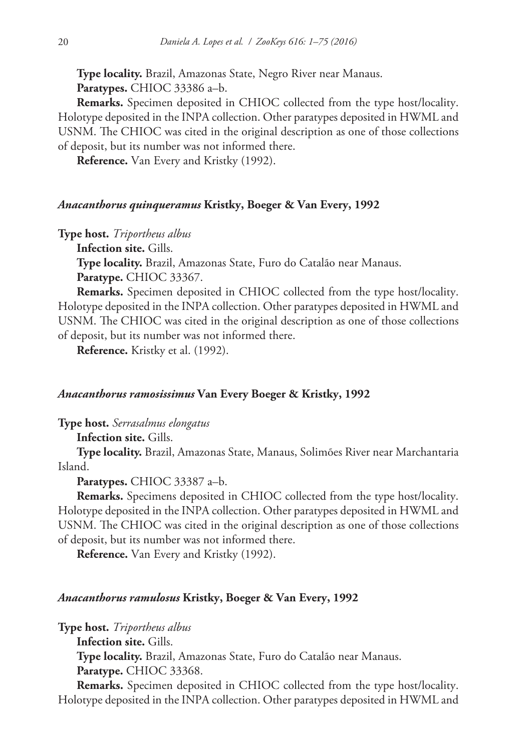**Type locality.** Brazil, Amazonas State, Negro River near Manaus.

**Paratypes.** CHIOC 33386 a–b.

**Remarks.** Specimen deposited in CHIOC collected from the type host/locality. Holotype deposited in the INPA collection. Other paratypes deposited in HWML and USNM. The CHIOC was cited in the original description as one of those collections of deposit, but its number was not informed there.

**Reference.** Van Every and Kristky (1992).

#### *Anacanthorus quinqueramus* Kristky, Boeger & Van Every, 1992

**Type host.** *Triportheus albus*

**Infection site.** Gills.

**Type locality.** Brazil, Amazonas State, Furo do Catalão near Manaus.

**Paratype.** CHIOC 33367.

**Remarks.** Specimen deposited in CHIOC collected from the type host/locality. Holotype deposited in the INPA collection. Other paratypes deposited in HWML and USNM. The CHIOC was cited in the original description as one of those collections of deposit, but its number was not informed there.

**Reference.** Kristky et al. (1992).

#### *Anacanthorus ramosissimus* Van Every Boeger & Kristky, 1992

**Type host.** *Serrasalmus elongatus*

**Infection site.** Gills.

**Type locality.** Brazil, Amazonas State, Manaus, Solimões River near Marchantaria Island.

**Paratypes.** CHIOC 33387 a–b.

**Remarks.** Specimens deposited in CHIOC collected from the type host/locality. Holotype deposited in the INPA collection. Other paratypes deposited in HWML and USNM. The CHIOC was cited in the original description as one of those collections of deposit, but its number was not informed there.

**Reference.** Van Every and Kristky (1992).

#### *Anacanthorus ramulosus* Kristky, Boeger & Van Every, 1992

**Type host.** *Triportheus albus*

**Infection site.** Gills.

**Type locality.** Brazil, Amazonas State, Furo do Catalão near Manaus.

**Paratype.** CHIOC 33368.

**Remarks.** Specimen deposited in CHIOC collected from the type host/locality. Holotype deposited in the INPA collection. Other paratypes deposited in HWML and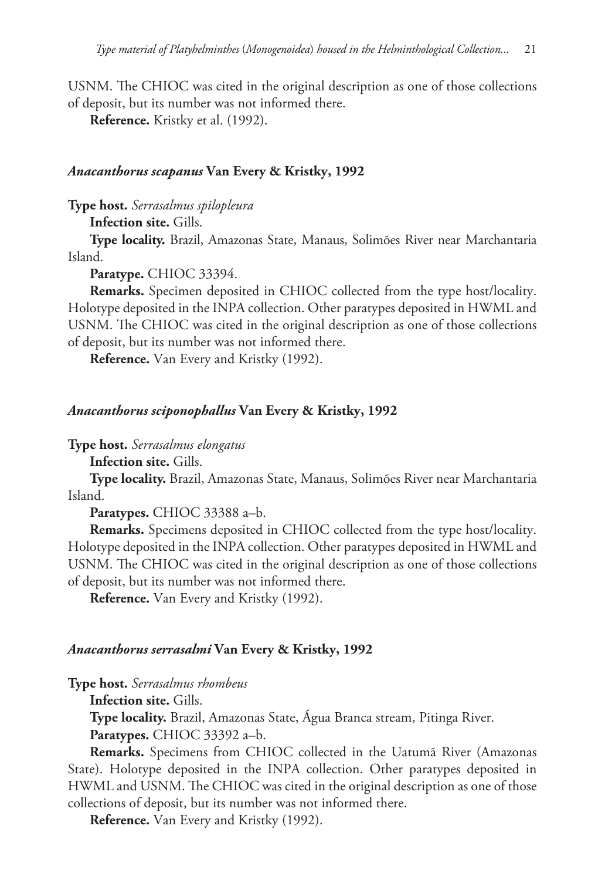USNM. The CHIOC was cited in the original description as one of those collections of deposit, but its number was not informed there.

**Reference.** Kristky et al. (1992).

### *Anacanthorus scapanus* Van Every & Kristky, 1992

**Type host.** *Serrasalmus spilopleura*

**Infection site.** Gills.

**Type locality.** Brazil, Amazonas State, Manaus, Solimões River near Marchantaria Island.

**Paratype.** CHIOC 33394.

**Remarks.** Specimen deposited in CHIOC collected from the type host/locality. Holotype deposited in the INPA collection. Other paratypes deposited in HWML and USNM. The CHIOC was cited in the original description as one of those collections of deposit, but its number was not informed there.

**Reference.** Van Every and Kristky (1992).

### *Anacanthorus sciponophallus* Van Every & Kristky, 1992

**Type host.** *Serrasalmus elongatus*

**Infection site.** Gills.

**Type locality.** Brazil, Amazonas State, Manaus, Solimões River near Marchantaria Island.

**Paratypes.** CHIOC 33388 a–b.

**Remarks.** Specimens deposited in CHIOC collected from the type host/locality. Holotype deposited in the INPA collection. Other paratypes deposited in HWML and USNM. The CHIOC was cited in the original description as one of those collections of deposit, but its number was not informed there.

**Reference.** Van Every and Kristky (1992).

### *Anacanthorus serrasalmi* Van Every & Kristky, 1992

**Type host.** *Serrasalmus rhombeus*

**Infection site.** Gills.

**Type locality.** Brazil, Amazonas State, Água Branca stream, Pitinga River.

**Paratypes.** CHIOC 33392 a–b.

**Remarks.** Specimens from CHIOC collected in the Uatumã River (Amazonas State). Holotype deposited in the INPA collection. Other paratypes deposited in HWML and USNM. The CHIOC was cited in the original description as one of those collections of deposit, but its number was not informed there.

**Reference.** Van Every and Kristky (1992).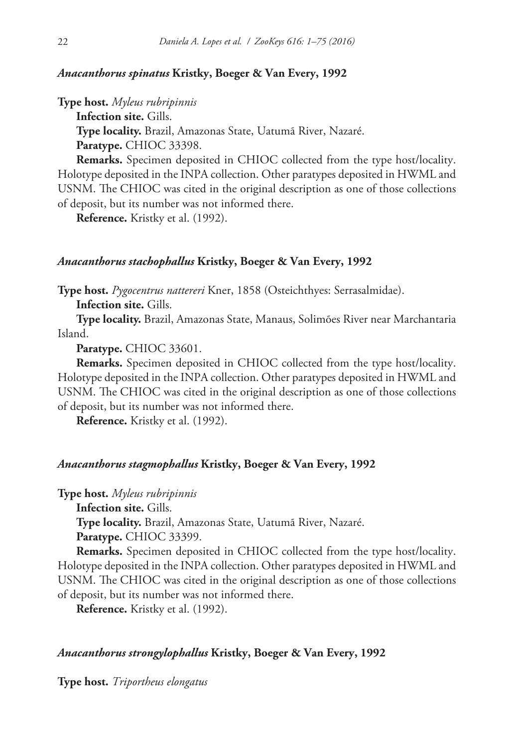### *Anacanthorus spinatus* Kristky, Boeger & Van Every, 1992

**Type host.** *Myleus rubripinnis*

**Infection site.** Gills.

**Type locality.** Brazil, Amazonas State, Uatumã River, Nazaré.

**Paratype.** CHIOC 33398.

**Remarks.** Specimen deposited in CHIOC collected from the type host/locality. Holotype deposited in the INPA collection. Other paratypes deposited in HWML and USNM. The CHIOC was cited in the original description as one of those collections of deposit, but its number was not informed there.

**Reference.** Kristky et al. (1992).

### *Anacanthorus stachophallus* Kristky, Boeger & Van Every, 1992

**Type host.** *Pygocentrus nattereri* Kner, 1858 (Osteichthyes: Serrasalmidae).

**Infection site.** Gills.

**Type locality.** Brazil, Amazonas State, Manaus, Solimões River near Marchantaria Island.

**Paratype.** CHIOC 33601.

**Remarks.** Specimen deposited in CHIOC collected from the type host/locality. Holotype deposited in the INPA collection. Other paratypes deposited in HWML and USNM. The CHIOC was cited in the original description as one of those collections of deposit, but its number was not informed there.

**Reference.** Kristky et al. (1992).

### *Anacanthorus stagmophallus* Kristky, Boeger & Van Every, 1992

**Type host.** *Myleus rubripinnis*

**Infection site.** Gills.

**Type locality.** Brazil, Amazonas State, Uatumã River, Nazaré.

**Paratype.** CHIOC 33399.

**Remarks.** Specimen deposited in CHIOC collected from the type host/locality. Holotype deposited in the INPA collection. Other paratypes deposited in HWML and USNM. The CHIOC was cited in the original description as one of those collections of deposit, but its number was not informed there.

**Reference.** Kristky et al. (1992).

### *Anacanthorus strongylophallus* Kristky, Boeger & Van Every, 1992

**Type host.** *Triportheus elongatus*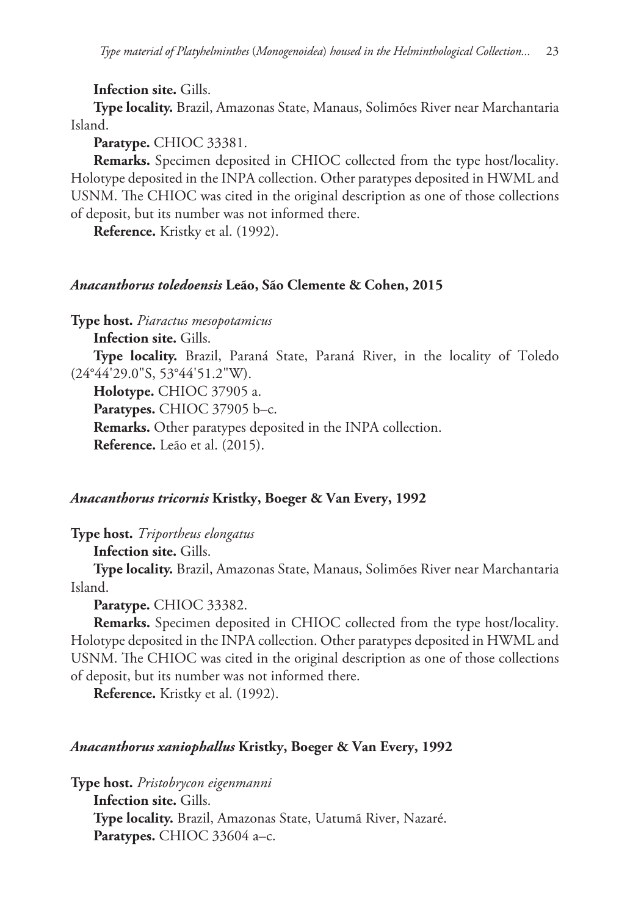**Infection site.** Gills.

**Type locality.** Brazil, Amazonas State, Manaus, Solimões River near Marchantaria Island.

**Paratype.** CHIOC 33381.

**Remarks.** Specimen deposited in CHIOC collected from the type host/locality. Holotype deposited in the INPA collection. Other paratypes deposited in HWML and USNM. The CHIOC was cited in the original description as one of those collections of deposit, but its number was not informed there.

**Reference.** Kristky et al. (1992).

### *Anacanthorus toledoensis* Leão, São Clemente & Cohen, 2015

**Type host.** *Piaractus mesopotamicus*

**Infection site.** Gills.

**Type locality.** Brazil, Paraná State, Paraná River, in the locality of Toledo (24°44'29.0"S, 53°44'51.2"W).

**Holotype.** CHIOC 37905 a.

**Paratypes.** CHIOC 37905 b–c.

**Remarks.** Other paratypes deposited in the INPA collection.

**Reference.** Leão et al. (2015).

### *Anacanthorus tricornis* Kristky, Boeger & Van Every, 1992

**Type host.** *Triportheus elongatus*

**Infection site.** Gills.

**Type locality.** Brazil, Amazonas State, Manaus, Solimões River near Marchantaria Island.

**Paratype.** CHIOC 33382.

**Remarks.** Specimen deposited in CHIOC collected from the type host/locality. Holotype deposited in the INPA collection. Other paratypes deposited in HWML and USNM. The CHIOC was cited in the original description as one of those collections of deposit, but its number was not informed there.

**Reference.** Kristky et al. (1992).

### *Anacanthorus xaniophallus* Kristky, Boeger & Van Every, 1992

**Type host.** *Pristobrycon eigenmanni*

**Infection site.** Gills.

**Type locality.** Brazil, Amazonas State, Uatumã River, Nazaré.

**Paratypes.** CHIOC 33604 a–c.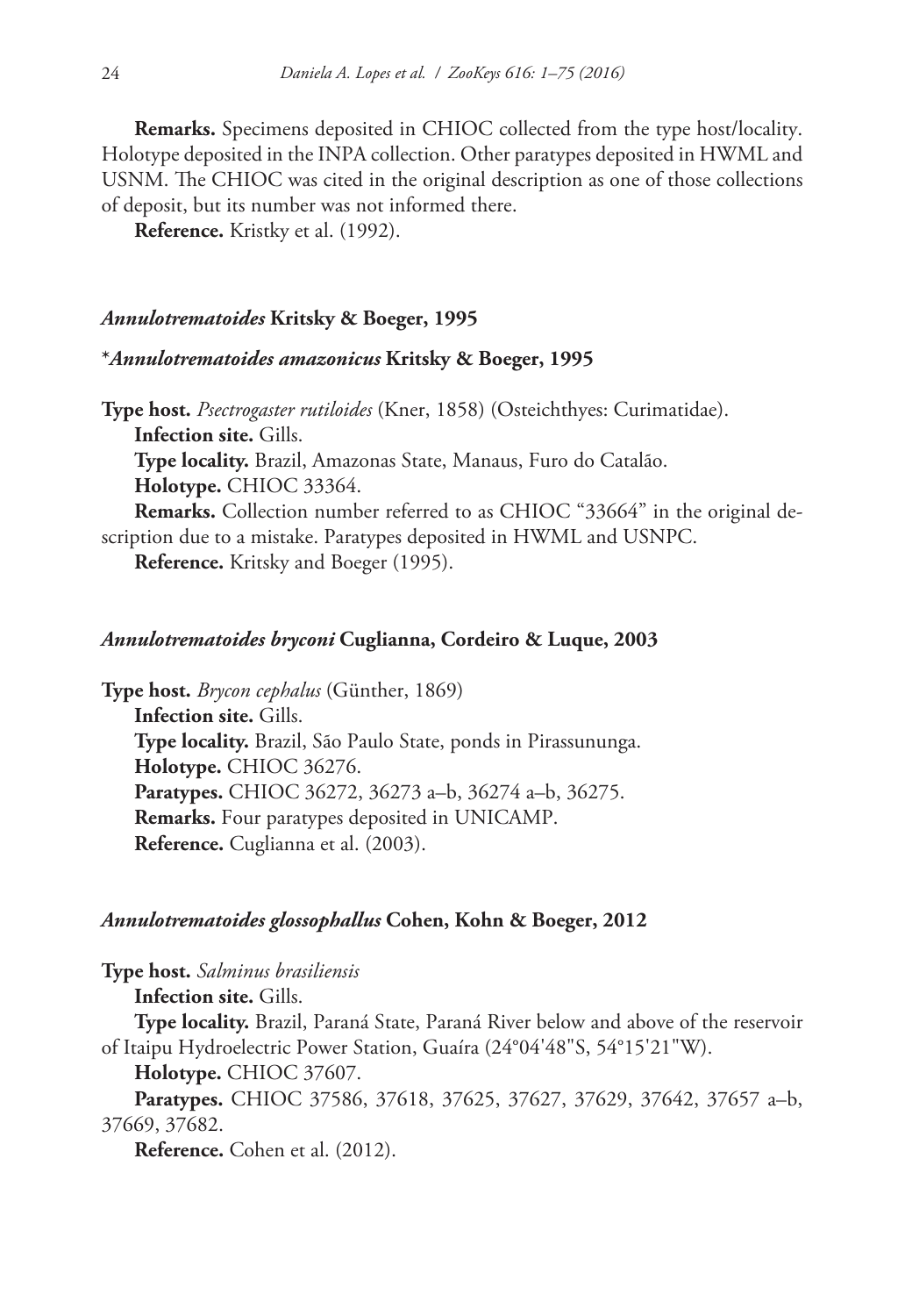**Remarks.** Specimens deposited in CHIOC collected from the type host/locality. Holotype deposited in the INPA collection. Other paratypes deposited in HWML and USNM. The CHIOC was cited in the original description as one of those collections of deposit, but its number was not informed there.

**Reference.** Kristky et al. (1992).

### *Annulotrematoides* Kritsky & Boeger, 1995

#### \**Annulotrematoides amazonicus* Kritsky & Boeger, 1995

**Type host.** *Psectrogaster rutiloides* (Kner, 1858) (Osteichthyes: Curimatidae).

**Infection site.** Gills.

**Type locality.** Brazil, Amazonas State, Manaus, Furo do Catalão.

**Holotype.** CHIOC 33364.

**Remarks.** Collection number referred to as CHIOC "33664" in the original description due to a mistake. Paratypes deposited in HWML and USNPC.

**Reference.** Kritsky and Boeger (1995).

#### *Annulotrematoides bryconi* Cuglianna, Cordeiro & Luque, 2003

**Type host.** *Brycon cephalus* (Günther, 1869)

**Infection site.** Gills.

**Type locality.** Brazil, São Paulo State, ponds in Pirassununga.

**Holotype.** CHIOC 36276.

**Paratypes.** CHIOC 36272, 36273 a–b, 36274 a–b, 36275.

**Remarks.** Four paratypes deposited in UNICAMP.

**Reference.** Cuglianna et al. (2003).

#### *Annulotrematoides glossophallus* Cohen, Kohn & Boeger, 2012

**Type host.** *Salminus brasiliensis*

**Infection site.** Gills.

**Type locality.** Brazil, Paraná State, Paraná River below and above of the reservoir of Itaipu Hydroelectric Power Station, Guaíra (24°04'48"S, 54°15'21"W).

**Holotype.** CHIOC 37607.

**Paratypes.** CHIOC 37586, 37618, 37625, 37627, 37629, 37642, 37657 a–b, 37669, 37682.

**Reference.** Cohen et al. (2012).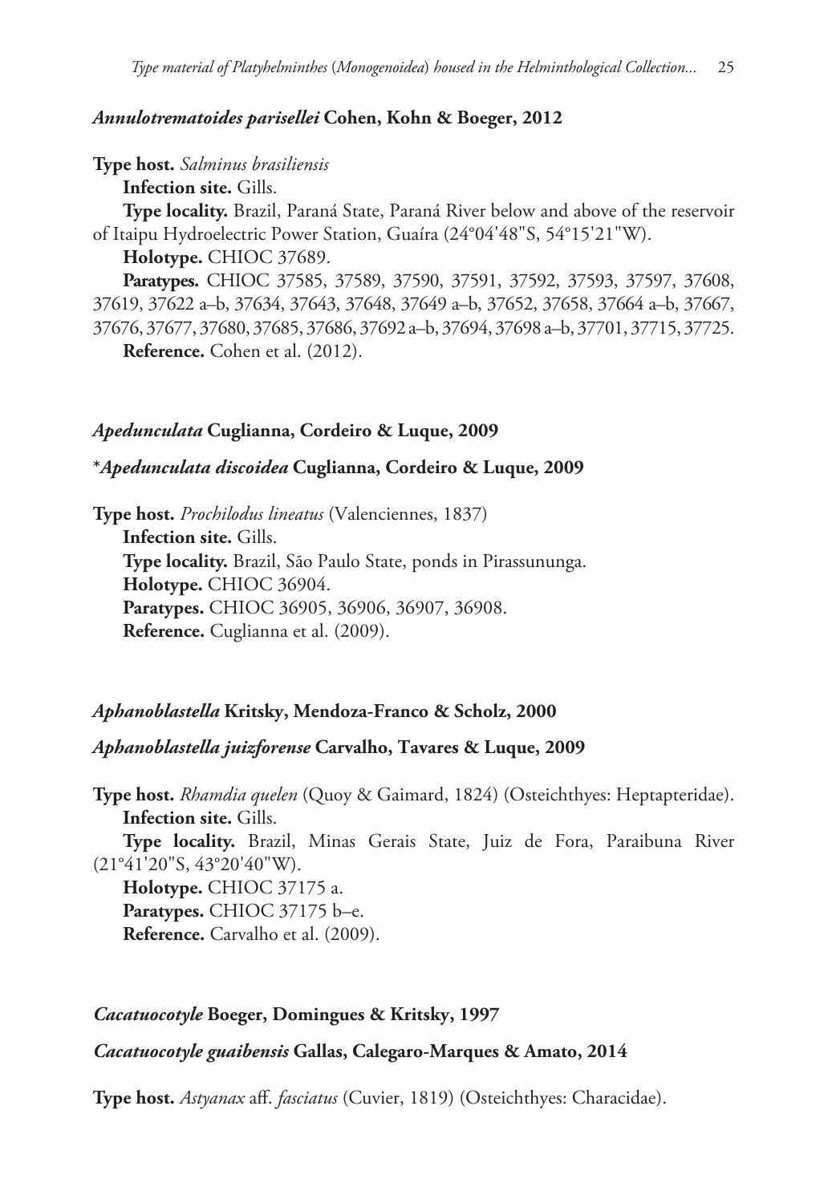***Annulotrematoides parisellei* Cohen, Kohn & Boeger, 2012**

**Type host.** *Salminus brasiliensis*

**Infection site.** Gills.

**Type locality.** Brazil, Paraná State, Paraná River below and above of the reservoir of Itaipu Hydroelectric Power Station, Guaíra (24°04'48"S, 54°15'21"W).

**Holotype.** CHIOC 37689.

**Paratypes.** CHIOC 37585, 37589, 37590, 37591, 37592, 37593, 37597, 37608, 37619, 37622 a–b, 37634, 37643, 37648, 37649 a–b, 37652, 37658, 37664 a–b, 37667, 37676, 37677, 37680, 37685, 37686, 37692 a–b, 37694, 37698 a–b, 37701, 37715, 37725.

**Reference.** Cohen et al. (2012).

***Apedunculata* Cuglianna, Cordeiro & Luque, 2009**

***\*Apedunculata discoidea* Cuglianna, Cordeiro & Luque, 2009**

**Type host.** *Prochilodus lineatus* (Valenciennes, 1837)

**Infection site.** Gills.

**Type locality.** Brazil, São Paulo State, ponds in Pirassununga.

**Holotype.** CHIOC 36904.

**Paratypes.** CHIOC 36905, 36906, 36907, 36908.

**Reference.** Cuglianna et al. (2009).

***Aphanoblastella* Kritsky, Mendoza-Franco & Scholz, 2000**

***Aphanoblastella juizforense* Carvalho, Tavares & Luque, 2009**

**Type host.** *Rhamdia quelen* (Quoy & Gaimard, 1824) (Osteichthyes: Heptapteridae).

**Infection site.** Gills.

**Type locality.** Brazil, Minas Gerais State, Juiz de Fora, Paraibuna River (21°41'20"S, 43°20'40"W).

**Holotype.** CHIOC 37175 a.

**Paratypes.** CHIOC 37175 b–e.

**Reference.** Carvalho et al. (2009).

***Cacatuocotyle* Boeger, Domingues & Kritsky, 1997**

***Cacatuocotyle guaibensis* Gallas, Calegaro-Marques & Amato, 2014**

**Type host.** *Astyanax* aff. *fasciatus* (Cuvier, 1819) (Osteichthyes: Characidae).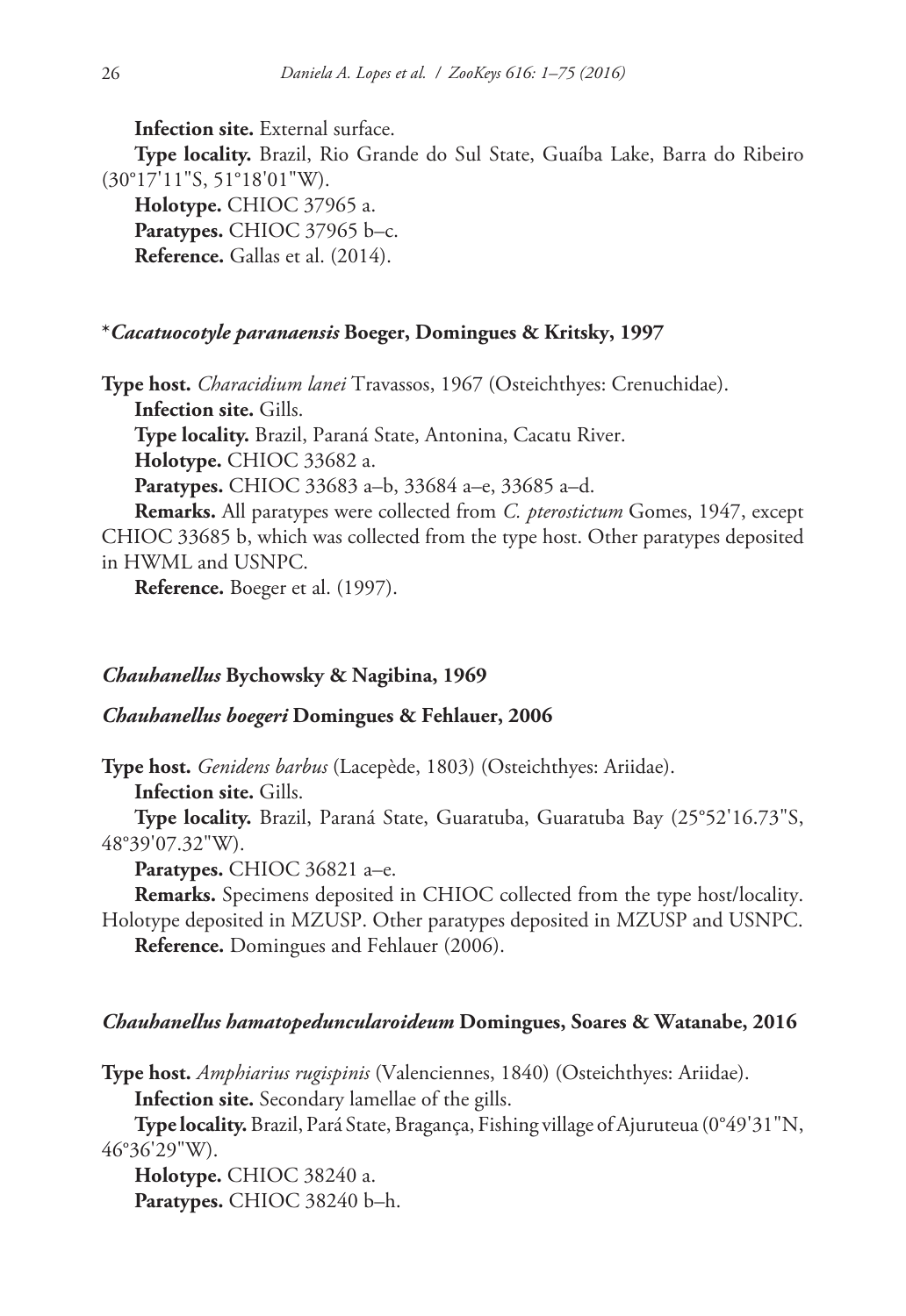**Infection site.** External surface.

**Type locality.** Brazil, Rio Grande do Sul State, Guaíba Lake, Barra do Ribeiro (30°17'11"S, 51°18'01"W).

**Holotype.** CHIOC 37965 a.

**Paratypes.** CHIOC 37965 b–c.

**Reference.** Gallas et al. (2014).

### *\*Cacatuocotyle paranaensis*** Boeger, Domingues & Kritsky, 1997**

**Type host.** *Characidium lanei* Travassos, 1967 (Osteichthyes: Crenuchidae).

**Infection site.** Gills.

**Type locality.** Brazil, Paraná State, Antonina, Cacatu River.

**Holotype.** CHIOC 33682 a.

**Paratypes.** CHIOC 33683 a–b, 33684 a–e, 33685 a–d.

**Remarks.** All paratypes were collected from *C. pterostictum* Gomes, 1947, except CHIOC 33685 b, which was collected from the type host. Other paratypes deposited in HWML and USNPC.

**Reference.** Boeger et al. (1997).

## *Chauhanellus* Bychowsky & Nagibina, 1969

### *Chauhanellus boegeri* Domingues & Fehlauer, 2006

**Type host.** *Genidens barbus* (Lacepède, 1803) (Osteichthyes: Ariidae).

**Infection site.** Gills.

**Type locality.** Brazil, Paraná State, Guaratuba, Guaratuba Bay (25°52'16.73"S, 48°39'07.32"W).

**Paratypes.** CHIOC 36821 a–e.

**Remarks.** Specimens deposited in CHIOC collected from the type host/locality. Holotype deposited in MZUSP. Other paratypes deposited in MZUSP and USNPC.

**Reference.** Domingues and Fehlauer (2006).

### *Chauhanellus hamatopeduncularoideum* Domingues, Soares & Watanabe, 2016

**Type host.** *Amphiarius rugispinis* (Valenciennes, 1840) (Osteichthyes: Ariidae).

**Infection site.** Secondary lamellae of the gills.

**Type locality.** Brazil, Pará State, Bragança, Fishing village of Ajuruteua (0°49'31"N, 46°36'29"W).

**Holotype.** CHIOC 38240 a.

**Paratypes.** CHIOC 38240 b–h.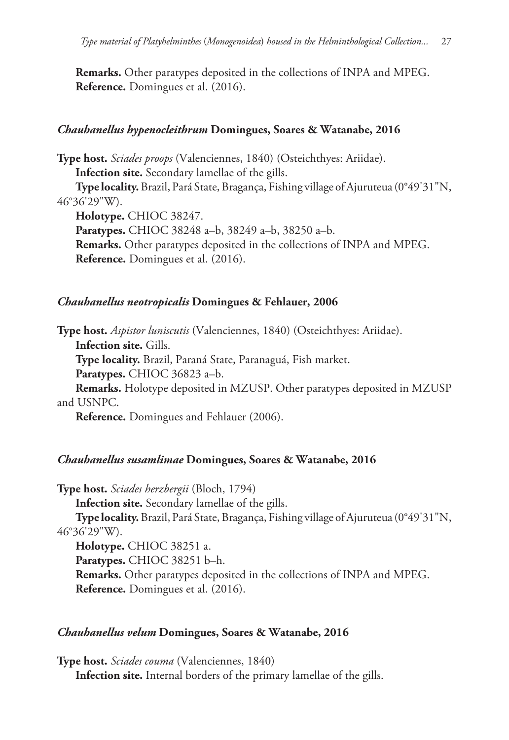**Remarks.** Other paratypes deposited in the collections of INPA and MPEG.
**Reference.** Domingues et al. (2016).

### *Chauhanellus hypenocleithrum* Domingues, Soares & Watanabe, 2016

**Type host.** *Sciades proops* (Valenciennes, 1840) (Osteichthyes: Ariidae).
**Infection site.** Secondary lamellae of the gills.
**Type locality.** Brazil, Pará State, Bragança, Fishing village of Ajuruteua (0°49'31"N, 46°36'29"W).
**Holotype.** CHIOC 38247.
**Paratypes.** CHIOC 38248 a–b, 38249 a–b, 38250 a–b.
**Remarks.** Other paratypes deposited in the collections of INPA and MPEG.
**Reference.** Domingues et al. (2016).

### *Chauhanellus neotropicalis* Domingues & Fehlauer, 2006

**Type host.** *Aspistor luniscutis* (Valenciennes, 1840) (Osteichthyes: Ariidae).
**Infection site.** Gills.
**Type locality.** Brazil, Paraná State, Paranaguá, Fish market.
**Paratypes.** CHIOC 36823 a–b.
**Remarks.** Holotype deposited in MZUSP. Other paratypes deposited in MZUSP and USNPC.
**Reference.** Domingues and Fehlauer (2006).

### *Chauhanellus susamlimae* Domingues, Soares & Watanabe, 2016

**Type host.** *Sciades herzbergii* (Bloch, 1794)
**Infection site.** Secondary lamellae of the gills.
**Type locality.** Brazil, Pará State, Bragança, Fishing village of Ajuruteua (0°49'31"N, 46°36'29"W).
**Holotype.** CHIOC 38251 a.
**Paratypes.** CHIOC 38251 b–h.
**Remarks.** Other paratypes deposited in the collections of INPA and MPEG.
**Reference.** Domingues et al. (2016).

### *Chauhanellus velum* Domingues, Soares & Watanabe, 2016

**Type host.** *Sciades couma* (Valenciennes, 1840)
**Infection site.** Internal borders of the primary lamellae of the gills.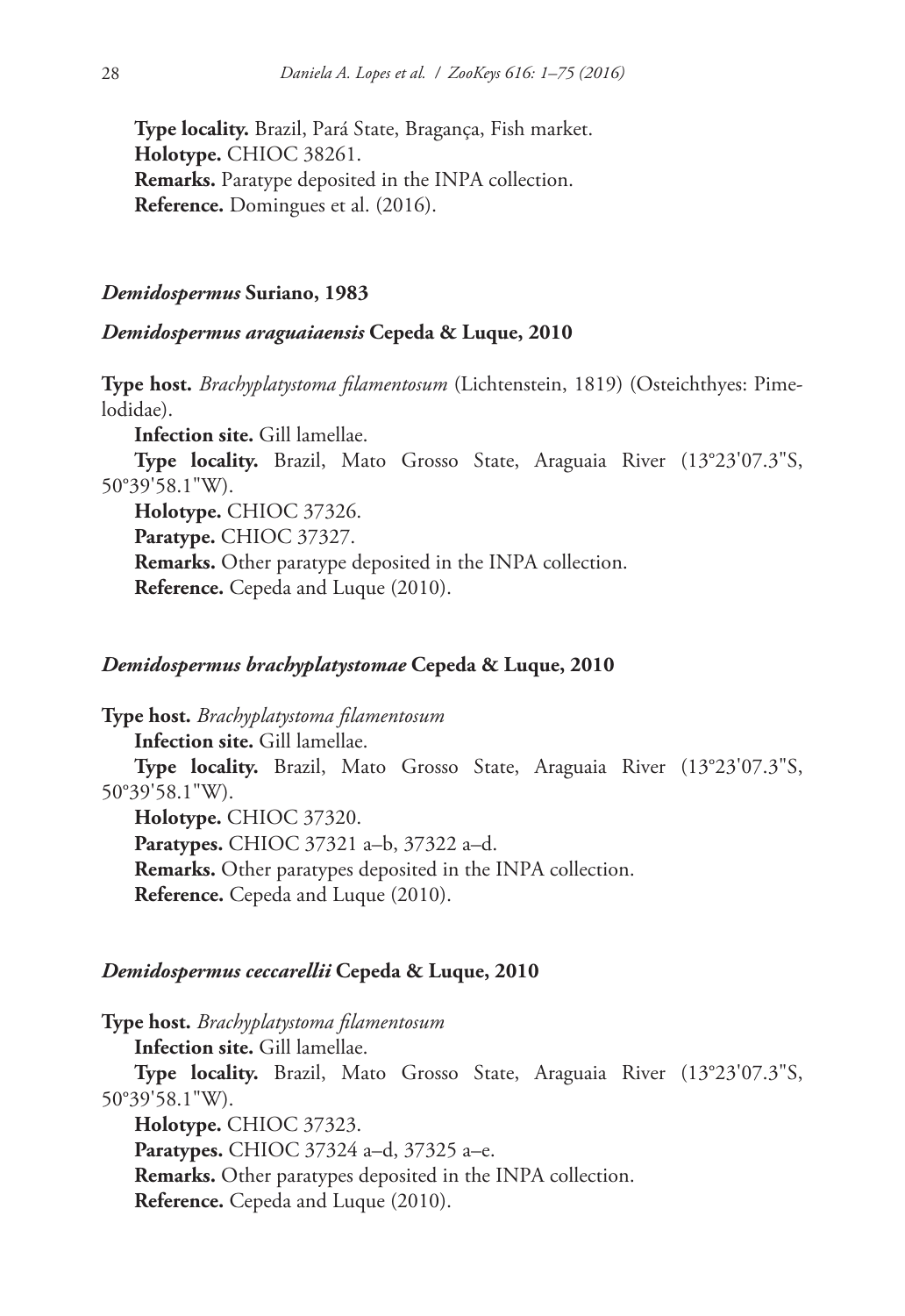**Type locality.** Brazil, Pará State, Bragança, Fish market.
**Holotype.** CHIOC 38261.
**Remarks.** Paratype deposited in the INPA collection.
**Reference.** Domingues et al. (2016).

## *Demidospermus* Suriano, 1983

### *Demidospermus araguaiaensis* Cepeda & Luque, 2010

**Type host.** *Brachyplatystoma filamentosum* (Lichtenstein, 1819) (Osteichthyes: Pimelodidae).
**Infection site.** Gill lamellae.
**Type locality.** Brazil, Mato Grosso State, Araguaia River (13°23'07.3"S, 50°39'58.1"W).
**Holotype.** CHIOC 37326.
**Paratype.** CHIOC 37327.
**Remarks.** Other paratype deposited in the INPA collection.
**Reference.** Cepeda and Luque (2010).

### *Demidospermus brachyplatystomae* Cepeda & Luque, 2010

**Type host.** *Brachyplatystoma filamentosum*
**Infection site.** Gill lamellae.
**Type locality.** Brazil, Mato Grosso State, Araguaia River (13°23'07.3"S, 50°39'58.1"W).
**Holotype.** CHIOC 37320.
**Paratypes.** CHIOC 37321 a–b, 37322 a–d.
**Remarks.** Other paratypes deposited in the INPA collection.
**Reference.** Cepeda and Luque (2010).

### *Demidospermus ceccarellii* Cepeda & Luque, 2010

**Type host.** *Brachyplatystoma filamentosum*
**Infection site.** Gill lamellae.
**Type locality.** Brazil, Mato Grosso State, Araguaia River (13°23'07.3"S, 50°39'58.1"W).
**Holotype.** CHIOC 37323.
**Paratypes.** CHIOC 37324 a–d, 37325 a–e.
**Remarks.** Other paratypes deposited in the INPA collection.
**Reference.** Cepeda and Luque (2010).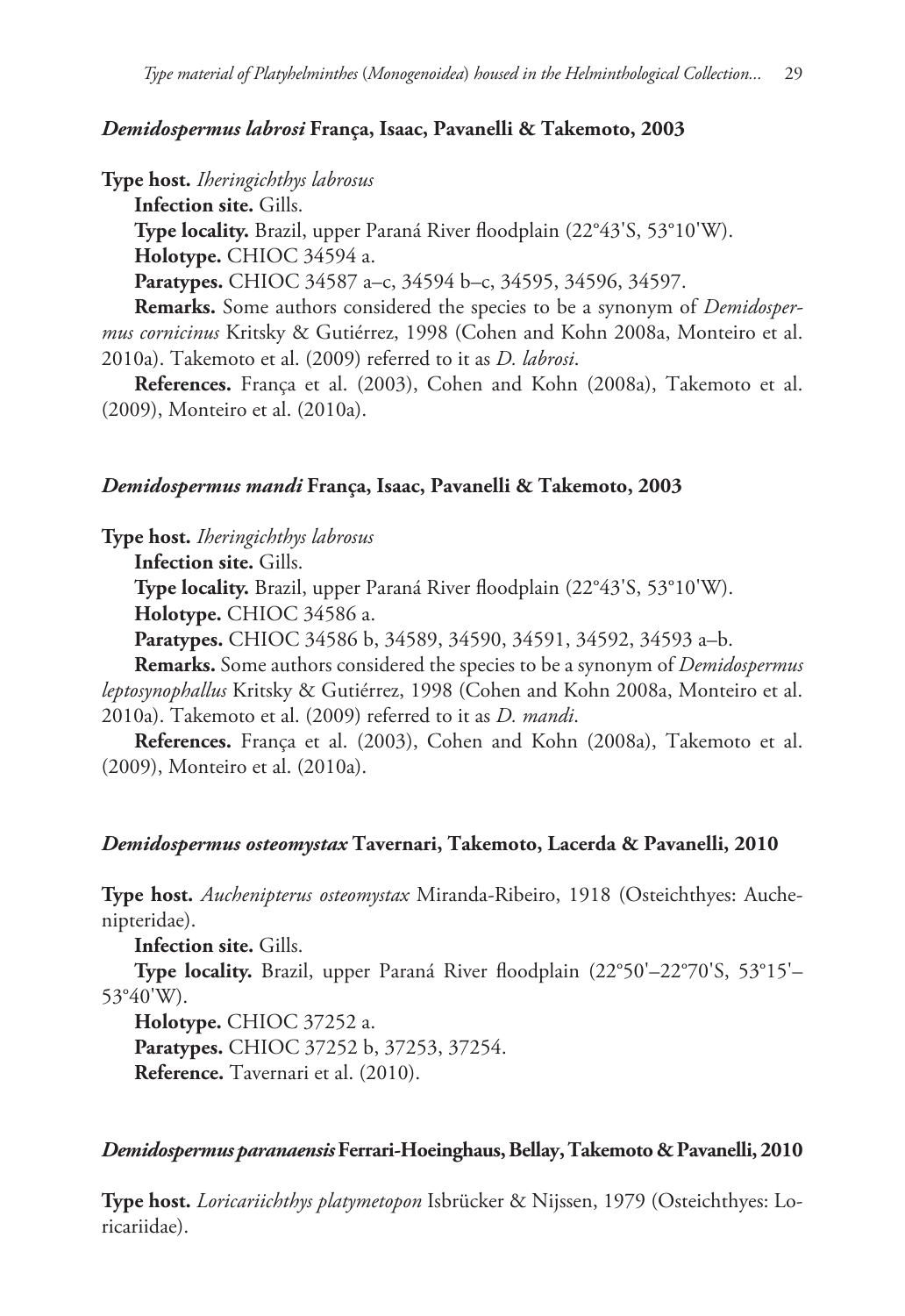### *Demidospermus labrosi* França, Isaac, Pavanelli & Takemoto, 2003

**Type host.** *Iheringichthys labrosus*

**Infection site.** Gills.

**Type locality.** Brazil, upper Paraná River floodplain (22°43'S, 53°10'W).

**Holotype.** CHIOC 34594 a.

**Paratypes.** CHIOC 34587 a–c, 34594 b–c, 34595, 34596, 34597.

**Remarks.** Some authors considered the species to be a synonym of *Demidospermus cornicinus* Kritsky & Gutiérrez, 1998 (Cohen and Kohn 2008a, Monteiro et al. 2010a). Takemoto et al. (2009) referred to it as *D. labrosi*.

**References.** França et al. (2003), Cohen and Kohn (2008a), Takemoto et al. (2009), Monteiro et al. (2010a).

### *Demidospermus mandi* França, Isaac, Pavanelli & Takemoto, 2003

**Type host.** *Iheringichthys labrosus*

**Infection site.** Gills.

**Type locality.** Brazil, upper Paraná River floodplain (22°43'S, 53°10'W).

**Holotype.** CHIOC 34586 a.

**Paratypes.** CHIOC 34586 b, 34589, 34590, 34591, 34592, 34593 a–b.

**Remarks.** Some authors considered the species to be a synonym of *Demidospermus leptosynophallus* Kritsky & Gutiérrez, 1998 (Cohen and Kohn 2008a, Monteiro et al. 2010a). Takemoto et al. (2009) referred to it as *D. mandi*.

**References.** França et al. (2003), Cohen and Kohn (2008a), Takemoto et al. (2009), Monteiro et al. (2010a).

### *Demidospermus osteomystax* Tavernari, Takemoto, Lacerda & Pavanelli, 2010

**Type host.** *Auchenipterus osteomystax* Miranda-Ribeiro, 1918 (Osteichthyes: Auchenipteridae).

**Infection site.** Gills.

**Type locality.** Brazil, upper Paraná River floodplain (22°50'–22°70'S, 53°15'–53°40'W).

**Holotype.** CHIOC 37252 a.

**Paratypes.** CHIOC 37252 b, 37253, 37254.

**Reference.** Tavernari et al. (2010).

### *Demidospermus paranaensis* Ferrari-Hoeinghaus, Bellay, Takemoto & Pavanelli, 2010

**Type host.** *Loricariichthys platymetopon* Isbrücker & Nijssen, 1979 (Osteichthyes: Loricariidae).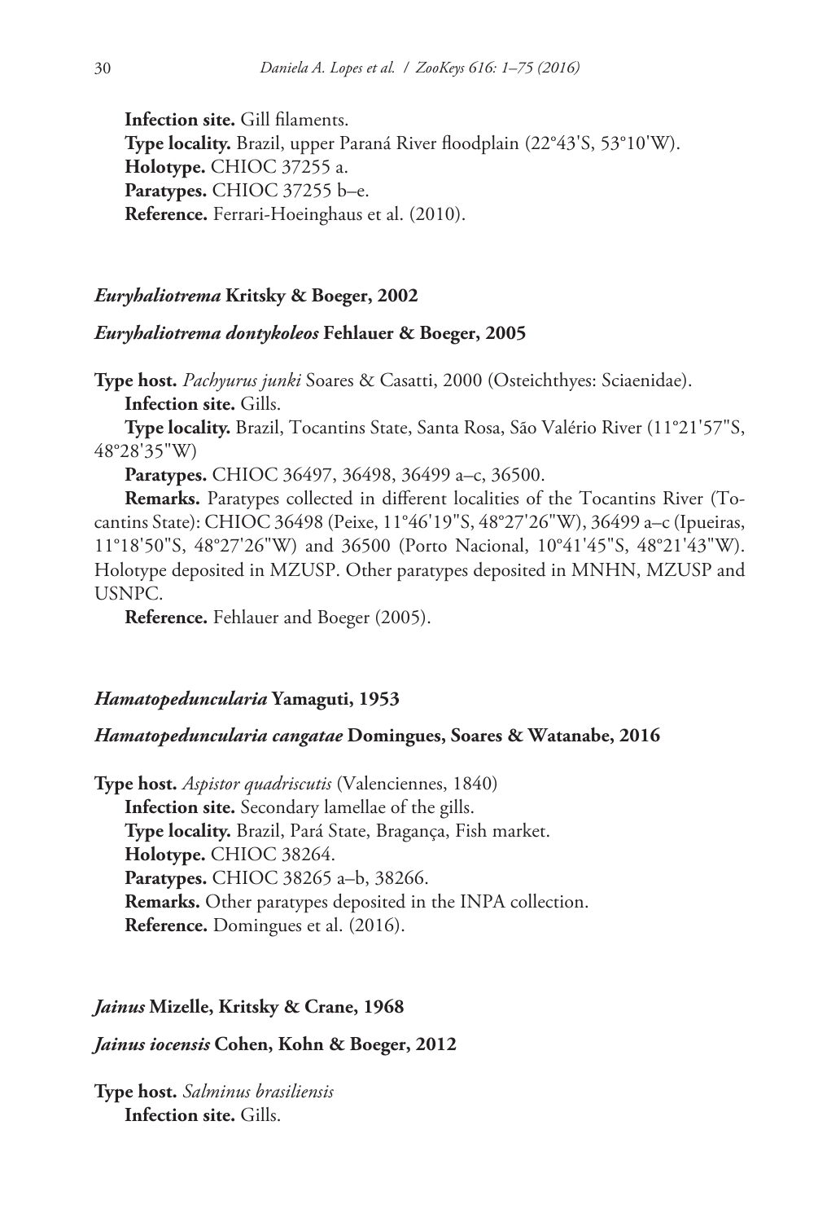**Infection site.** Gill filaments.
**Type locality.** Brazil, upper Paraná River floodplain (22°43'S, 53°10'W).
**Holotype.** CHIOC 37255 a.
**Paratypes.** CHIOC 37255 b–e.
**Reference.** Ferrari-Hoeinghaus et al. (2010).

### *Euryhaliotrema* Kritsky & Boeger, 2002

#### *Euryhaliotrema dontykoleos* Fehlauer & Boeger, 2005

**Type host.** *Pachyurus junki* Soares & Casatti, 2000 (Osteichthyes: Sciaenidae).
**Infection site.** Gills.
**Type locality.** Brazil, Tocantins State, Santa Rosa, São Valério River (11°21'57"S, 48°28'35"W)
**Paratypes.** CHIOC 36497, 36498, 36499 a–c, 36500.
**Remarks.** Paratypes collected in different localities of the Tocantins River (Tocantins State): CHIOC 36498 (Peixe, 11°46'19"S, 48°27'26"W), 36499 a–c (Ipueiras, 11°18'50"S, 48°27'26"W) and 36500 (Porto Nacional, 10°41'45"S, 48°21'43"W). Holotype deposited in MZUSP. Other paratypes deposited in MNHN, MZUSP and USNPC.
**Reference.** Fehlauer and Boeger (2005).

### *Hamatopeduncularia* Yamaguti, 1953

#### *Hamatopeduncularia cangatae* Domingues, Soares & Watanabe, 2016

**Type host.** *Aspistor quadriscutis* (Valenciennes, 1840)
**Infection site.** Secondary lamellae of the gills.
**Type locality.** Brazil, Pará State, Bragança, Fish market.
**Holotype.** CHIOC 38264.
**Paratypes.** CHIOC 38265 a–b, 38266.
**Remarks.** Other paratypes deposited in the INPA collection.
**Reference.** Domingues et al. (2016).

### *Jainus* Mizelle, Kritsky & Crane, 1968

#### *Jainus iocensis* Cohen, Kohn & Boeger, 2012

**Type host.** *Salminus brasiliensis*
**Infection site.** Gills.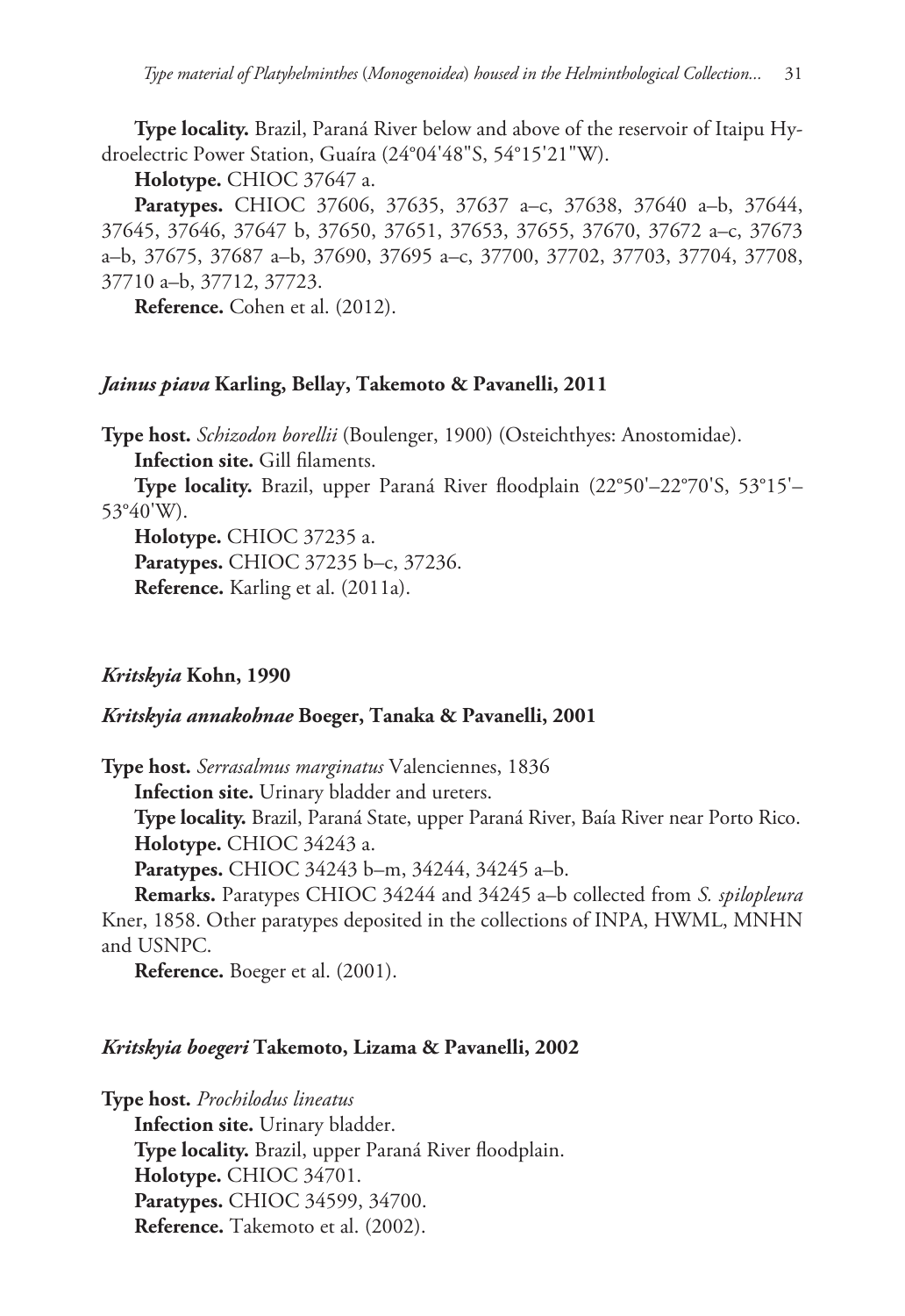**Type locality.** Brazil, Paraná River below and above of the reservoir of Itaipu Hydroelectric Power Station, Guaíra (24°04'48"S, 54°15'21"W).

**Holotype.** CHIOC 37647 a.

**Paratypes.** CHIOC 37606, 37635, 37637 a–c, 37638, 37640 a–b, 37644, 37645, 37646, 37647 b, 37650, 37651, 37653, 37655, 37670, 37672 a–c, 37673 a–b, 37675, 37687 a–b, 37690, 37695 a–c, 37700, 37702, 37703, 37704, 37708, 37710 a–b, 37712, 37723.

**Reference.** Cohen et al. (2012).

### *Jainus piava* Karling, Bellay, Takemoto & Pavanelli, 2011

**Type host.** *Schizodon borellii* (Boulenger, 1900) (Osteichthyes: Anostomidae).

**Infection site.** Gill filaments.

**Type locality.** Brazil, upper Paraná River floodplain (22°50'–22°70'S, 53°15'–53°40'W).

**Holotype.** CHIOC 37235 a.

**Paratypes.** CHIOC 37235 b–c, 37236.

**Reference.** Karling et al. (2011a).

## *Kritskyia* Kohn, 1990

### *Kritskyia annakohnae* Boeger, Tanaka & Pavanelli, 2001

**Type host.** *Serrasalmus marginatus* Valenciennes, 1836

**Infection site.** Urinary bladder and ureters.

**Type locality.** Brazil, Paraná State, upper Paraná River, Baía River near Porto Rico.

**Holotype.** CHIOC 34243 a.

**Paratypes.** CHIOC 34243 b–m, 34244, 34245 a–b.

**Remarks.** Paratypes CHIOC 34244 and 34245 a–b collected from *S. spilopleura* Kner, 1858. Other paratypes deposited in the collections of INPA, HWML, MNHN and USNPC.

**Reference.** Boeger et al. (2001).

### *Kritskyia boegeri* Takemoto, Lizama & Pavanelli, 2002

**Type host.** *Prochilodus lineatus*

**Infection site.** Urinary bladder.

**Type locality.** Brazil, upper Paraná River floodplain.

**Holotype.** CHIOC 34701.

**Paratypes.** CHIOC 34599, 34700.

**Reference.** Takemoto et al. (2002).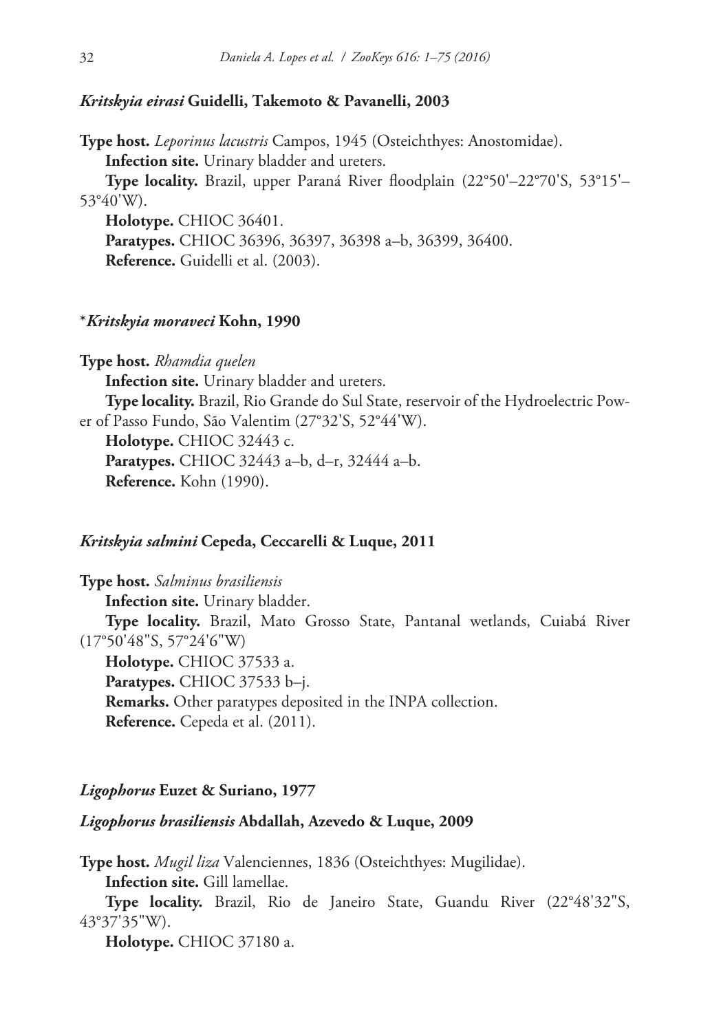***Kritskyia eirasi*** **Guidelli, Takemoto & Pavanelli, 2003**

**Type host.** *Leporinus lacustris* Campos, 1945 (Osteichthyes: Anostomidae).

**Infection site.** Urinary bladder and ureters.

**Type locality.** Brazil, upper Paraná River floodplain (22°50'–22°70'S, 53°15'–53°40'W).

**Holotype.** CHIOC 36401.

**Paratypes.** CHIOC 36396, 36397, 36398 a–b, 36399, 36400.

**Reference.** Guidelli et al. (2003).

**\****Kritskyia moraveci*** **Kohn, 1990**

**Type host.** *Rhamdia quelen*

**Infection site.** Urinary bladder and ureters.

**Type locality.** Brazil, Rio Grande do Sul State, reservoir of the Hydroelectric Power of Passo Fundo, São Valentim (27°32'S, 52°44'W).

**Holotype.** CHIOC 32443 c.

**Paratypes.** CHIOC 32443 a–b, d–r, 32444 a–b.

**Reference.** Kohn (1990).

***Kritskyia salmini*** **Cepeda, Ceccarelli & Luque, 2011**

**Type host.** *Salminus brasiliensis*

**Infection site.** Urinary bladder.

**Type locality.** Brazil, Mato Grosso State, Pantanal wetlands, Cuiabá River (17°50'48"S, 57°24'6"W)

**Holotype.** CHIOC 37533 a.

**Paratypes.** CHIOC 37533 b–j.

**Remarks.** Other paratypes deposited in the INPA collection.

**Reference.** Cepeda et al. (2011).

***Ligophorus*** **Euzet & Suriano, 1977**

***Ligophorus brasiliensis*** **Abdallah, Azevedo & Luque, 2009**

**Type host.** *Mugil liza* Valenciennes, 1836 (Osteichthyes: Mugilidae).

**Infection site.** Gill lamellae.

**Type locality.** Brazil, Rio de Janeiro State, Guandu River (22°48'32"S, 43°37'35"W).

**Holotype.** CHIOC 37180 a.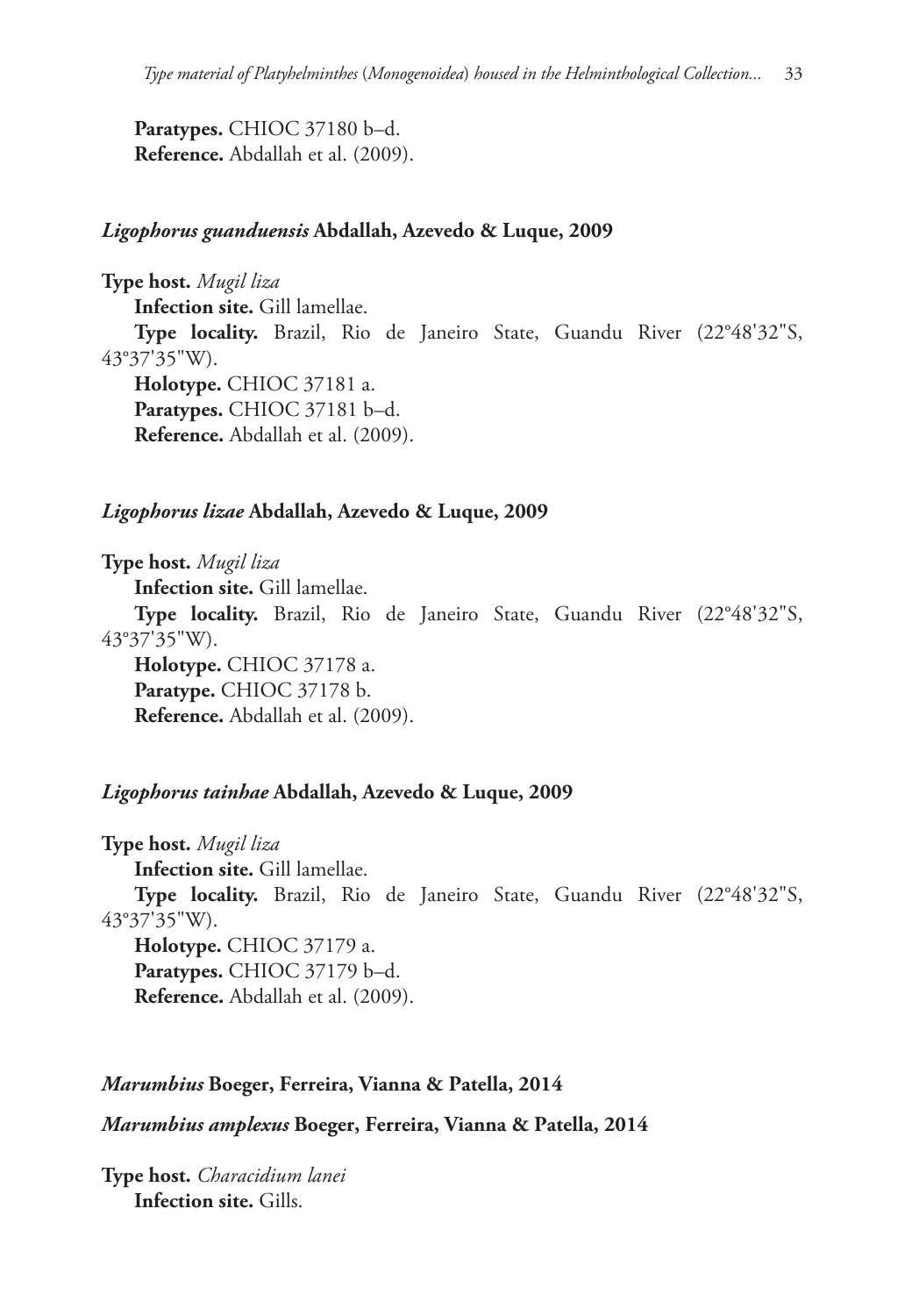**Paratypes.** CHIOC 37180 b–d.
**Reference.** Abdallah et al. (2009).

### *Ligophorus guanduensis* Abdallah, Azevedo & Luque, 2009

**Type host.** *Mugil liza*
**Infection site.** Gill lamellae.
**Type locality.** Brazil, Rio de Janeiro State, Guandu River (22°48'32"S, 43°37'35"W).
**Holotype.** CHIOC 37181 a.
**Paratypes.** CHIOC 37181 b–d.
**Reference.** Abdallah et al. (2009).

### *Ligophorus lizae* Abdallah, Azevedo & Luque, 2009

**Type host.** *Mugil liza*
**Infection site.** Gill lamellae.
**Type locality.** Brazil, Rio de Janeiro State, Guandu River (22°48'32"S, 43°37'35"W).
**Holotype.** CHIOC 37178 a.
**Paratype.** CHIOC 37178 b.
**Reference.** Abdallah et al. (2009).

### *Ligophorus tainhae* Abdallah, Azevedo & Luque, 2009

**Type host.** *Mugil liza*
**Infection site.** Gill lamellae.
**Type locality.** Brazil, Rio de Janeiro State, Guandu River (22°48'32"S, 43°37'35"W).
**Holotype.** CHIOC 37179 a.
**Paratypes.** CHIOC 37179 b–d.
**Reference.** Abdallah et al. (2009).

### *Marumbius* Boeger, Ferreira, Vianna & Patella, 2014

### *Marumbius amplexus* Boeger, Ferreira, Vianna & Patella, 2014

**Type host.** *Characidium lanei*
**Infection site.** Gills.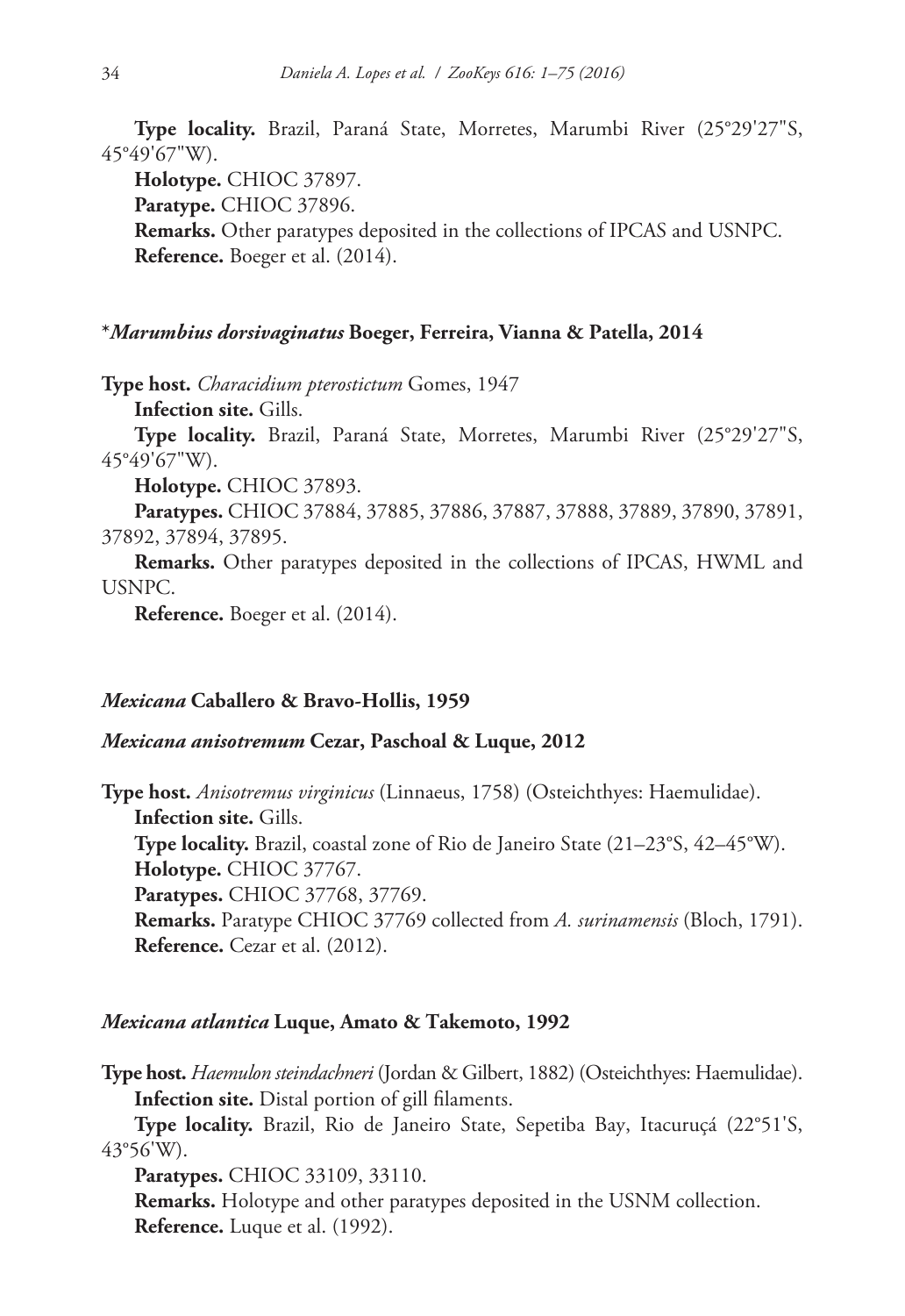**Type locality.** Brazil, Paraná State, Morretes, Marumbi River (25°29'27"S, 45°49'67"W).

**Holotype.** CHIOC 37897.

**Paratype.** CHIOC 37896.

**Remarks.** Other paratypes deposited in the collections of IPCAS and USNPC.

**Reference.** Boeger et al. (2014).

### \****Marumbius dorsivaginatus*** **Boeger, Ferreira, Vianna & Patella, 2014**

**Type host.** *Characidium pterostictum* Gomes, 1947

**Infection site.** Gills.

**Type locality.** Brazil, Paraná State, Morretes, Marumbi River (25°29'27"S, 45°49'67"W).

**Holotype.** CHIOC 37893.

**Paratypes.** CHIOC 37884, 37885, 37886, 37887, 37888, 37889, 37890, 37891, 37892, 37894, 37895.

**Remarks.** Other paratypes deposited in the collections of IPCAS, HWML and USNPC.

**Reference.** Boeger et al. (2014).

## ***Mexicana*** **Caballero & Bravo-Hollis, 1959**

### ***Mexicana anisotremum*** **Cezar, Paschoal & Luque, 2012**

**Type host.** *Anisotremus virginicus* (Linnaeus, 1758) (Osteichthyes: Haemulidae).

**Infection site.** Gills.

**Type locality.** Brazil, coastal zone of Rio de Janeiro State (21–23°S, 42–45°W).

**Holotype.** CHIOC 37767.

**Paratypes.** CHIOC 37768, 37769.

**Remarks.** Paratype CHIOC 37769 collected from *A. surinamensis* (Bloch, 1791).

**Reference.** Cezar et al. (2012).

### ***Mexicana atlantica*** **Luque, Amato & Takemoto, 1992**

**Type host.** *Haemulon steindachneri* (Jordan & Gilbert, 1882) (Osteichthyes: Haemulidae).

**Infection site.** Distal portion of gill filaments.

**Type locality.** Brazil, Rio de Janeiro State, Sepetiba Bay, Itacuruçá (22°51'S, 43°56'W).

**Paratypes.** CHIOC 33109, 33110.

**Remarks.** Holotype and other paratypes deposited in the USNM collection.

**Reference.** Luque et al. (1992).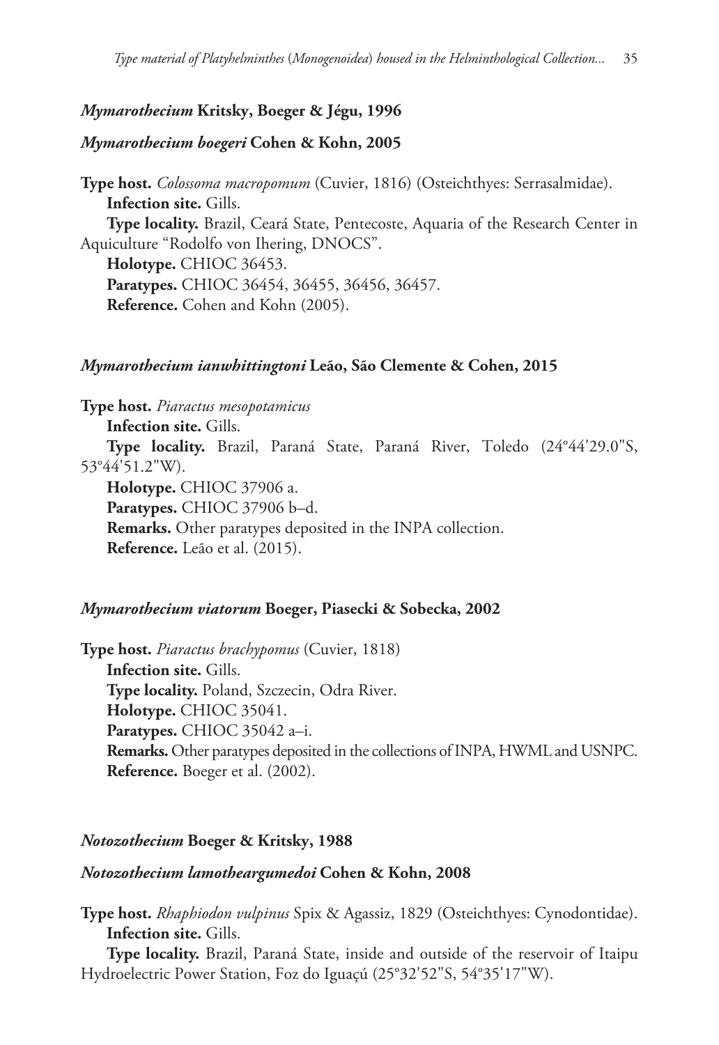***Mymarothecium* Kritsky, Boeger & Jégu, 1996**

***Mymarothecium boegeri* Cohen & Kohn, 2005**

**Type host.** *Colossoma macropomum* (Cuvier, 1816) (Osteichthyes: Serrasalmidae).

**Infection site.** Gills.

**Type locality.** Brazil, Ceará State, Pentecoste, Aquaria of the Research Center in Aquiculture "Rodolfo von Ihering, DNOCS".

**Holotype.** CHIOC 36453.

**Paratypes.** CHIOC 36454, 36455, 36456, 36457.

**Reference.** Cohen and Kohn (2005).

***Mymarothecium ianwhittingtoni* Leão, São Clemente & Cohen, 2015**

**Type host.** *Piaractus mesopotamicus*

**Infection site.** Gills.

**Type locality.** Brazil, Paraná State, Paraná River, Toledo (24°44'29.0"S, 53°44'51.2"W).

**Holotype.** CHIOC 37906 a.

**Paratypes.** CHIOC 37906 b–d.

**Remarks.** Other paratypes deposited in the INPA collection.

**Reference.** Leão et al. (2015).

***Mymarothecium viatorum* Boeger, Piasecki & Sobecka, 2002**

**Type host.** *Piaractus brachypomus* (Cuvier, 1818)

**Infection site.** Gills.

**Type locality.** Poland, Szczecin, Odra River.

**Holotype.** CHIOC 35041.

**Paratypes.** CHIOC 35042 a–i.

**Remarks.** Other paratypes deposited in the collections of INPA, HWML and USNPC.

**Reference.** Boeger et al. (2002).

***Notozothecium* Boeger & Kritsky, 1988**

***Notozothecium lamotheargumedoi* Cohen & Kohn, 2008**

**Type host.** *Rhaphiodon vulpinus* Spix & Agassiz, 1829 (Osteichthyes: Cynodontidae).

**Infection site.** Gills.

**Type locality.** Brazil, Paraná State, inside and outside of the reservoir of Itaipu Hydroelectric Power Station, Foz do Iguaçú (25°32'52"S, 54°35'17"W).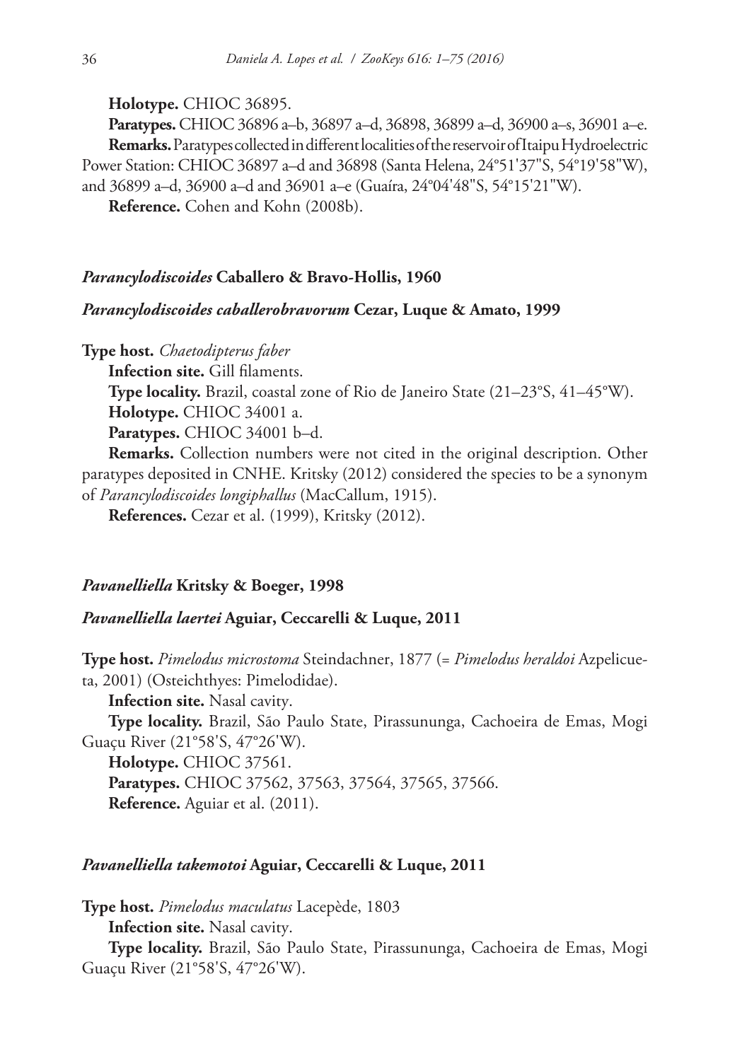**Holotype.** CHIOC 36895.

**Paratypes.** CHIOC 36896 a–b, 36897 a–d, 36898, 36899 a–d, 36900 a–s, 36901 a–e.

**Remarks.** Paratypes collected in different localities of the reservoir of Itaipu Hydroelectric Power Station: CHIOC 36897 a–d and 36898 (Santa Helena, 24°51'37"S, 54°19'58"W), and 36899 a–d, 36900 a–d and 36901 a–e (Guaíra, 24°04'48"S, 54°15'21"W).

**Reference.** Cohen and Kohn (2008b).

### *Parancylodiscoides* Caballero & Bravo-Hollis, 1960

### *Parancylodiscoides caballerobravorum* Cezar, Luque & Amato, 1999

**Type host.** *Chaetodipterus faber*

**Infection site.** Gill filaments.

**Type locality.** Brazil, coastal zone of Rio de Janeiro State (21–23°S, 41–45°W).

**Holotype.** CHIOC 34001 a.

**Paratypes.** CHIOC 34001 b–d.

**Remarks.** Collection numbers were not cited in the original description. Other paratypes deposited in CNHE. Kritsky (2012) considered the species to be a synonym of *Parancylodiscoides longiphallus* (MacCallum, 1915).

**References.** Cezar et al. (1999), Kritsky (2012).

### *Pavanelliella* Kritsky & Boeger, 1998

### *Pavanelliella laertei* Aguiar, Ceccarelli & Luque, 2011

**Type host.** *Pimelodus microstoma* Steindachner, 1877 (= *Pimelodus heraldoi* Azpelicueta, 2001) (Osteichthyes: Pimelodidae).

**Infection site.** Nasal cavity.

**Type locality.** Brazil, São Paulo State, Pirassununga, Cachoeira de Emas, Mogi Guaçu River (21°58'S, 47°26'W).

**Holotype.** CHIOC 37561.

**Paratypes.** CHIOC 37562, 37563, 37564, 37565, 37566.

**Reference.** Aguiar et al. (2011).

### *Pavanelliella takemotoi* Aguiar, Ceccarelli & Luque, 2011

**Type host.** *Pimelodus maculatus* Lacepède, 1803

**Infection site.** Nasal cavity.

**Type locality.** Brazil, São Paulo State, Pirassununga, Cachoeira de Emas, Mogi Guaçu River (21°58'S, 47°26'W).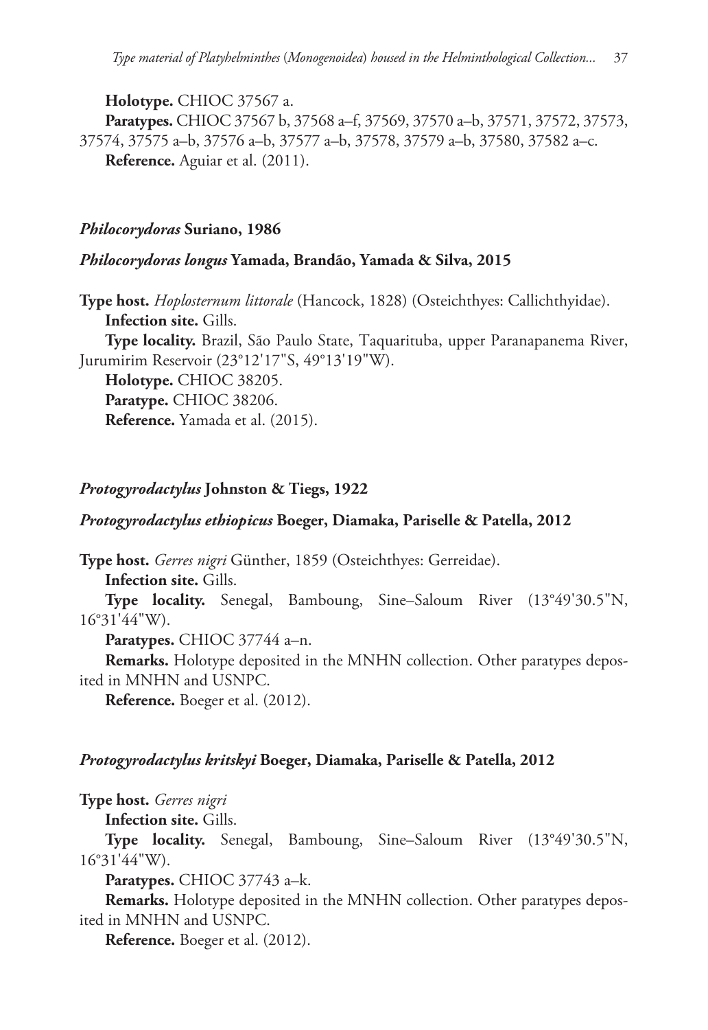**Holotype.** CHIOC 37567 a.

**Paratypes.** CHIOC 37567 b, 37568 a–f, 37569, 37570 a–b, 37571, 37572, 37573, 37574, 37575 a–b, 37576 a–b, 37577 a–b, 37578, 37579 a–b, 37580, 37582 a–c.

**Reference.** Aguiar et al. (2011).

### *Philocorydoras* Suriano, 1986

#### *Philocorydoras longus* Yamada, Brandão, Yamada & Silva, 2015

**Type host.** *Hoplosternum littorale* (Hancock, 1828) (Osteichthyes: Callichthyidae).

**Infection site.** Gills.

**Type locality.** Brazil, São Paulo State, Taquarituba, upper Paranapanema River, Jurumirim Reservoir (23°12'17"S, 49°13'19"W).

**Holotype.** CHIOC 38205.

**Paratype.** CHIOC 38206.

**Reference.** Yamada et al. (2015).

### *Protogyrodactylus* Johnston & Tiegs, 1922

#### *Protogyrodactylus ethiopicus* Boeger, Diamaka, Pariselle & Patella, 2012

**Type host.** *Gerres nigri* Günther, 1859 (Osteichthyes: Gerreidae).

**Infection site.** Gills.

**Type locality.** Senegal, Bamboung, Sine–Saloum River (13°49'30.5"N, 16°31'44"W).

**Paratypes.** CHIOC 37744 a–n.

**Remarks.** Holotype deposited in the MNHN collection. Other paratypes deposited in MNHN and USNPC.

**Reference.** Boeger et al. (2012).

#### *Protogyrodactylus kritskyi* Boeger, Diamaka, Pariselle & Patella, 2012

**Type host.** *Gerres nigri*

**Infection site.** Gills.

**Type locality.** Senegal, Bamboung, Sine–Saloum River (13°49'30.5"N, 16°31'44"W).

**Paratypes.** CHIOC 37743 a–k.

**Remarks.** Holotype deposited in the MNHN collection. Other paratypes deposited in MNHN and USNPC.

**Reference.** Boeger et al. (2012).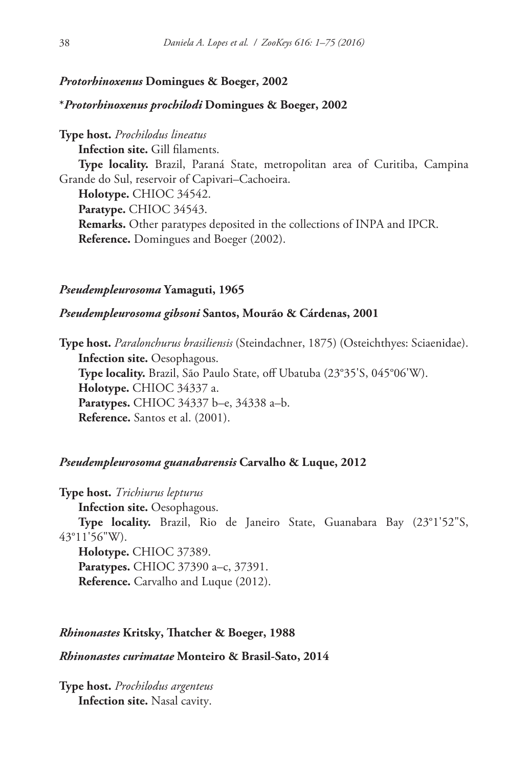### *Protorhinoxenus* Domingues & Boeger, 2002

**\****Protorhinoxenus prochilodi*** **Domingues & Boeger, 2002**

**Type host.** *Prochilodus lineatus*

**Infection site.** Gill filaments.

**Type locality.** Brazil, Paraná State, metropolitan area of Curitiba, Campina Grande do Sul, reservoir of Capivari–Cachoeira.

**Holotype.** CHIOC 34542.

**Paratype.** CHIOC 34543.

**Remarks.** Other paratypes deposited in the collections of INPA and IPCR.

**Reference.** Domingues and Boeger (2002).

### *Pseudempleurosoma* Yamaguti, 1965

#### *Pseudempleurosoma gibsoni* Santos, Mourão & Cárdenas, 2001

**Type host.** *Paralonchurus brasiliensis* (Steindachner, 1875) (Osteichthyes: Sciaenidae).

**Infection site.** Oesophagous.

**Type locality.** Brazil, São Paulo State, off Ubatuba (23°35'S, 045°06'W).

**Holotype.** CHIOC 34337 a.

**Paratypes.** CHIOC 34337 b–e, 34338 a–b.

**Reference.** Santos et al. (2001).

#### *Pseudempleurosoma guanabarensis* Carvalho & Luque, 2012

**Type host.** *Trichiurus lepturus*

**Infection site.** Oesophagous.

**Type locality.** Brazil, Rio de Janeiro State, Guanabara Bay (23°1'52"S, 43°11'56"W).

**Holotype.** CHIOC 37389.

**Paratypes.** CHIOC 37390 a–c, 37391.

**Reference.** Carvalho and Luque (2012).

### *Rhinonastes* Kritsky, Thatcher & Boeger, 1988

#### *Rhinonastes curimatae* Monteiro & Brasil-Sato, 2014

**Type host.** *Prochilodus argenteus*

**Infection site.** Nasal cavity.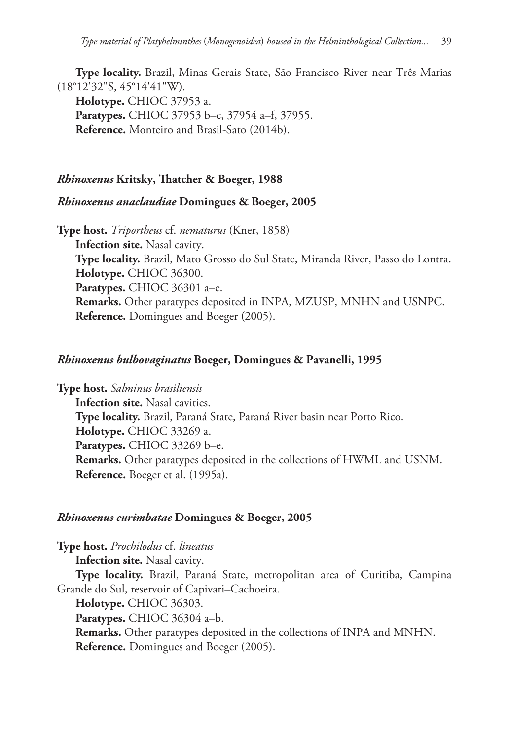**Type locality.** Brazil, Minas Gerais State, São Francisco River near Três Marias (18°12'32"S, 45°14'41"W).

**Holotype.** CHIOC 37953 a.

**Paratypes.** CHIOC 37953 b–c, 37954 a–f, 37955.

**Reference.** Monteiro and Brasil-Sato (2014b).

### *Rhinoxenus* Kritsky, Thatcher & Boeger, 1988

#### *Rhinoxenus anaclaudiae* Domingues & Boeger, 2005

**Type host.** *Triportheus* cf. *nematurus* (Kner, 1858)

**Infection site.** Nasal cavity.

**Type locality.** Brazil, Mato Grosso do Sul State, Miranda River, Passo do Lontra.

**Holotype.** CHIOC 36300.

**Paratypes.** CHIOC 36301 a–e.

**Remarks.** Other paratypes deposited in INPA, MZUSP, MNHN and USNPC.

**Reference.** Domingues and Boeger (2005).

#### *Rhinoxenus bulbovaginatus* Boeger, Domingues & Pavanelli, 1995

**Type host.** *Salminus brasiliensis*

**Infection site.** Nasal cavities.

**Type locality.** Brazil, Paraná State, Paraná River basin near Porto Rico.

**Holotype.** CHIOC 33269 a.

**Paratypes.** CHIOC 33269 b–e.

**Remarks.** Other paratypes deposited in the collections of HWML and USNM.

**Reference.** Boeger et al. (1995a).

#### *Rhinoxenus curimbatae* Domingues & Boeger, 2005

**Type host.** *Prochilodus* cf. *lineatus*

**Infection site.** Nasal cavity.

**Type locality.** Brazil, Paraná State, metropolitan area of Curitiba, Campina Grande do Sul, reservoir of Capivari–Cachoeira.

**Holotype.** CHIOC 36303.

**Paratypes.** CHIOC 36304 a–b.

**Remarks.** Other paratypes deposited in the collections of INPA and MNHN.

**Reference.** Domingues and Boeger (2005).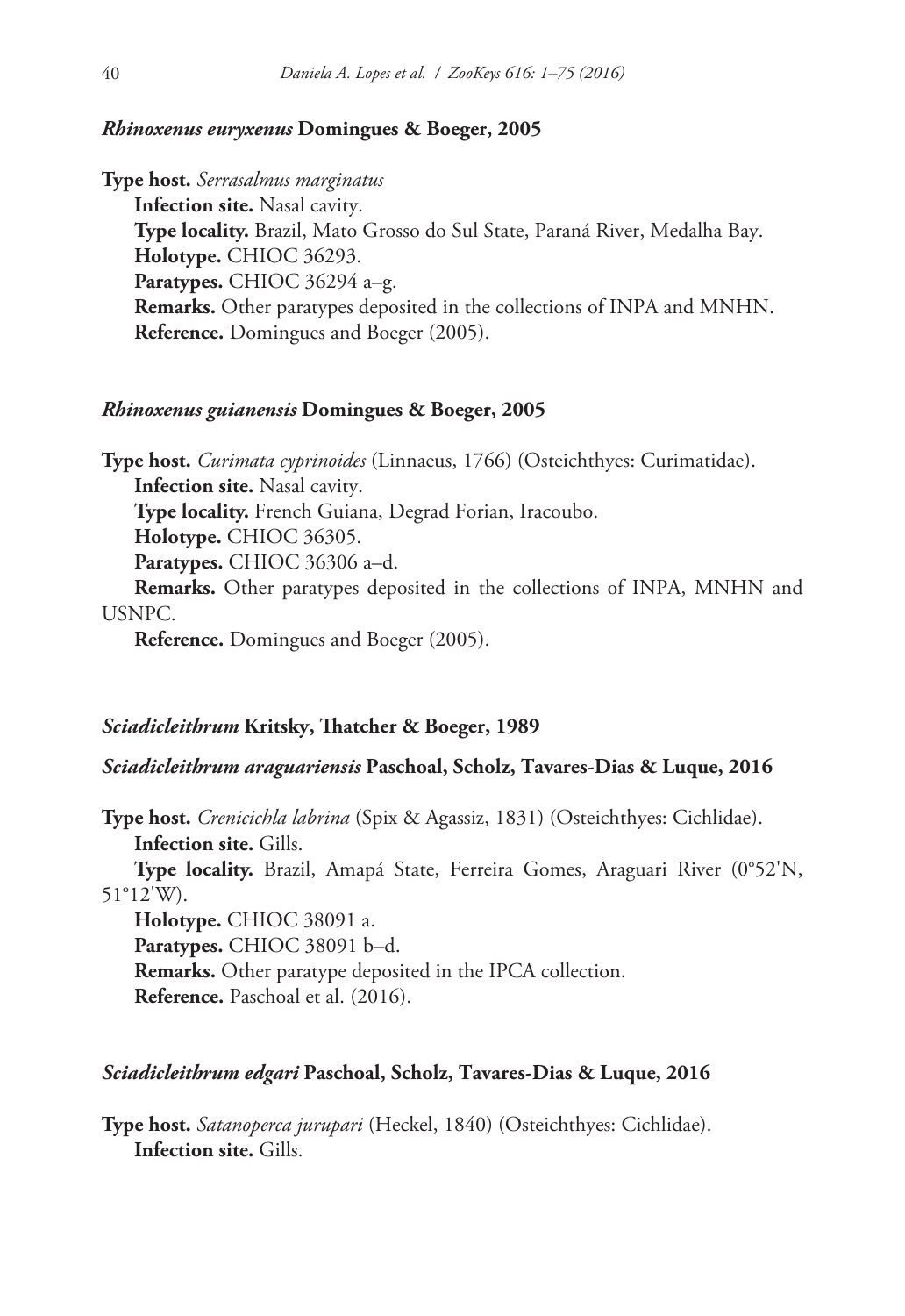#### *Rhinoxenus euryxenus* Domingues & Boeger, 2005

**Type host.** *Serrasalmus marginatus*

**Infection site.** Nasal cavity.

**Type locality.** Brazil, Mato Grosso do Sul State, Paraná River, Medalha Bay.

**Holotype.** CHIOC 36293.

**Paratypes.** CHIOC 36294 a–g.

**Remarks.** Other paratypes deposited in the collections of INPA and MNHN.

**Reference.** Domingues and Boeger (2005).

#### *Rhinoxenus guianensis* Domingues & Boeger, 2005

**Type host.** *Curimata cyprinoides* (Linnaeus, 1766) (Osteichthyes: Curimatidae).

**Infection site.** Nasal cavity.

**Type locality.** French Guiana, Degrad Forian, Iracoubo.

**Holotype.** CHIOC 36305.

**Paratypes.** CHIOC 36306 a–d.

**Remarks.** Other paratypes deposited in the collections of INPA, MNHN and USNPC.

**Reference.** Domingues and Boeger (2005).

#### *Sciadicleithrum* Kritsky, Thatcher & Boeger, 1989

#### *Sciadicleithrum araguariensis* Paschoal, Scholz, Tavares-Dias & Luque, 2016

**Type host.** *Crenicichla labrina* (Spix & Agassiz, 1831) (Osteichthyes: Cichlidae).

**Infection site.** Gills.

**Type locality.** Brazil, Amapá State, Ferreira Gomes, Araguari River (0°52'N, 51°12'W).

**Holotype.** CHIOC 38091 a.

**Paratypes.** CHIOC 38091 b–d.

**Remarks.** Other paratype deposited in the IPCA collection.

**Reference.** Paschoal et al. (2016).

#### *Sciadicleithrum edgari* Paschoal, Scholz, Tavares-Dias & Luque, 2016

**Type host.** *Satanoperca jurupari* (Heckel, 1840) (Osteichthyes: Cichlidae).

**Infection site.** Gills.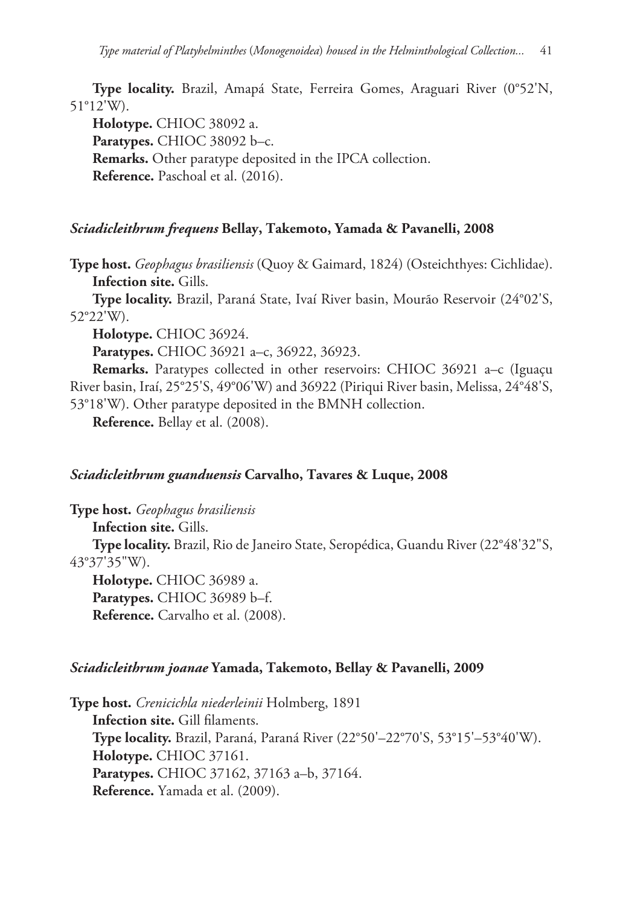**Type locality.** Brazil, Amapá State, Ferreira Gomes, Araguari River (0°52'N, 51°12'W).

**Holotype.** CHIOC 38092 a.

**Paratypes.** CHIOC 38092 b–c.

**Remarks.** Other paratype deposited in the IPCA collection.

**Reference.** Paschoal et al. (2016).

### *Sciadicleithrum frequens* Bellay, Takemoto, Yamada & Pavanelli, 2008

**Type host.** *Geophagus brasiliensis* (Quoy & Gaimard, 1824) (Osteichthyes: Cichlidae).

**Infection site.** Gills.

**Type locality.** Brazil, Paraná State, Ivaí River basin, Mourão Reservoir (24°02'S, 52°22'W).

**Holotype.** CHIOC 36924.

**Paratypes.** CHIOC 36921 a–c, 36922, 36923.

**Remarks.** Paratypes collected in other reservoirs: CHIOC 36921 a–c (Iguaçu River basin, Iraí, 25°25'S, 49°06'W) and 36922 (Piriqui River basin, Melissa, 24°48'S, 53°18'W). Other paratype deposited in the BMNH collection.

**Reference.** Bellay et al. (2008).

### *Sciadicleithrum guanduensis* Carvalho, Tavares & Luque, 2008

**Type host.** *Geophagus brasiliensis*

**Infection site.** Gills.

**Type locality.** Brazil, Rio de Janeiro State, Seropédica, Guandu River (22°48'32"S, 43°37'35"W).

**Holotype.** CHIOC 36989 a.

**Paratypes.** CHIOC 36989 b–f.

**Reference.** Carvalho et al. (2008).

### *Sciadicleithrum joanae* Yamada, Takemoto, Bellay & Pavanelli, 2009

**Type host.** *Crenicichla niederleinii* Holmberg, 1891

**Infection site.** Gill filaments.

**Type locality.** Brazil, Paraná, Paraná River (22°50'–22°70'S, 53°15'–53°40'W).

**Holotype.** CHIOC 37161.

**Paratypes.** CHIOC 37162, 37163 a–b, 37164.

**Reference.** Yamada et al. (2009).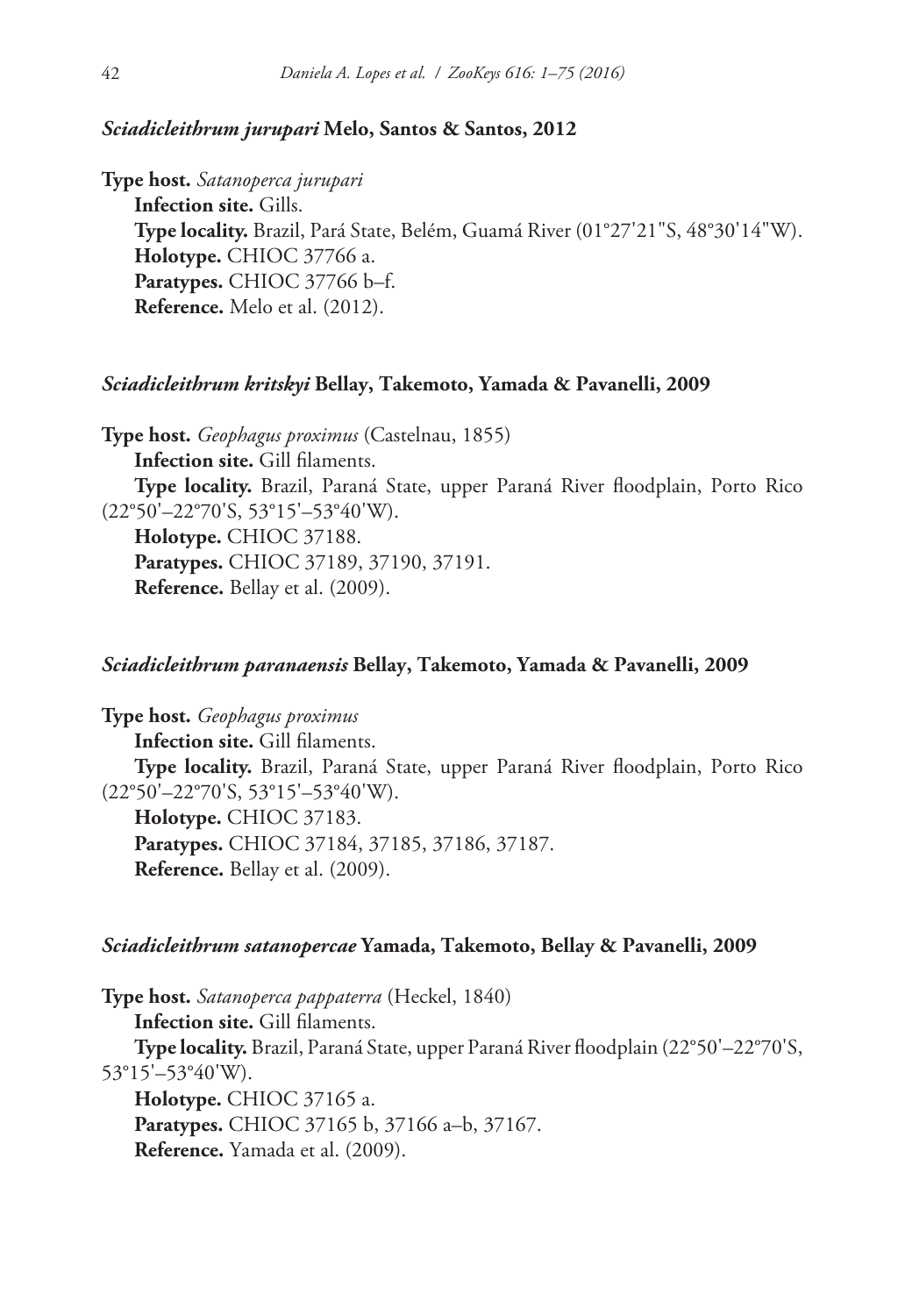### *Sciadicleithrum jurupari* Melo, Santos & Santos, 2012

**Type host.** *Satanoperca jurupari*

**Infection site.** Gills.

**Type locality.** Brazil, Pará State, Belém, Guamá River (01°27'21"S, 48°30'14"W).

**Holotype.** CHIOC 37766 a.

**Paratypes.** CHIOC 37766 b–f.

**Reference.** Melo et al. (2012).

### *Sciadicleithrum kritskyi* Bellay, Takemoto, Yamada & Pavanelli, 2009

**Type host.** *Geophagus proximus* (Castelnau, 1855)

**Infection site.** Gill filaments.

**Type locality.** Brazil, Paraná State, upper Paraná River floodplain, Porto Rico (22°50'–22°70'S, 53°15'–53°40'W).

**Holotype.** CHIOC 37188.

**Paratypes.** CHIOC 37189, 37190, 37191.

**Reference.** Bellay et al. (2009).

### *Sciadicleithrum paranaensis* Bellay, Takemoto, Yamada & Pavanelli, 2009

**Type host.** *Geophagus proximus*

**Infection site.** Gill filaments.

**Type locality.** Brazil, Paraná State, upper Paraná River floodplain, Porto Rico (22°50'–22°70'S, 53°15'–53°40'W).

**Holotype.** CHIOC 37183.

**Paratypes.** CHIOC 37184, 37185, 37186, 37187.

**Reference.** Bellay et al. (2009).

### *Sciadicleithrum satanopercae* Yamada, Takemoto, Bellay & Pavanelli, 2009

**Type host.** *Satanoperca pappaterra* (Heckel, 1840)

**Infection site.** Gill filaments.

**Type locality.** Brazil, Paraná State, upper Paraná River floodplain (22°50'–22°70'S, 53°15'–53°40'W).

**Holotype.** CHIOC 37165 a.

**Paratypes.** CHIOC 37165 b, 37166 a–b, 37167.

**Reference.** Yamada et al. (2009).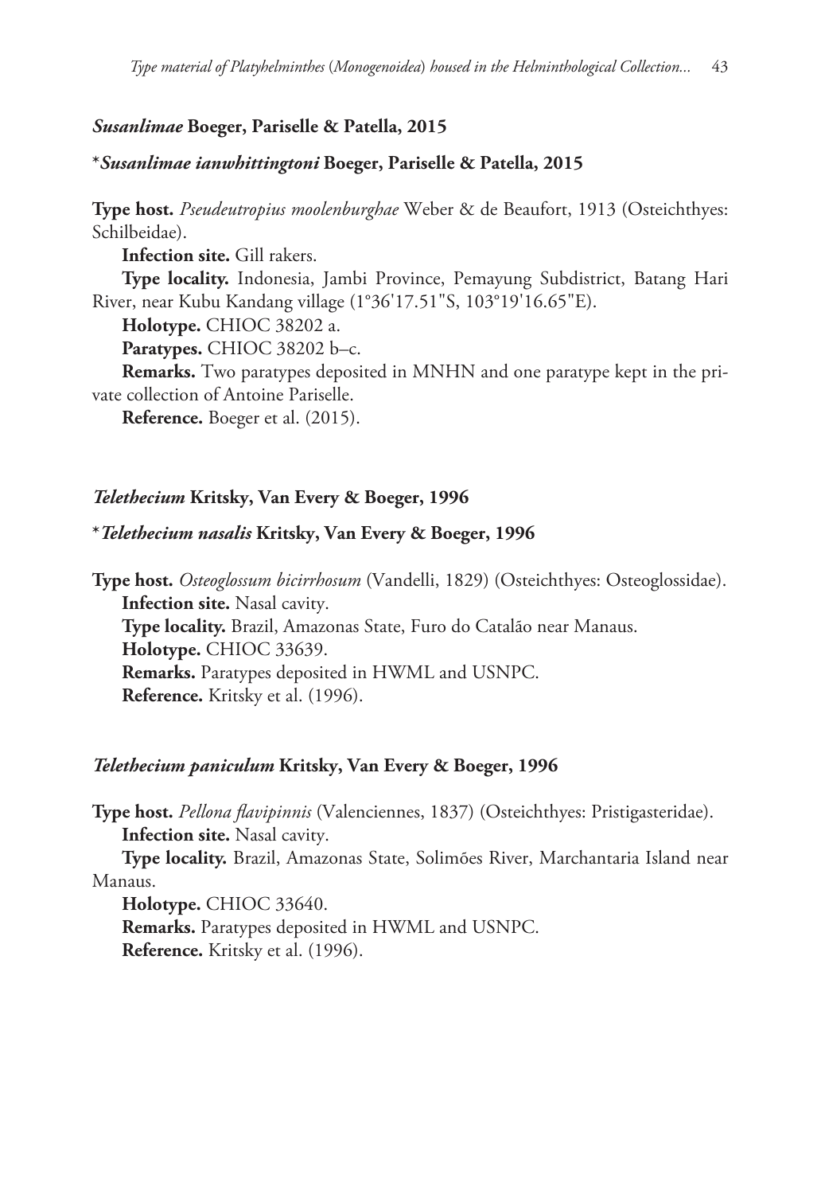### *Susanlimae* Boeger, Pariselle & Patella, 2015

#### *Susanlimae ianwhittingtoni* Boeger, Pariselle & Patella, 2015

**Type host.** *Pseudeutropius moolenburghae* Weber & de Beaufort, 1913 (Osteichthyes: Schilbeidae).

**Infection site.** Gill rakers.

**Type locality.** Indonesia, Jambi Province, Pemayung Subdistrict, Batang Hari River, near Kubu Kandang village (1°36'17.51"S, 103°19'16.65"E).

**Holotype.** CHIOC 38202 a.

**Paratypes.** CHIOC 38202 b–c.

**Remarks.** Two paratypes deposited in MNHN and one paratype kept in the private collection of Antoine Pariselle.

**Reference.** Boeger et al. (2015).

### *Telethecium* Kritsky, Van Every & Boeger, 1996

#### *Telethecium nasalis* Kritsky, Van Every & Boeger, 1996

**Type host.** *Osteoglossum bicirrhosum* (Vandelli, 1829) (Osteichthyes: Osteoglossidae).

**Infection site.** Nasal cavity.

**Type locality.** Brazil, Amazonas State, Furo do Catalão near Manaus.

**Holotype.** CHIOC 33639.

**Remarks.** Paratypes deposited in HWML and USNPC.

**Reference.** Kritsky et al. (1996).

#### *Telethecium paniculum* Kritsky, Van Every & Boeger, 1996

**Type host.** *Pellona flavipinnis* (Valenciennes, 1837) (Osteichthyes: Pristigasteridae).

**Infection site.** Nasal cavity.

**Type locality.** Brazil, Amazonas State, Solimões River, Marchantaria Island near Manaus.

**Holotype.** CHIOC 33640.

**Remarks.** Paratypes deposited in HWML and USNPC.

**Reference.** Kritsky et al. (1996).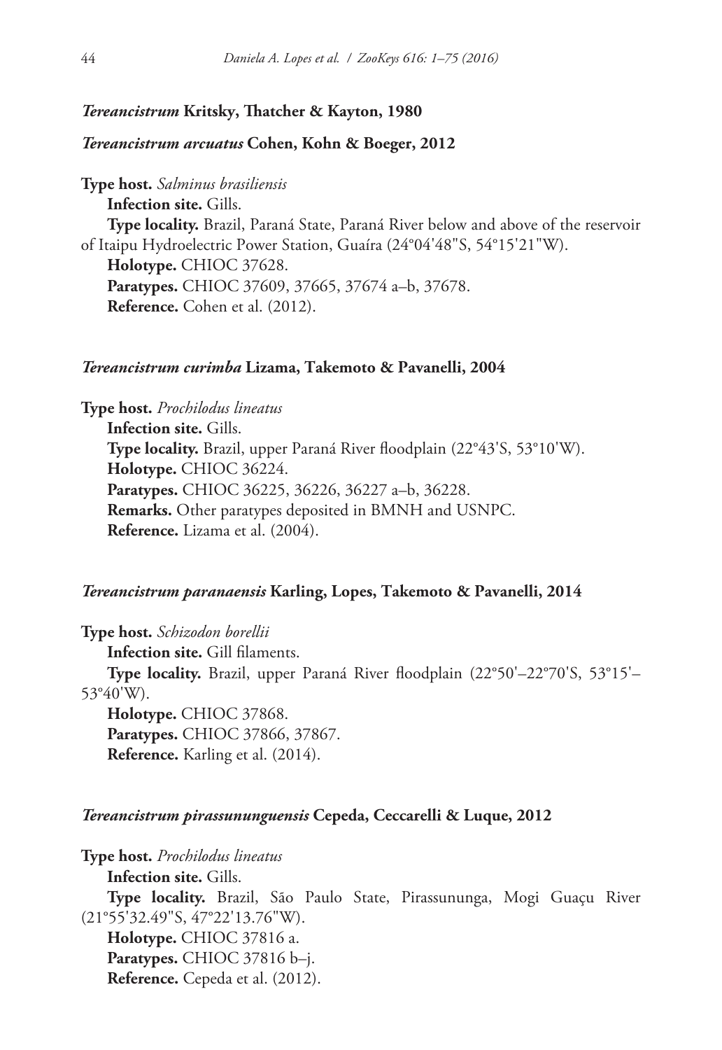### *Tereancistrum* Kritsky, Thatcher & Kayton, 1980

#### *Tereancistrum arcuatus* Cohen, Kohn & Boeger, 2012

**Type host.** *Salminus brasiliensis*

**Infection site.** Gills.

**Type locality.** Brazil, Paraná State, Paraná River below and above of the reservoir of Itaipu Hydroelectric Power Station, Guaíra (24°04'48"S, 54°15'21"W).

**Holotype.** CHIOC 37628.

**Paratypes.** CHIOC 37609, 37665, 37674 a–b, 37678.

**Reference.** Cohen et al. (2012).

#### *Tereancistrum curimba* Lizama, Takemoto & Pavanelli, 2004

**Type host.** *Prochilodus lineatus*

**Infection site.** Gills.

**Type locality.** Brazil, upper Paraná River floodplain (22°43'S, 53°10'W).

**Holotype.** CHIOC 36224.

**Paratypes.** CHIOC 36225, 36226, 36227 a–b, 36228.

**Remarks.** Other paratypes deposited in BMNH and USNPC.

**Reference.** Lizama et al. (2004).

#### *Tereancistrum paranaensis* Karling, Lopes, Takemoto & Pavanelli, 2014

**Type host.** *Schizodon borellii*

**Infection site.** Gill filaments.

**Type locality.** Brazil, upper Paraná River floodplain (22°50'–22°70'S, 53°15'–53°40'W).

**Holotype.** CHIOC 37868.

**Paratypes.** CHIOC 37866, 37867.

**Reference.** Karling et al. (2014).

#### *Tereancistrum pirassununguensis* Cepeda, Ceccarelli & Luque, 2012

**Type host.** *Prochilodus lineatus*

**Infection site.** Gills.

**Type locality.** Brazil, São Paulo State, Pirassununga, Mogi Guaçu River (21°55'32.49"S, 47°22'13.76"W).

**Holotype.** CHIOC 37816 a.

**Paratypes.** CHIOC 37816 b–j.

**Reference.** Cepeda et al. (2012).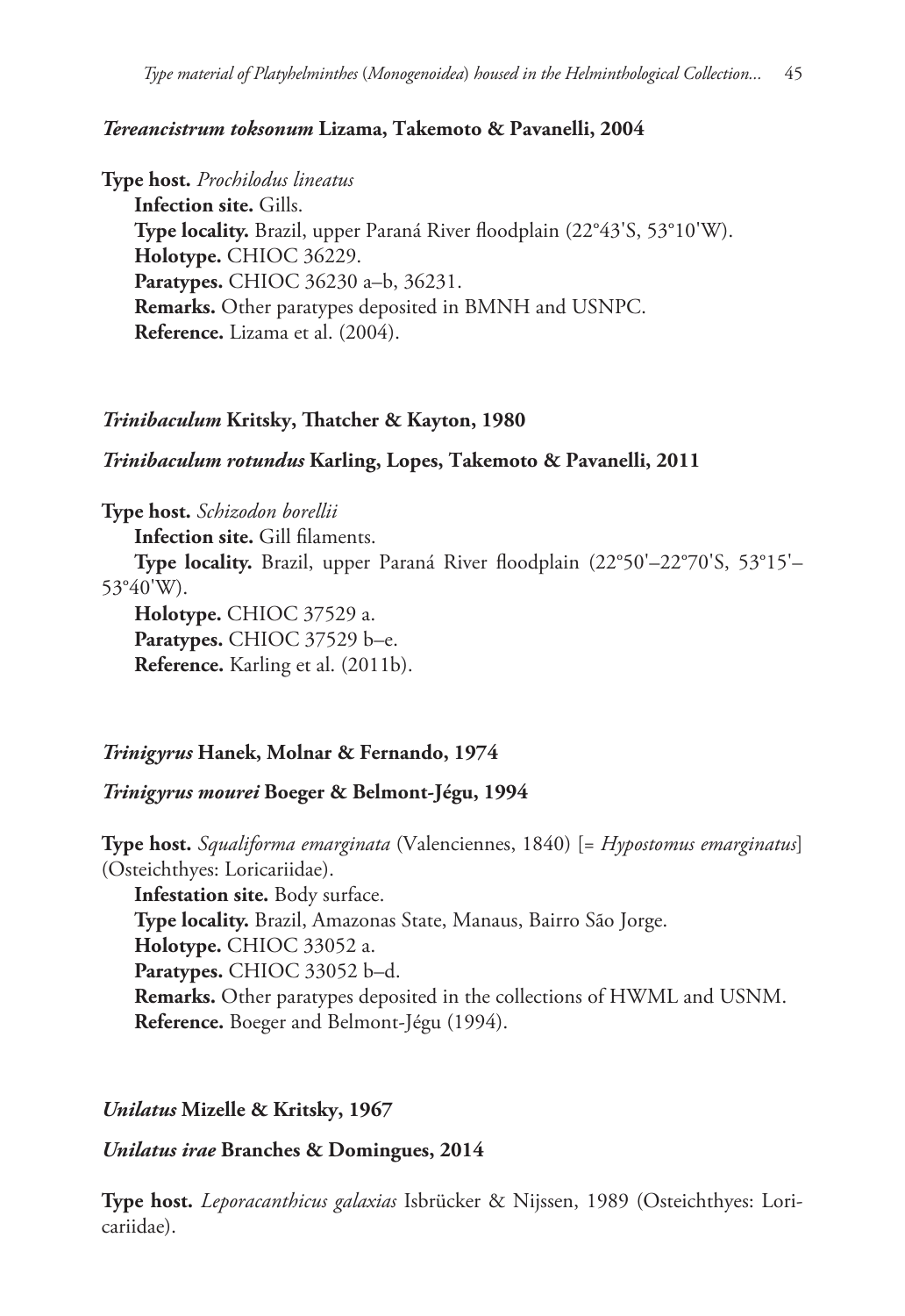***Tereancistrum toksonum* Lizama, Takemoto & Pavanelli, 2004**

**Type host.** *Prochilodus lineatus*

**Infection site.** Gills.

**Type locality.** Brazil, upper Paraná River floodplain (22°43'S, 53°10'W).

**Holotype.** CHIOC 36229.

**Paratypes.** CHIOC 36230 a–b, 36231.

**Remarks.** Other paratypes deposited in BMNH and USNPC.

**Reference.** Lizama et al. (2004).

***Trinibaculum* Kritsky, Thatcher & Kayton, 1980**

***Trinibaculum rotundus* Karling, Lopes, Takemoto & Pavanelli, 2011**

**Type host.** *Schizodon borellii*

**Infection site.** Gill filaments.

**Type locality.** Brazil, upper Paraná River floodplain (22°50'–22°70'S, 53°15'–53°40'W).

**Holotype.** CHIOC 37529 a.

**Paratypes.** CHIOC 37529 b–e.

**Reference.** Karling et al. (2011b).

***Trinigyrus* Hanek, Molnar & Fernando, 1974**

***Trinigyrus mourei* Boeger & Belmont-Jégu, 1994**

**Type host.** *Squaliforma emarginata* (Valenciennes, 1840) [= *Hypostomus emarginatus*] (Osteichthyes: Loricariidae).

**Infestation site.** Body surface.

**Type locality.** Brazil, Amazonas State, Manaus, Bairro São Jorge.

**Holotype.** CHIOC 33052 a.

**Paratypes.** CHIOC 33052 b–d.

**Remarks.** Other paratypes deposited in the collections of HWML and USNM.

**Reference.** Boeger and Belmont-Jégu (1994).

***Unilatus* Mizelle & Kritsky, 1967**

***Unilatus irae* Branches & Domingues, 2014**

**Type host.** *Leporacanthicus galaxias* Isbrücker & Nijssen, 1989 (Osteichthyes: Loricariidae).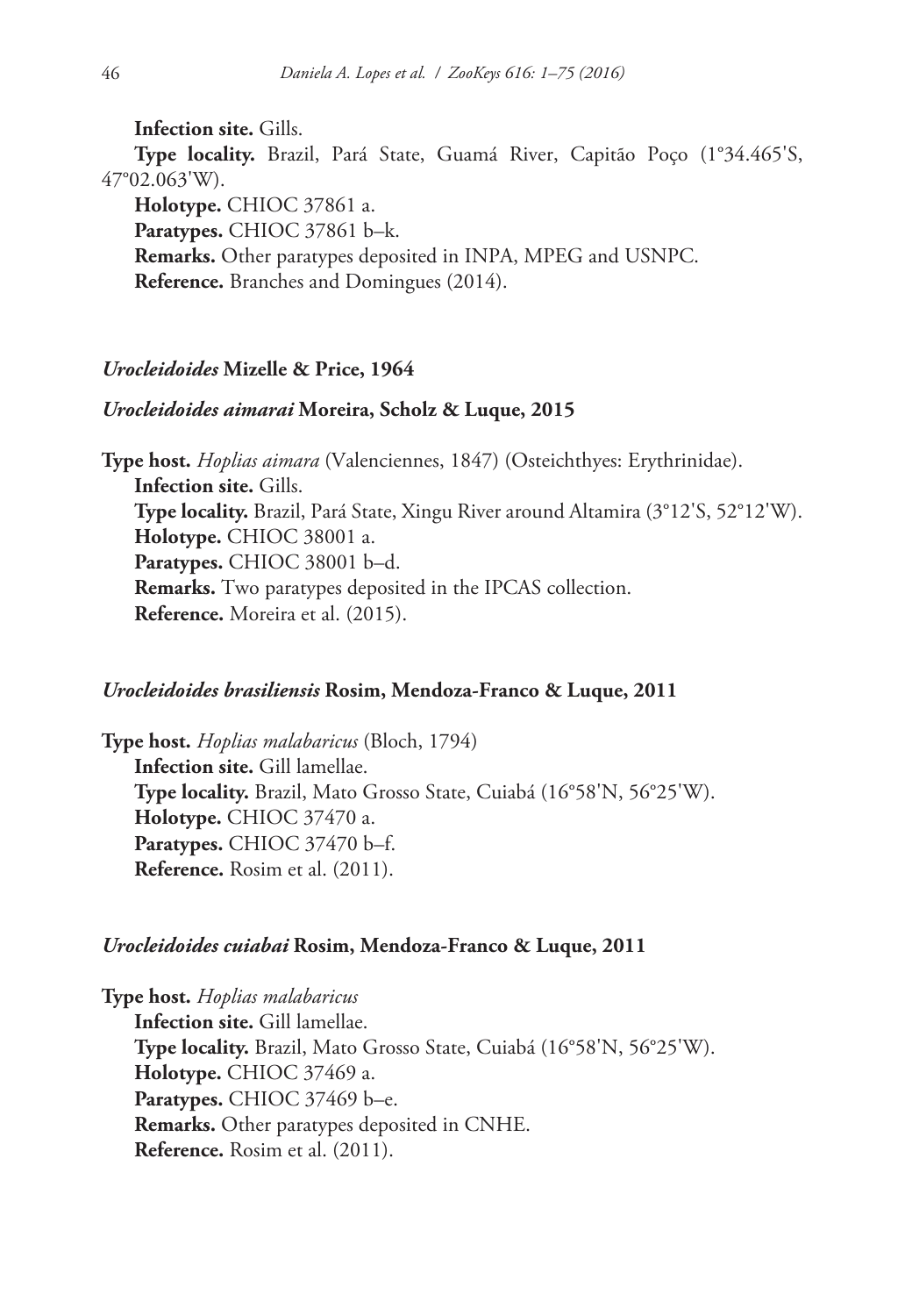**Infection site.** Gills.

**Type locality.** Brazil, Pará State, Guamá River, Capitão Poço (1°34.465'S, 47°02.063'W).

**Holotype.** CHIOC 37861 a.

**Paratypes.** CHIOC 37861 b–k.

**Remarks.** Other paratypes deposited in INPA, MPEG and USNPC.

**Reference.** Branches and Domingues (2014).

### *Urocleidoides* Mizelle & Price, 1964

#### *Urocleidoides aimarai* Moreira, Scholz & Luque, 2015

**Type host.** *Hoplias aimara* (Valenciennes, 1847) (Osteichthyes: Erythrinidae).

**Infection site.** Gills.

**Type locality.** Brazil, Pará State, Xingu River around Altamira (3°12'S, 52°12'W).

**Holotype.** CHIOC 38001 a.

**Paratypes.** CHIOC 38001 b–d.

**Remarks.** Two paratypes deposited in the IPCAS collection.

**Reference.** Moreira et al. (2015).

#### *Urocleidoides brasiliensis* Rosim, Mendoza-Franco & Luque, 2011

**Type host.** *Hoplias malabaricus* (Bloch, 1794)

**Infection site.** Gill lamellae.

**Type locality.** Brazil, Mato Grosso State, Cuiabá (16°58'N, 56°25'W).

**Holotype.** CHIOC 37470 a.

**Paratypes.** CHIOC 37470 b–f.

**Reference.** Rosim et al. (2011).

#### *Urocleidoides cuiabai* Rosim, Mendoza-Franco & Luque, 2011

**Type host.** *Hoplias malabaricus*

**Infection site.** Gill lamellae.

**Type locality.** Brazil, Mato Grosso State, Cuiabá (16°58'N, 56°25'W).

**Holotype.** CHIOC 37469 a.

**Paratypes.** CHIOC 37469 b–e.

**Remarks.** Other paratypes deposited in CNHE.

**Reference.** Rosim et al. (2011).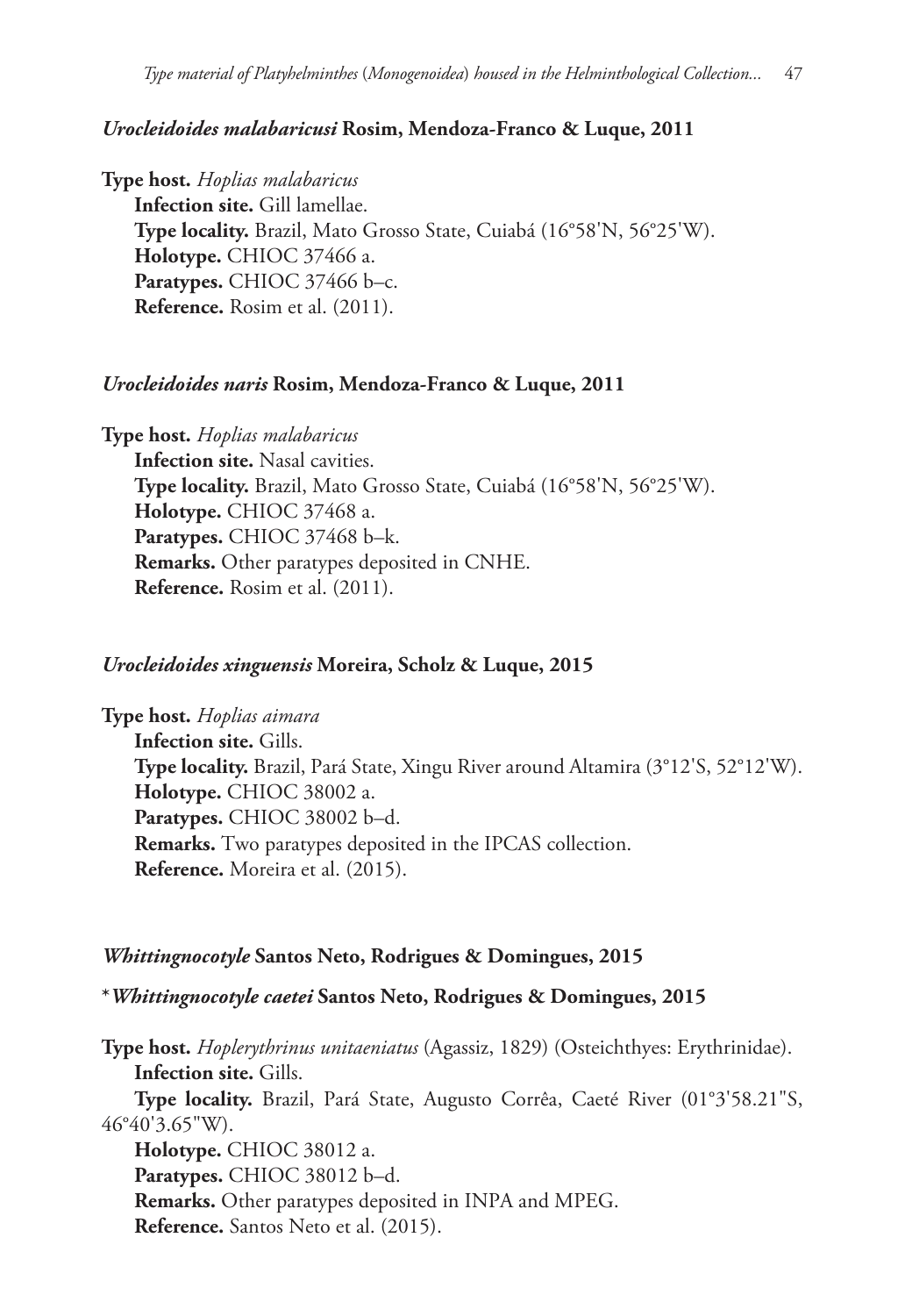### *Urocleidoides malabaricusi* Rosim, Mendoza-Franco & Luque, 2011

**Type host.** *Hoplias malabaricus*
**Infection site.** Gill lamellae.
**Type locality.** Brazil, Mato Grosso State, Cuiabá (16°58'N, 56°25'W).
**Holotype.** CHIOC 37466 a.
**Paratypes.** CHIOC 37466 b–c.
**Reference.** Rosim et al. (2011).

### *Urocleidoides naris* Rosim, Mendoza-Franco & Luque, 2011

**Type host.** *Hoplias malabaricus*
**Infection site.** Nasal cavities.
**Type locality.** Brazil, Mato Grosso State, Cuiabá (16°58'N, 56°25'W).
**Holotype.** CHIOC 37468 a.
**Paratypes.** CHIOC 37468 b–k.
**Remarks.** Other paratypes deposited in CNHE.
**Reference.** Rosim et al. (2011).

### *Urocleidoides xinguensis* Moreira, Scholz & Luque, 2015

**Type host.** *Hoplias aimara*
**Infection site.** Gills.
**Type locality.** Brazil, Pará State, Xingu River around Altamira (3°12'S, 52°12'W).
**Holotype.** CHIOC 38002 a.
**Paratypes.** CHIOC 38002 b–d.
**Remarks.** Two paratypes deposited in the IPCAS collection.
**Reference.** Moreira et al. (2015).

### *Whittingnocotyle* Santos Neto, Rodrigues & Domingues, 2015

### \**Whittingnocotyle caetei* Santos Neto, Rodrigues & Domingues, 2015

**Type host.** *Hoplerythrinus unitaeniatus* (Agassiz, 1829) (Osteichthyes: Erythrinidae).
**Infection site.** Gills.
**Type locality.** Brazil, Pará State, Augusto Corrêa, Caeté River (01°3'58.21"S, 46°40'3.65"W).
**Holotype.** CHIOC 38012 a.
**Paratypes.** CHIOC 38012 b–d.
**Remarks.** Other paratypes deposited in INPA and MPEG.
**Reference.** Santos Neto et al. (2015).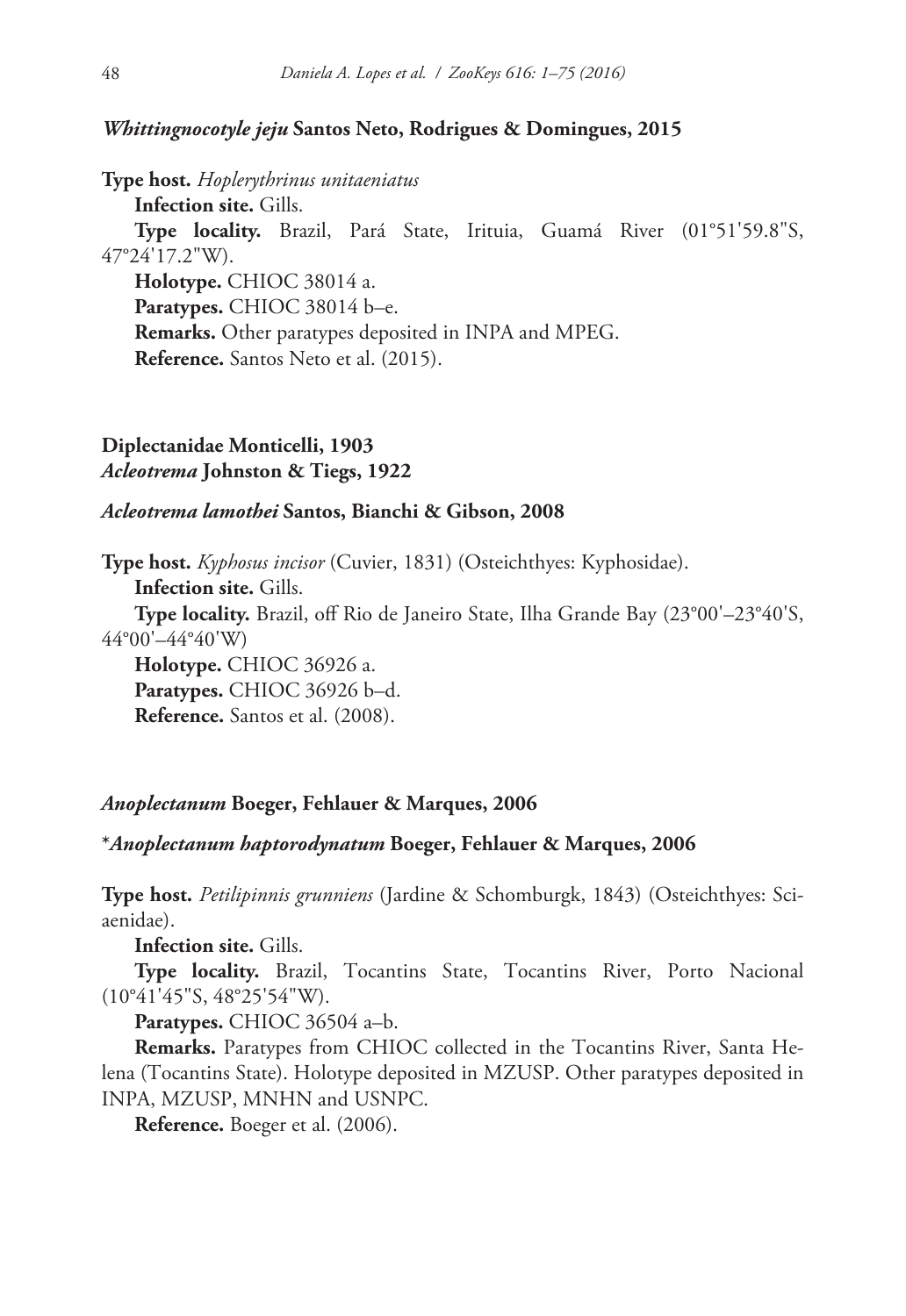### *Whittingnocotyle jeju* Santos Neto, Rodrigues & Domingues, 2015

**Type host.** *Hoplerythrinus unitaeniatus*

**Infection site.** Gills.

**Type locality.** Brazil, Pará State, Irituia, Guamá River (01°51'59.8"S, 47°24'17.2"W).

**Holotype.** CHIOC 38014 a.

**Paratypes.** CHIOC 38014 b–e.

**Remarks.** Other paratypes deposited in INPA and MPEG.

**Reference.** Santos Neto et al. (2015).

## Diplectanidae Monticelli, 1903

## *Acleotrema* Johnston & Tiegs, 1922

### *Acleotrema lamothei* Santos, Bianchi & Gibson, 2008

**Type host.** *Kyphosus incisor* (Cuvier, 1831) (Osteichthyes: Kyphosidae).

**Infection site.** Gills.

**Type locality.** Brazil, off Rio de Janeiro State, Ilha Grande Bay (23°00'–23°40'S, 44°00'–44°40'W)

**Holotype.** CHIOC 36926 a.

**Paratypes.** CHIOC 36926 b–d.

**Reference.** Santos et al. (2008).

## *Anoplectanum* Boeger, Fehlauer & Marques, 2006

### *\*Anoplectanum haptorodynatum* Boeger, Fehlauer & Marques, 2006

**Type host.** *Petilipinnis grunniens* (Jardine & Schomburgk, 1843) (Osteichthyes: Sciaenidae).

**Infection site.** Gills.

**Type locality.** Brazil, Tocantins State, Tocantins River, Porto Nacional (10°41'45"S, 48°25'54"W).

**Paratypes.** CHIOC 36504 a–b.

**Remarks.** Paratypes from CHIOC collected in the Tocantins River, Santa Helena (Tocantins State). Holotype deposited in MZUSP. Other paratypes deposited in INPA, MZUSP, MNHN and USNPC.

**Reference.** Boeger et al. (2006).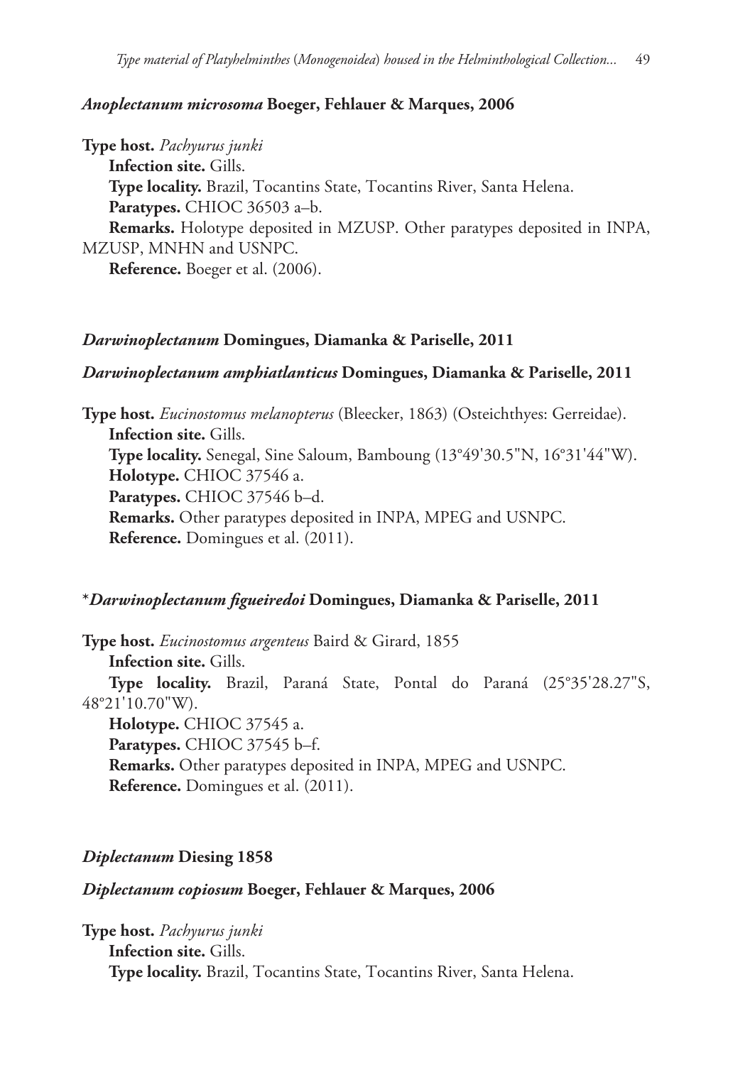**_Anoplectanum microsoma_ Boeger, Fehlauer & Marques, 2006**

**Type host.** _Pachyurus junki_

**Infection site.** Gills.

**Type locality.** Brazil, Tocantins State, Tocantins River, Santa Helena.

**Paratypes.** CHIOC 36503 a–b.

**Remarks.** Holotype deposited in MZUSP. Other paratypes deposited in INPA, MZUSP, MNHN and USNPC.

**Reference.** Boeger et al. (2006).

**_Darwinoplectanum_ Domingues, Diamanka & Pariselle, 2011**

**_Darwinoplectanum amphiatlanticus_ Domingues, Diamanka & Pariselle, 2011**

**Type host.** _Eucinostomus melanopterus_ (Bleecker, 1863) (Osteichthyes: Gerreidae).

**Infection site.** Gills.

**Type locality.** Senegal, Sine Saloum, Bamboung (13°49'30.5"N, 16°31'44"W).

**Holotype.** CHIOC 37546 a.

**Paratypes.** CHIOC 37546 b–d.

**Remarks.** Other paratypes deposited in INPA, MPEG and USNPC.

**Reference.** Domingues et al. (2011).

**\*_Darwinoplectanum figueiredoi_ Domingues, Diamanka & Pariselle, 2011**

**Type host.** _Eucinostomus argenteus_ Baird & Girard, 1855

**Infection site.** Gills.

**Type locality.** Brazil, Paraná State, Pontal do Paraná (25°35'28.27"S, 48°21'10.70"W).

**Holotype.** CHIOC 37545 a.

**Paratypes.** CHIOC 37545 b–f.

**Remarks.** Other paratypes deposited in INPA, MPEG and USNPC.

**Reference.** Domingues et al. (2011).

**_Diplectanum_ Diesing 1858**

**_Diplectanum copiosum_ Boeger, Fehlauer & Marques, 2006**

**Type host.** _Pachyurus junki_

**Infection site.** Gills.

**Type locality.** Brazil, Tocantins State, Tocantins River, Santa Helena.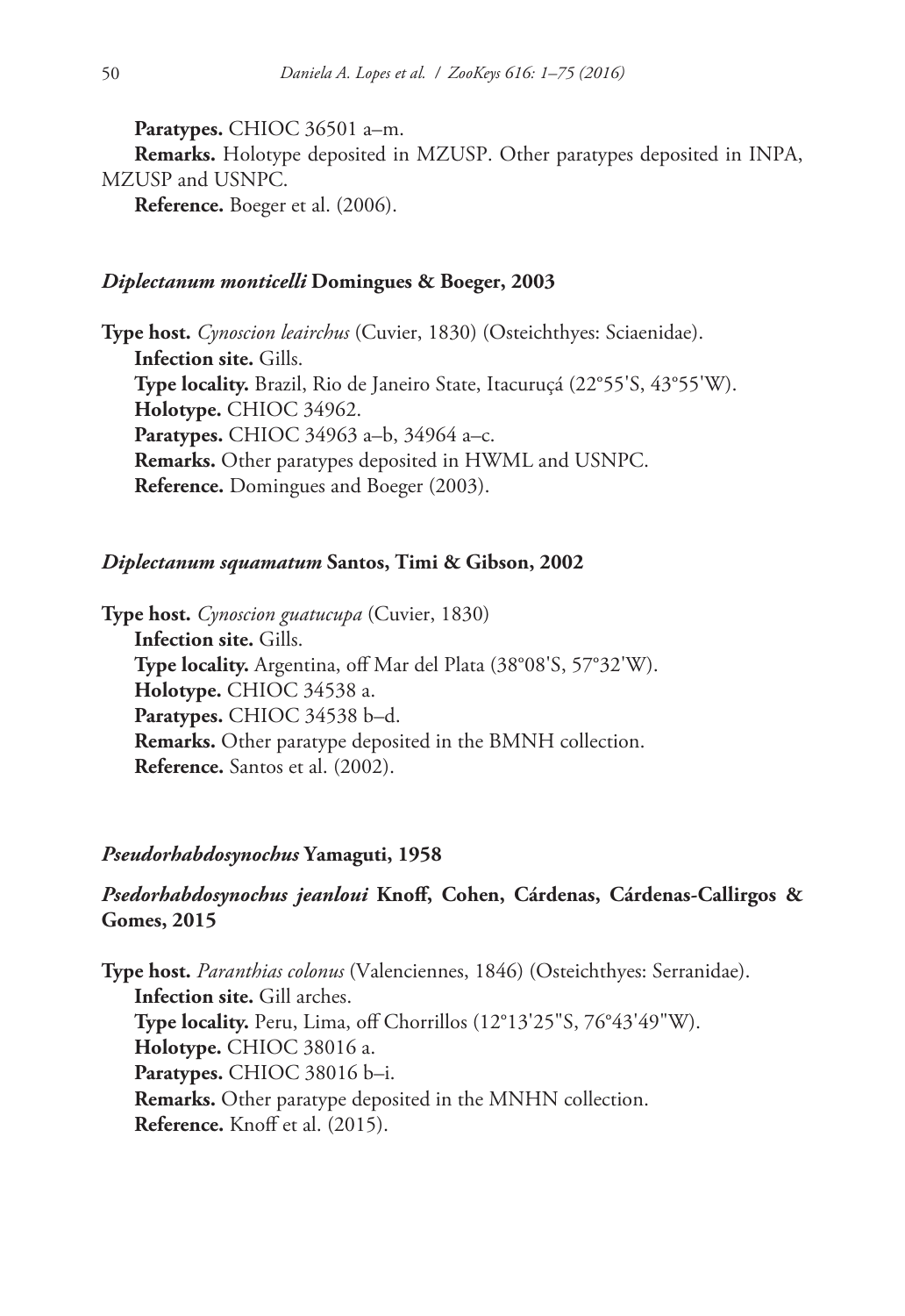**Paratypes.** CHIOC 36501 a–m.

**Remarks.** Holotype deposited in MZUSP. Other paratypes deposited in INPA, MZUSP and USNPC.

**Reference.** Boeger et al. (2006).

#### *Diplectanum monticelli* Domingues & Boeger, 2003

**Type host.** *Cynoscion leairchus* (Cuvier, 1830) (Osteichthyes: Sciaenidae).

**Infection site.** Gills.

**Type locality.** Brazil, Rio de Janeiro State, Itacuruçá (22°55'S, 43°55'W).

**Holotype.** CHIOC 34962.

**Paratypes.** CHIOC 34963 a–b, 34964 a–c.

**Remarks.** Other paratypes deposited in HWML and USNPC.

**Reference.** Domingues and Boeger (2003).

#### *Diplectanum squamatum* Santos, Timi & Gibson, 2002

**Type host.** *Cynoscion guatucupa* (Cuvier, 1830)

**Infection site.** Gills.

**Type locality.** Argentina, off Mar del Plata (38°08'S, 57°32'W).

**Holotype.** CHIOC 34538 a.

**Paratypes.** CHIOC 34538 b–d.

**Remarks.** Other paratype deposited in the BMNH collection.

**Reference.** Santos et al. (2002).

### *Pseudorhabdosynochus* Yamaguti, 1958

#### *Psedorhabdosynochus jeanloui* Knoff, Cohen, Cárdenas, Cárdenas-Callirgos & Gomes, 2015

**Type host.** *Paranthias colonus* (Valenciennes, 1846) (Osteichthyes: Serranidae).

**Infection site.** Gill arches.

**Type locality.** Peru, Lima, off Chorrillos (12°13'25"S, 76°43'49"W).

**Holotype.** CHIOC 38016 a.

**Paratypes.** CHIOC 38016 b–i.

**Remarks.** Other paratype deposited in the MNHN collection.

**Reference.** Knoff et al. (2015).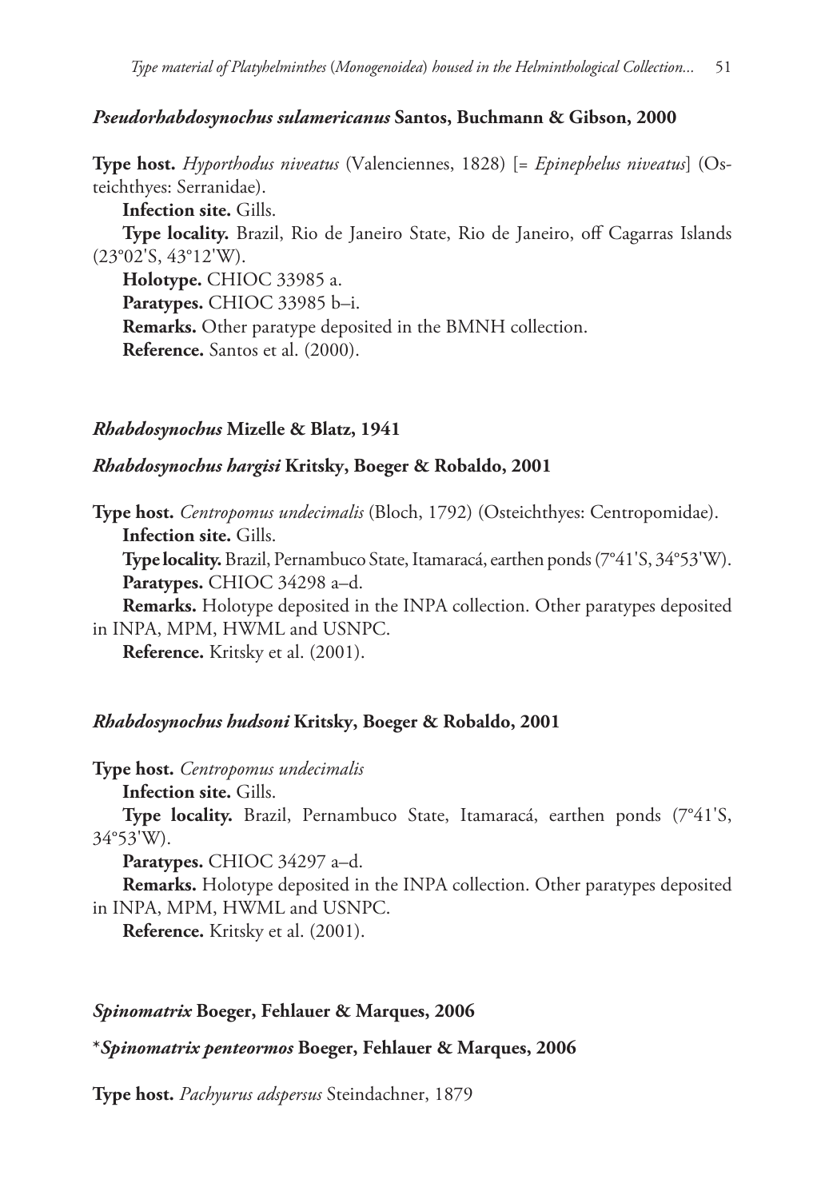***Pseudorhabdosynochus sulamericanus* Santos, Buchmann & Gibson, 2000**

**Type host.** *Hyporthodus niveatus* (Valenciennes, 1828) [= *Epinephelus niveatus*] (Osteichthyes: Serranidae).

**Infection site.** Gills.

**Type locality.** Brazil, Rio de Janeiro State, Rio de Janeiro, off Cagarras Islands (23°02'S, 43°12'W).

**Holotype.** CHIOC 33985 a.

**Paratypes.** CHIOC 33985 b–i.

**Remarks.** Other paratype deposited in the BMNH collection.

**Reference.** Santos et al. (2000).

***Rhabdosynochus* Mizelle & Blatz, 1941**

***Rhabdosynochus hargisi* Kritsky, Boeger & Robaldo, 2001**

**Type host.** *Centropomus undecimalis* (Bloch, 1792) (Osteichthyes: Centropomidae).

**Infection site.** Gills.

**Type locality.** Brazil, Pernambuco State, Itamaracá, earthen ponds (7°41'S, 34°53'W).

**Paratypes.** CHIOC 34298 a–d.

**Remarks.** Holotype deposited in the INPA collection. Other paratypes deposited in INPA, MPM, HWML and USNPC.

**Reference.** Kritsky et al. (2001).

***Rhabdosynochus hudsoni* Kritsky, Boeger & Robaldo, 2001**

**Type host.** *Centropomus undecimalis*

**Infection site.** Gills.

**Type locality.** Brazil, Pernambuco State, Itamaracá, earthen ponds (7°41'S, 34°53'W).

**Paratypes.** CHIOC 34297 a–d.

**Remarks.** Holotype deposited in the INPA collection. Other paratypes deposited in INPA, MPM, HWML and USNPC.

**Reference.** Kritsky et al. (2001).

***Spinomatrix* Boeger, Fehlauer & Marques, 2006**

**\*_Spinomatrix penteormos_ Boeger, Fehlauer & Marques, 2006**

**Type host.** *Pachyurus adspersus* Steindachner, 1879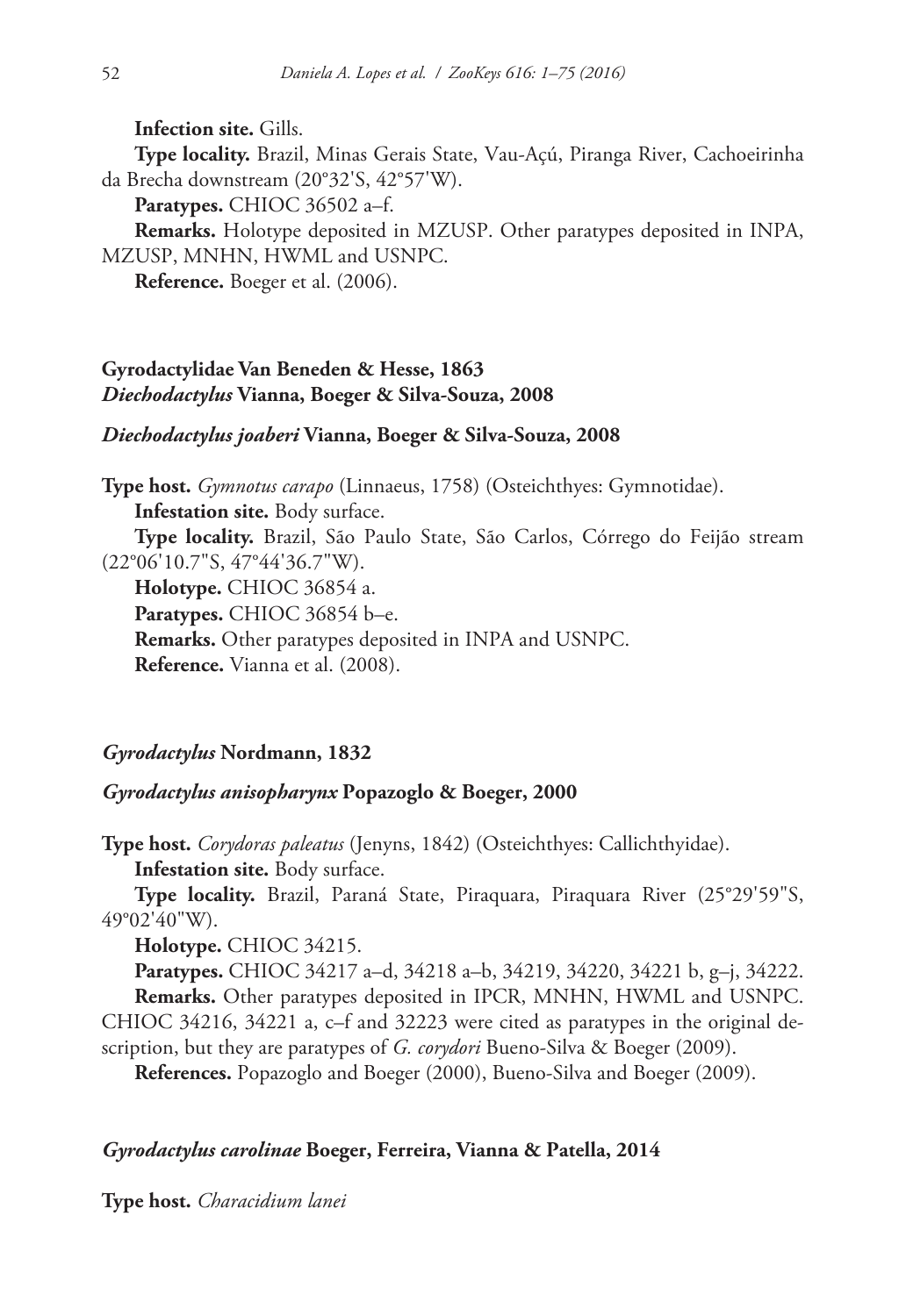**Infection site.** Gills.

**Type locality.** Brazil, Minas Gerais State, Vau-Açú, Piranga River, Cachoeirinha da Brecha downstream (20°32'S, 42°57'W).

**Paratypes.** CHIOC 36502 a–f.

**Remarks.** Holotype deposited in MZUSP. Other paratypes deposited in INPA, MZUSP, MNHN, HWML and USNPC.

**Reference.** Boeger et al. (2006).

### Gyrodactylidae Van Beneden & Hesse, 1863
### *Diechodactylus* Vianna, Boeger & Silva-Souza, 2008

#### *Diechodactylus joaberi* Vianna, Boeger & Silva-Souza, 2008

**Type host.** *Gymnotus carapo* (Linnaeus, 1758) (Osteichthyes: Gymnotidae).

**Infestation site.** Body surface.

**Type locality.** Brazil, São Paulo State, São Carlos, Córrego do Feijão stream (22°06'10.7"S, 47°44'36.7"W).

**Holotype.** CHIOC 36854 a.

**Paratypes.** CHIOC 36854 b–e.

**Remarks.** Other paratypes deposited in INPA and USNPC.

**Reference.** Vianna et al. (2008).

### *Gyrodactylus* Nordmann, 1832

#### *Gyrodactylus anisopharynx* Popazoglo & Boeger, 2000

**Type host.** *Corydoras paleatus* (Jenyns, 1842) (Osteichthyes: Callichthyidae).

**Infestation site.** Body surface.

**Type locality.** Brazil, Paraná State, Piraquara, Piraquara River (25°29'59"S, 49°02'40"W).

**Holotype.** CHIOC 34215.

**Paratypes.** CHIOC 34217 a–d, 34218 a–b, 34219, 34220, 34221 b, g–j, 34222.

**Remarks.** Other paratypes deposited in IPCR, MNHN, HWML and USNPC. CHIOC 34216, 34221 a, c–f and 32223 were cited as paratypes in the original description, but they are paratypes of *G. corydori* Bueno-Silva & Boeger (2009).

**References.** Popazoglo and Boeger (2000), Bueno-Silva and Boeger (2009).

#### *Gyrodactylus carolinae* Boeger, Ferreira, Vianna & Patella, 2014

**Type host.** *Characidium lanei*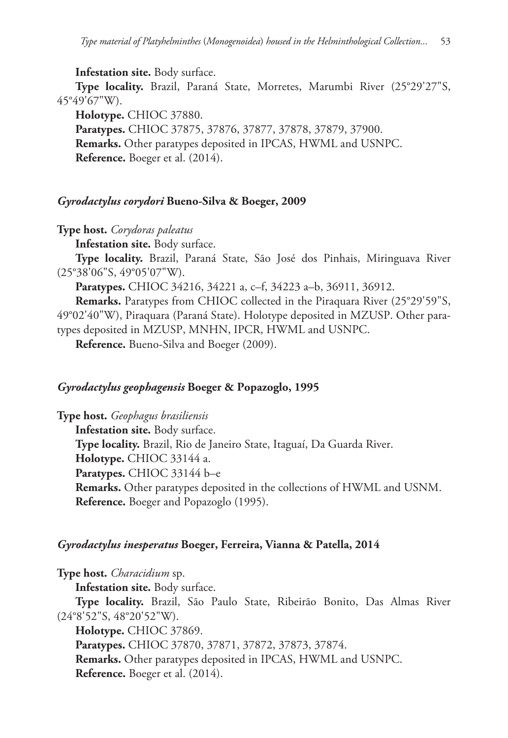**Infestation site.** Body surface.

**Type locality.** Brazil, Paraná State, Morretes, Marumbi River (25°29'27"S, 45°49'67"W).

**Holotype.** CHIOC 37880.

**Paratypes.** CHIOC 37875, 37876, 37877, 37878, 37879, 37900.

**Remarks.** Other paratypes deposited in IPCAS, HWML and USNPC.

**Reference.** Boeger et al. (2014).

### *Gyrodactylus corydori* Bueno-Silva & Boeger, 2009

**Type host.** *Corydoras paleatus*

**Infestation site.** Body surface.

**Type locality.** Brazil, Paraná State, São José dos Pinhais, Miringuava River (25°38'06"S, 49°05'07"W).

**Paratypes.** CHIOC 34216, 34221 a, c–f, 34223 a–b, 36911, 36912.

**Remarks.** Paratypes from CHIOC collected in the Piraquara River (25°29'59"S, 49°02'40"W), Piraquara (Paraná State). Holotype deposited in MZUSP. Other paratypes deposited in MZUSP, MNHN, IPCR, HWML and USNPC.

**Reference.** Bueno-Silva and Boeger (2009).

### *Gyrodactylus geophagensis* Boeger & Popazoglo, 1995

**Type host.** *Geophagus brasiliensis*

**Infestation site.** Body surface.

**Type locality.** Brazil, Rio de Janeiro State, Itaguaí, Da Guarda River.

**Holotype.** CHIOC 33144 a.

**Paratypes.** CHIOC 33144 b–e

**Remarks.** Other paratypes deposited in the collections of HWML and USNM.

**Reference.** Boeger and Popazoglo (1995).

### *Gyrodactylus inesperatus* Boeger, Ferreira, Vianna & Patella, 2014

**Type host.** *Characidium* sp.

**Infestation site.** Body surface.

**Type locality.** Brazil, São Paulo State, Ribeirão Bonito, Das Almas River (24°8'52"S, 48°20'52"W).

**Holotype.** CHIOC 37869.

**Paratypes.** CHIOC 37870, 37871, 37872, 37873, 37874.

**Remarks.** Other paratypes deposited in IPCAS, HWML and USNPC.

**Reference.** Boeger et al. (2014).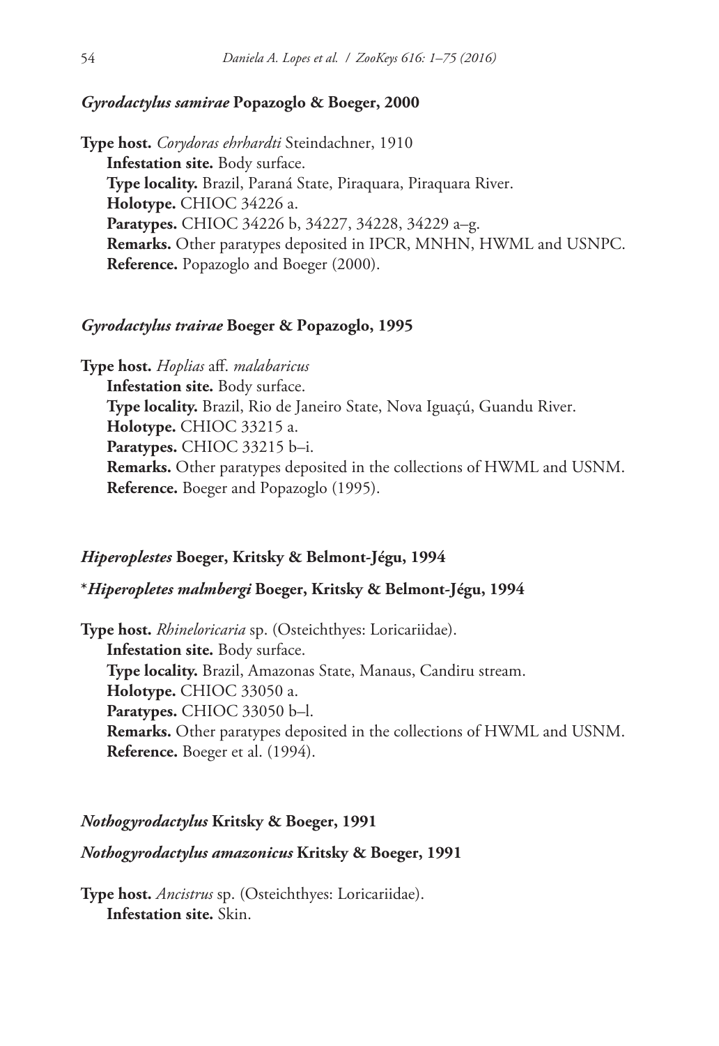***Gyrodactylus samirae* Popazoglo & Boeger, 2000**

**Type host.** *Corydoras ehrhardti* Steindachner, 1910

**Infestation site.** Body surface.

**Type locality.** Brazil, Paraná State, Piraquara, Piraquara River.

**Holotype.** CHIOC 34226 a.

**Paratypes.** CHIOC 34226 b, 34227, 34228, 34229 a–g.

**Remarks.** Other paratypes deposited in IPCR, MNHN, HWML and USNPC.

**Reference.** Popazoglo and Boeger (2000).

***Gyrodactylus trairae* Boeger & Popazoglo, 1995**

**Type host.** *Hoplias* aff. *malabaricus*

**Infestation site.** Body surface.

**Type locality.** Brazil, Rio de Janeiro State, Nova Iguaçú, Guandu River.

**Holotype.** CHIOC 33215 a.

**Paratypes.** CHIOC 33215 b–i.

**Remarks.** Other paratypes deposited in the collections of HWML and USNM.

**Reference.** Boeger and Popazoglo (1995).

***Hiperoplestes* Boeger, Kritsky & Belmont-Jégu, 1994**

**\****Hiperopletes malmbergi* **Boeger, Kritsky & Belmont-Jégu, 1994**

**Type host.** *Rhineloricaria* sp. (Osteichthyes: Loricariidae).

**Infestation site.** Body surface.

**Type locality.** Brazil, Amazonas State, Manaus, Candiru stream.

**Holotype.** CHIOC 33050 a.

**Paratypes.** CHIOC 33050 b–l.

**Remarks.** Other paratypes deposited in the collections of HWML and USNM.

**Reference.** Boeger et al. (1994).

***Nothogyrodactylus* Kritsky & Boeger, 1991**

***Nothogyrodactylus amazonicus* Kritsky & Boeger, 1991**

**Type host.** *Ancistrus* sp. (Osteichthyes: Loricariidae).

**Infestation site.** Skin.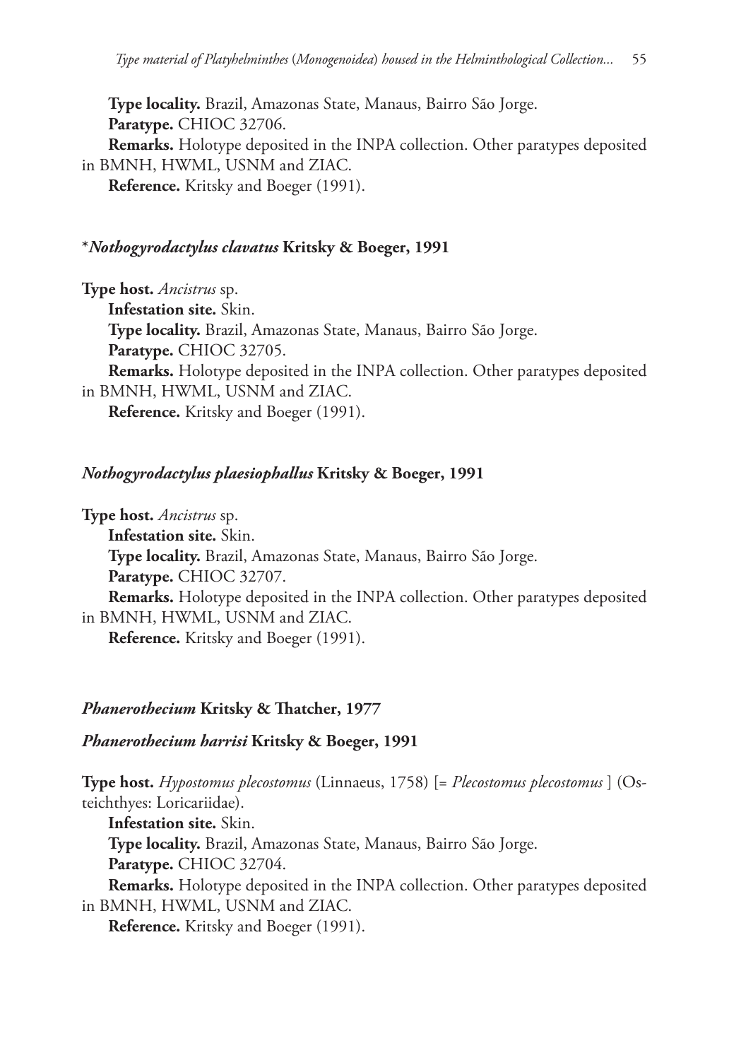**Type locality.** Brazil, Amazonas State, Manaus, Bairro São Jorge.
**Paratype.** CHIOC 32706.
**Remarks.** Holotype deposited in the INPA collection. Other paratypes deposited in BMNH, HWML, USNM and ZIAC.
**Reference.** Kritsky and Boeger (1991).

#### **\*Nothogyrodactylus clavatus* Kritsky & Boeger, 1991**

**Type host.** *Ancistrus* sp.
**Infestation site.** Skin.
**Type locality.** Brazil, Amazonas State, Manaus, Bairro São Jorge.
**Paratype.** CHIOC 32705.
**Remarks.** Holotype deposited in the INPA collection. Other paratypes deposited in BMNH, HWML, USNM and ZIAC.
**Reference.** Kritsky and Boeger (1991).

#### ***Nothogyrodactylus plaesiophallus* Kritsky & Boeger, 1991**

**Type host.** *Ancistrus* sp.
**Infestation site.** Skin.
**Type locality.** Brazil, Amazonas State, Manaus, Bairro São Jorge.
**Paratype.** CHIOC 32707.
**Remarks.** Holotype deposited in the INPA collection. Other paratypes deposited in BMNH, HWML, USNM and ZIAC.
**Reference.** Kritsky and Boeger (1991).

### ***Phanerothecium* Kritsky & Thatcher, 1977**

#### ***Phanerothecium harrisi* Kritsky & Boeger, 1991**

**Type host.** *Hypostomus plecostomus* (Linnaeus, 1758) [= *Plecostomus plecostomus* ] (Osteichthyes: Loricariidae).
**Infestation site.** Skin.
**Type locality.** Brazil, Amazonas State, Manaus, Bairro São Jorge.
**Paratype.** CHIOC 32704.
**Remarks.** Holotype deposited in the INPA collection. Other paratypes deposited in BMNH, HWML, USNM and ZIAC.
**Reference.** Kritsky and Boeger (1991).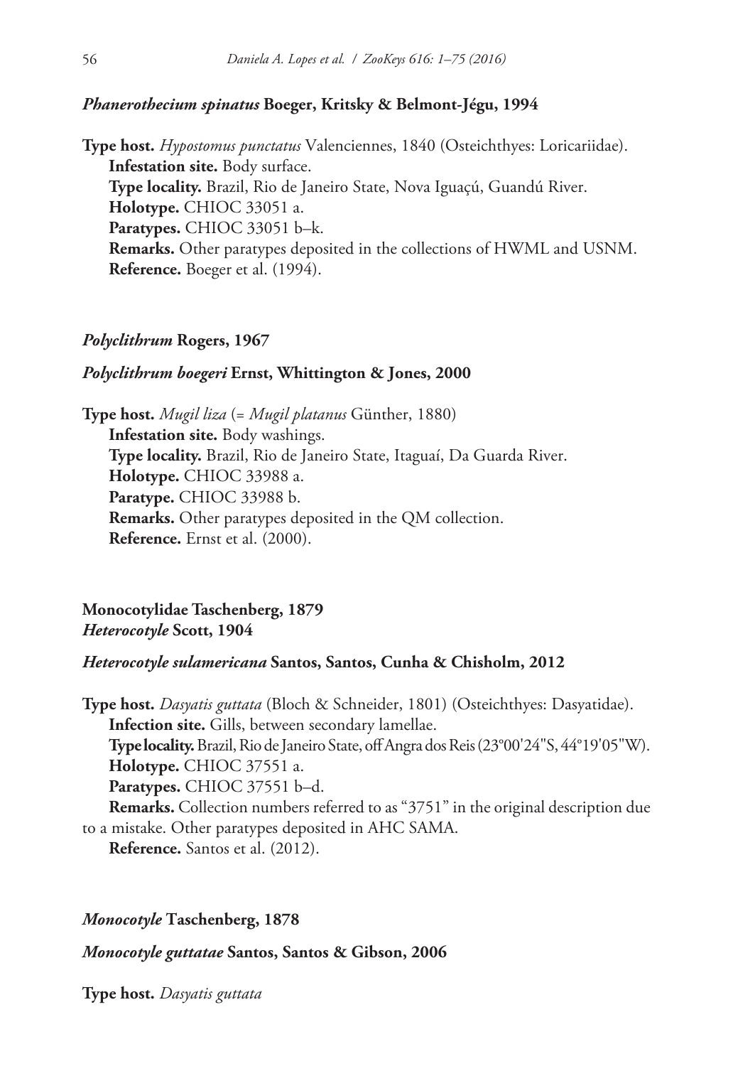### *Phanerothecium spinatus* Boeger, Kritsky & Belmont-Jégu, 1994

**Type host.** *Hypostomus punctatus* Valenciennes, 1840 (Osteichthyes: Loricariidae).
**Infestation site.** Body surface.
**Type locality.** Brazil, Rio de Janeiro State, Nova Iguaçú, Guandú River.
**Holotype.** CHIOC 33051 a.
**Paratypes.** CHIOC 33051 b–k.
**Remarks.** Other paratypes deposited in the collections of HWML and USNM.
**Reference.** Boeger et al. (1994).

### *Polyclithrum* Rogers, 1967

### *Polyclithrum boegeri* Ernst, Whittington & Jones, 2000

**Type host.** *Mugil liza* (= *Mugil platanus* Günther, 1880)
**Infestation site.** Body washings.
**Type locality.** Brazil, Rio de Janeiro State, Itaguaí, Da Guarda River.
**Holotype.** CHIOC 33988 a.
**Paratype.** CHIOC 33988 b.
**Remarks.** Other paratypes deposited in the QM collection.
**Reference.** Ernst et al. (2000).

## Monocotylidae Taschenberg, 1879
### *Heterocotyle* Scott, 1904

### *Heterocotyle sulamericana* Santos, Santos, Cunha & Chisholm, 2012

**Type host.** *Dasyatis guttata* (Bloch & Schneider, 1801) (Osteichthyes: Dasyatidae).
**Infection site.** Gills, between secondary lamellae.
**Type locality.** Brazil, Rio de Janeiro State, off Angra dos Reis (23°00'24"S, 44°19'05"W).
**Holotype.** CHIOC 37551 a.
**Paratypes.** CHIOC 37551 b–d.
**Remarks.** Collection numbers referred to as "3751" in the original description due to a mistake. Other paratypes deposited in AHC SAMA.
**Reference.** Santos et al. (2012).

### *Monocotyle* Taschenberg, 1878

### *Monocotyle guttatae* Santos, Santos & Gibson, 2006

**Type host.** *Dasyatis guttata*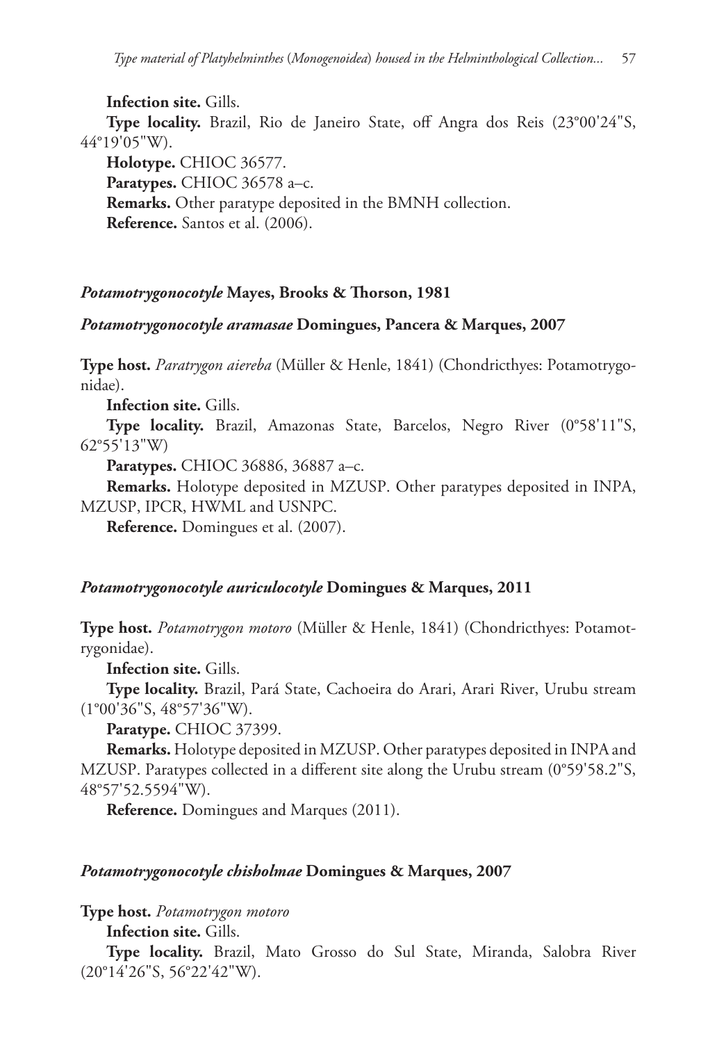**Infection site.** Gills.

**Type locality.** Brazil, Rio de Janeiro State, off Angra dos Reis (23°00'24"S, 44°19'05"W).

**Holotype.** CHIOC 36577.

**Paratypes.** CHIOC 36578 a–c.

**Remarks.** Other paratype deposited in the BMNH collection.

**Reference.** Santos et al. (2006).

### *Potamotrygonocotyle* Mayes, Brooks & Thorson, 1981

#### *Potamotrygonocotyle aramasae* Domingues, Pancera & Marques, 2007

**Type host.** *Paratrygon aiereba* (Müller & Henle, 1841) (Chondricthyes: Potamotrygonidae).

**Infection site.** Gills.

**Type locality.** Brazil, Amazonas State, Barcelos, Negro River (0°58'11"S, 62°55'13"W)

**Paratypes.** CHIOC 36886, 36887 a–c.

**Remarks.** Holotype deposited in MZUSP. Other paratypes deposited in INPA, MZUSP, IPCR, HWML and USNPC.

**Reference.** Domingues et al. (2007).

#### *Potamotrygonocotyle auriculocotyle* Domingues & Marques, 2011

**Type host.** *Potamotrygon motoro* (Müller & Henle, 1841) (Chondricthyes: Potamotrygonidae).

**Infection site.** Gills.

**Type locality.** Brazil, Pará State, Cachoeira do Arari, Arari River, Urubu stream (1°00'36"S, 48°57'36"W).

**Paratype.** CHIOC 37399.

**Remarks.** Holotype deposited in MZUSP. Other paratypes deposited in INPA and MZUSP. Paratypes collected in a different site along the Urubu stream (0°59'58.2"S, 48°57'52.5594"W).

**Reference.** Domingues and Marques (2011).

#### *Potamotrygonocotyle chisholmae* Domingues & Marques, 2007

**Type host.** *Potamotrygon motoro*

**Infection site.** Gills.

**Type locality.** Brazil, Mato Grosso do Sul State, Miranda, Salobra River (20°14'26"S, 56°22'42"W).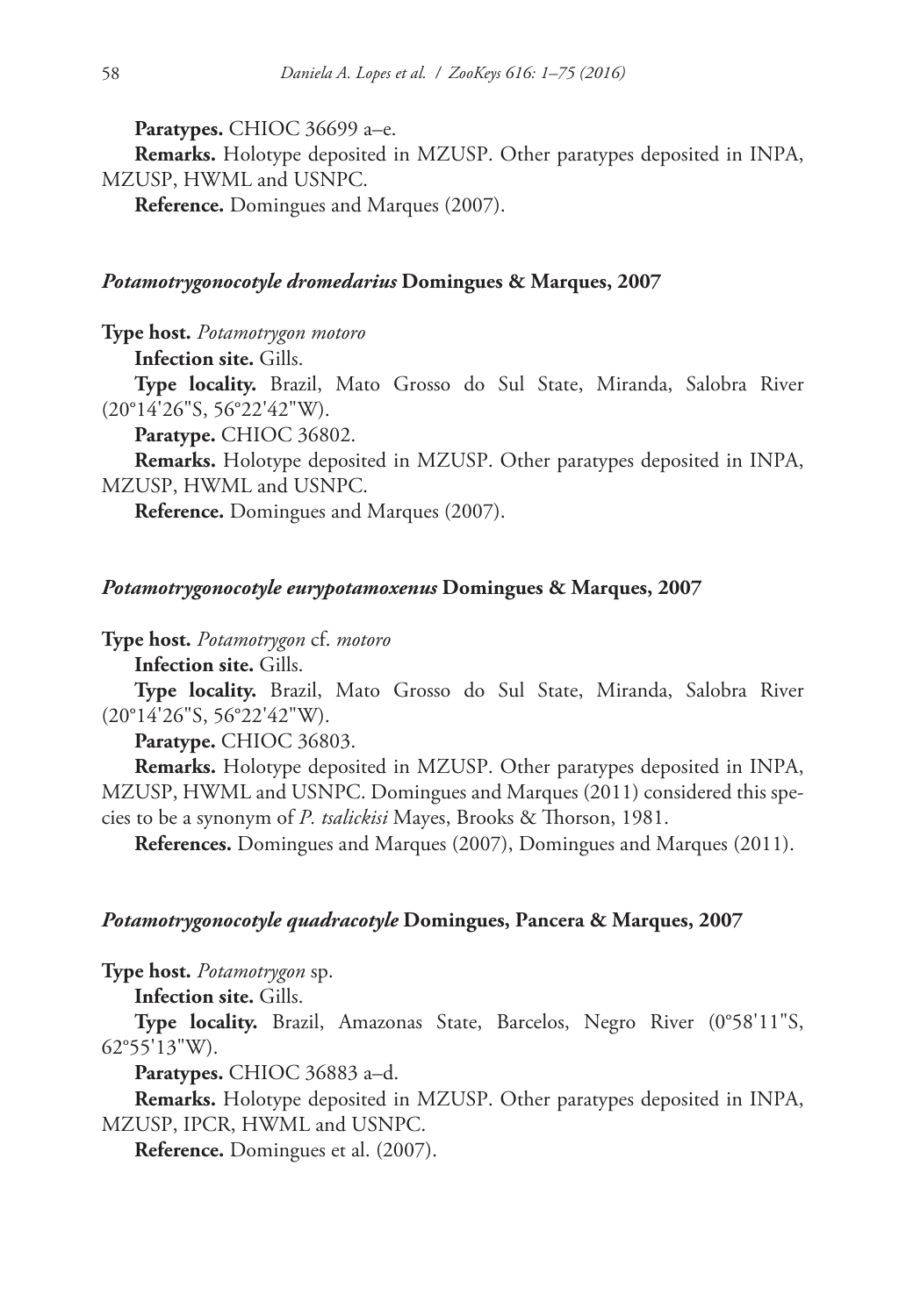**Paratypes.** CHIOC 36699 a–e.

**Remarks.** Holotype deposited in MZUSP. Other paratypes deposited in INPA, MZUSP, HWML and USNPC.

**Reference.** Domingues and Marques (2007).

### *Potamotrygonocotyle dromedarius* Domingues & Marques, 2007

**Type host.** *Potamotrygon motoro*

**Infection site.** Gills.

**Type locality.** Brazil, Mato Grosso do Sul State, Miranda, Salobra River (20°14'26"S, 56°22'42"W).

**Paratype.** CHIOC 36802.

**Remarks.** Holotype deposited in MZUSP. Other paratypes deposited in INPA, MZUSP, HWML and USNPC.

**Reference.** Domingues and Marques (2007).

### *Potamotrygonocotyle eurypotamoxenus* Domingues & Marques, 2007

**Type host.** *Potamotrygon* cf. *motoro*

**Infection site.** Gills.

**Type locality.** Brazil, Mato Grosso do Sul State, Miranda, Salobra River (20°14'26"S, 56°22'42"W).

**Paratype.** CHIOC 36803.

**Remarks.** Holotype deposited in MZUSP. Other paratypes deposited in INPA, MZUSP, HWML and USNPC. Domingues and Marques (2011) considered this species to be a synonym of *P. tsalickisi* Mayes, Brooks & Thorson, 1981.

**References.** Domingues and Marques (2007), Domingues and Marques (2011).

### *Potamotrygonocotyle quadracotyle* Domingues, Pancera & Marques, 2007

**Type host.** *Potamotrygon* sp.

**Infection site.** Gills.

**Type locality.** Brazil, Amazonas State, Barcelos, Negro River (0°58'11"S, 62°55'13"W).

**Paratypes.** CHIOC 36883 a–d.

**Remarks.** Holotype deposited in MZUSP. Other paratypes deposited in INPA, MZUSP, IPCR, HWML and USNPC.

**Reference.** Domingues et al. (2007).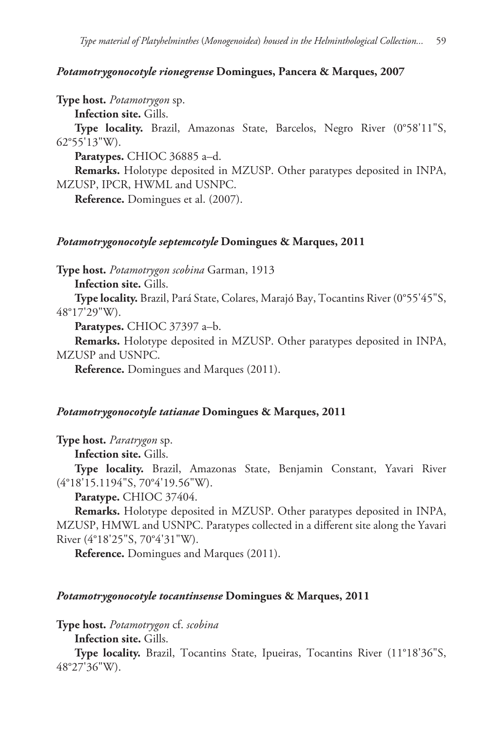#### *Potamotrygonocotyle rionegrense* Domingues, Pancera & Marques, 2007

**Type host.** *Potamotrygon* sp.

**Infection site.** Gills.

**Type locality.** Brazil, Amazonas State, Barcelos, Negro River (0°58'11"S, 62°55'13"W).

**Paratypes.** CHIOC 36885 a–d.

**Remarks.** Holotype deposited in MZUSP. Other paratypes deposited in INPA, MZUSP, IPCR, HWML and USNPC.

**Reference.** Domingues et al. (2007).

#### *Potamotrygonocotyle septemcotyle* Domingues & Marques, 2011

**Type host.** *Potamotrygon scobina* Garman, 1913

**Infection site.** Gills.

**Type locality.** Brazil, Pará State, Colares, Marajó Bay, Tocantins River (0°55'45"S, 48°17'29"W).

**Paratypes.** CHIOC 37397 a–b.

**Remarks.** Holotype deposited in MZUSP. Other paratypes deposited in INPA, MZUSP and USNPC.

**Reference.** Domingues and Marques (2011).

#### *Potamotrygonocotyle tatianae* Domingues & Marques, 2011

**Type host.** *Paratrygon* sp.

**Infection site.** Gills.

**Type locality.** Brazil, Amazonas State, Benjamin Constant, Yavari River (4°18'15.1194"S, 70°4'19.56"W).

**Paratype.** CHIOC 37404.

**Remarks.** Holotype deposited in MZUSP. Other paratypes deposited in INPA, MZUSP, HMWL and USNPC. Paratypes collected in a different site along the Yavari River (4°18'25"S, 70°4'31"W).

**Reference.** Domingues and Marques (2011).

#### *Potamotrygonocotyle tocantinsense* Domingues & Marques, 2011

**Type host.** *Potamotrygon* cf. *scobina*

**Infection site.** Gills.

**Type locality.** Brazil, Tocantins State, Ipueiras, Tocantins River (11°18'36"S, 48°27'36"W).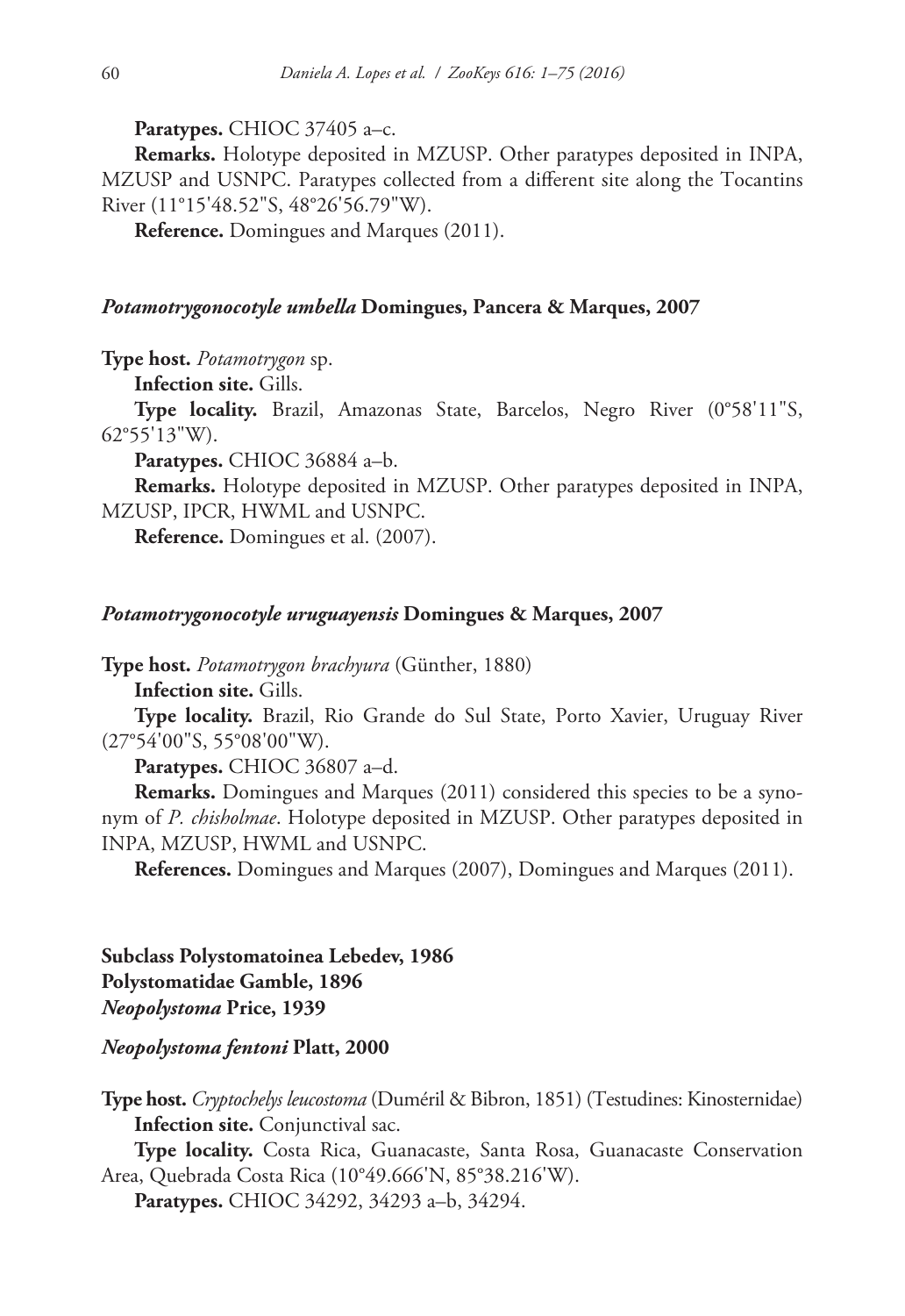**Paratypes.** CHIOC 37405 a–c.

**Remarks.** Holotype deposited in MZUSP. Other paratypes deposited in INPA, MZUSP and USNPC. Paratypes collected from a different site along the Tocantins River (11°15'48.52"S, 48°26'56.79"W).

**Reference.** Domingues and Marques (2011).

#### *Potamotrygonocotyle umbella* Domingues, Pancera & Marques, 2007

**Type host.** *Potamotrygon* sp.

**Infection site.** Gills.

**Type locality.** Brazil, Amazonas State, Barcelos, Negro River (0°58'11"S, 62°55'13"W).

**Paratypes.** CHIOC 36884 a–b.

**Remarks.** Holotype deposited in MZUSP. Other paratypes deposited in INPA, MZUSP, IPCR, HWML and USNPC.

**Reference.** Domingues et al. (2007).

#### *Potamotrygonocotyle uruguayensis* Domingues & Marques, 2007

**Type host.** *Potamotrygon brachyura* (Günther, 1880)

**Infection site.** Gills.

**Type locality.** Brazil, Rio Grande do Sul State, Porto Xavier, Uruguay River (27°54'00"S, 55°08'00"W).

**Paratypes.** CHIOC 36807 a–d.

**Remarks.** Domingues and Marques (2011) considered this species to be a synonym of *P. chisholmae*. Holotype deposited in MZUSP. Other paratypes deposited in INPA, MZUSP, HWML and USNPC.

**References.** Domingues and Marques (2007), Domingues and Marques (2011).

### Subclass Polystomatoinea Lebedev, 1986
### Polystomatidae Gamble, 1896
### *Neopolystoma* Price, 1939

#### *Neopolystoma fentoni* Platt, 2000

**Type host.** *Cryptochelys leucostoma* (Duméril & Bibron, 1851) (Testudines: Kinosternidae)

**Infection site.** Conjunctival sac.

**Type locality.** Costa Rica, Guanacaste, Santa Rosa, Guanacaste Conservation Area, Quebrada Costa Rica (10°49.666'N, 85°38.216'W).

**Paratypes.** CHIOC 34292, 34293 a–b, 34294.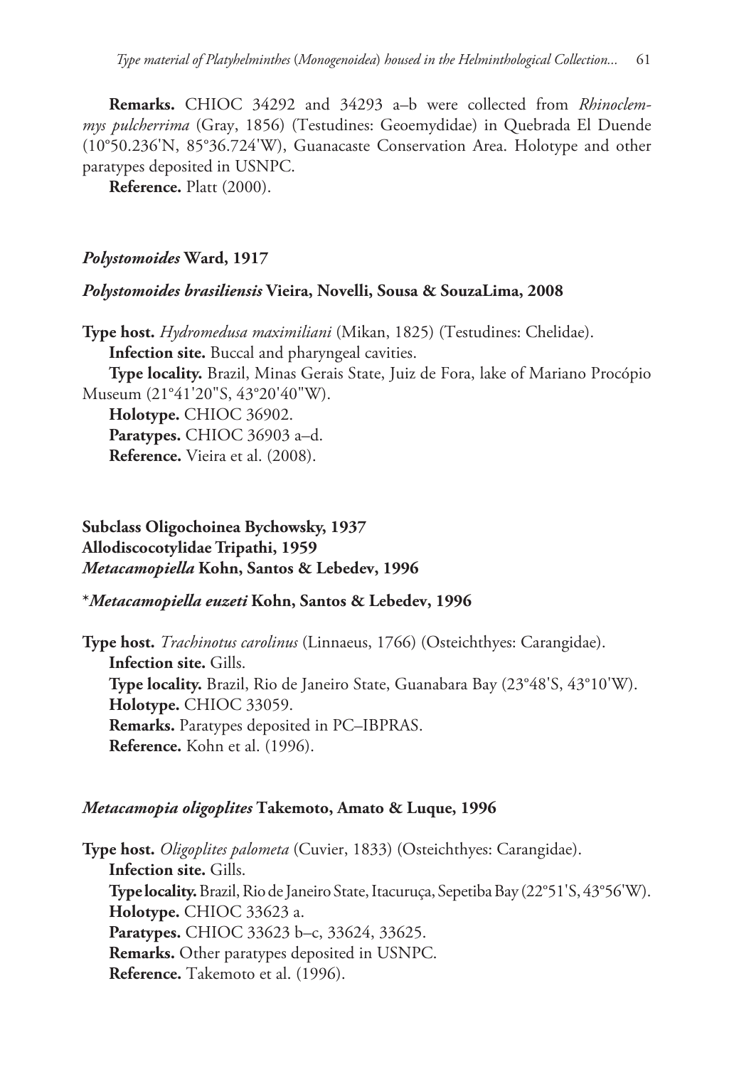**Remarks.** CHIOC 34292 and 34293 a–b were collected from *Rhinoclemmys pulcherrima* (Gray, 1856) (Testudines: Geoemydidae) in Quebrada El Duende (10°50.236'N, 85°36.724'W), Guanacaste Conservation Area. Holotype and other paratypes deposited in USNPC.

**Reference.** Platt (2000).

### *Polystomoides* Ward, 1917

#### *Polystomoides brasiliensis* Vieira, Novelli, Sousa & SouzaLima, 2008

**Type host.** *Hydromedusa maximiliani* (Mikan, 1825) (Testudines: Chelidae).

**Infection site.** Buccal and pharyngeal cavities.

**Type locality.** Brazil, Minas Gerais State, Juiz de Fora, lake of Mariano Procópio Museum (21°41'20"S, 43°20'40"W).

**Holotype.** CHIOC 36902.

**Paratypes.** CHIOC 36903 a–d.

**Reference.** Vieira et al. (2008).

## Subclass Oligochoinea Bychowsky, 1937
### Allodiscocotylidae Tripathi, 1959
### *Metacamopiella* Kohn, Santos & Lebedev, 1996

#### **Metacamopiella euzeti* Kohn, Santos & Lebedev, 1996

**Type host.** *Trachinotus carolinus* (Linnaeus, 1766) (Osteichthyes: Carangidae).

**Infection site.** Gills.

**Type locality.** Brazil, Rio de Janeiro State, Guanabara Bay (23°48'S, 43°10'W).

**Holotype.** CHIOC 33059.

**Remarks.** Paratypes deposited in PC–IBPRAS.

**Reference.** Kohn et al. (1996).

#### *Metacamopia oligoplites* Takemoto, Amato & Luque, 1996

**Type host.** *Oligoplites palometa* (Cuvier, 1833) (Osteichthyes: Carangidae).

**Infection site.** Gills.

**Type locality.** Brazil, Rio de Janeiro State, Itacuruça, Sepetiba Bay (22°51'S, 43°56'W).

**Holotype.** CHIOC 33623 a.

**Paratypes.** CHIOC 33623 b–c, 33624, 33625.

**Remarks.** Other paratypes deposited in USNPC.

**Reference.** Takemoto et al. (1996).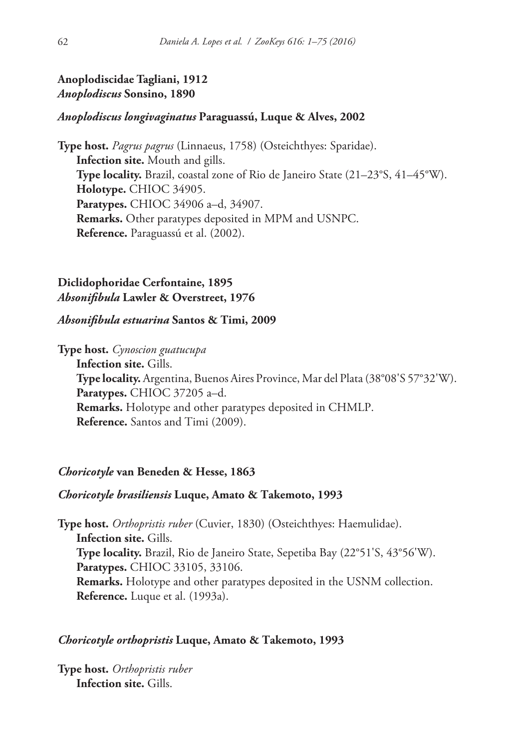**Anoplodiscidae Tagliani, 1912**
***Anoplodiscus* Sonsino, 1890**

***Anoplodiscus longivaginatus* Paraguassú, Luque & Alves, 2002**

**Type host.** *Pagrus pagrus* (Linnaeus, 1758) (Osteichthyes: Sparidae).
**Infection site.** Mouth and gills.
**Type locality.** Brazil, coastal zone of Rio de Janeiro State (21–23°S, 41–45°W).
**Holotype.** CHIOC 34905.
**Paratypes.** CHIOC 34906 a–d, 34907.
**Remarks.** Other paratypes deposited in MPM and USNPC.
**Reference.** Paraguassú et al. (2002).

**Diclidophoridae Cerfontaine, 1895**
***Absonifibula* Lawler & Overstreet, 1976**

***Absonifibula estuarina* Santos & Timi, 2009**

**Type host.** *Cynoscion guatucupa*
**Infection site.** Gills.
**Type locality.** Argentina, Buenos Aires Province, Mar del Plata (38°08'S 57°32'W).
**Paratypes.** CHIOC 37205 a–d.
**Remarks.** Holotype and other paratypes deposited in CHMLP.
**Reference.** Santos and Timi (2009).

***Choricotyle* van Beneden & Hesse, 1863**

***Choricotyle brasiliensis* Luque, Amato & Takemoto, 1993**

**Type host.** *Orthopristis ruber* (Cuvier, 1830) (Osteichthyes: Haemulidae).
**Infection site.** Gills.
**Type locality.** Brazil, Rio de Janeiro State, Sepetiba Bay (22°51'S, 43°56'W).
**Paratypes.** CHIOC 33105, 33106.
**Remarks.** Holotype and other paratypes deposited in the USNM collection.
**Reference.** Luque et al. (1993a).

***Choricotyle orthopristis* Luque, Amato & Takemoto, 1993**

**Type host.** *Orthopristis ruber*
**Infection site.** Gills.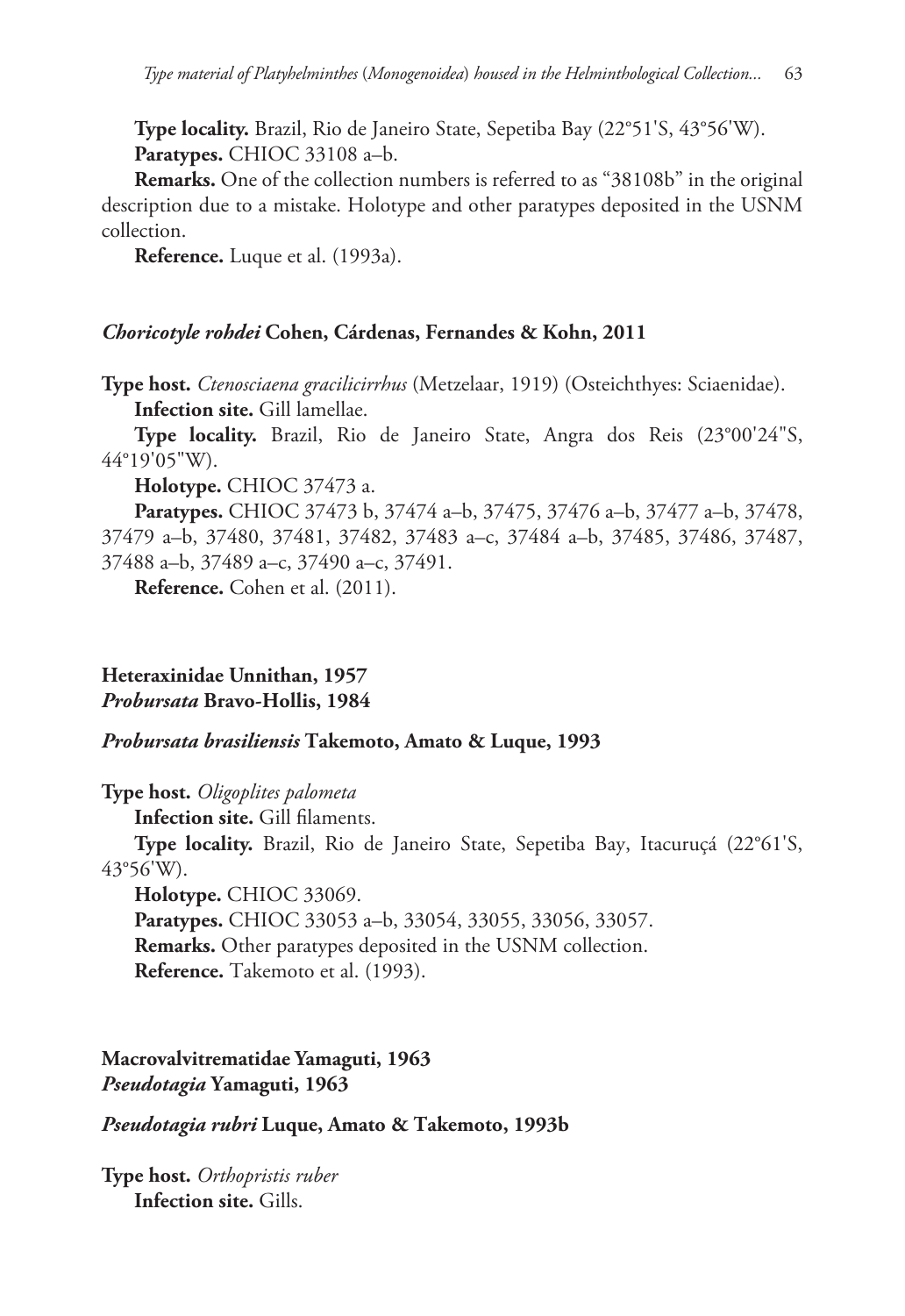**Type locality.** Brazil, Rio de Janeiro State, Sepetiba Bay (22°51'S, 43°56'W).

**Paratypes.** CHIOC 33108 a–b.

**Remarks.** One of the collection numbers is referred to as "38108b" in the original description due to a mistake. Holotype and other paratypes deposited in the USNM collection.

**Reference.** Luque et al. (1993a).

### *Choricotyle rohdei* Cohen, Cárdenas, Fernandes & Kohn, 2011

**Type host.** *Ctenosciaena gracilicirrhus* (Metzelaar, 1919) (Osteichthyes: Sciaenidae).

**Infection site.** Gill lamellae.

**Type locality.** Brazil, Rio de Janeiro State, Angra dos Reis (23°00'24"S, 44°19'05"W).

**Holotype.** CHIOC 37473 a.

**Paratypes.** CHIOC 37473 b, 37474 a–b, 37475, 37476 a–b, 37477 a–b, 37478, 37479 a–b, 37480, 37481, 37482, 37483 a–c, 37484 a–b, 37485, 37486, 37487, 37488 a–b, 37489 a–c, 37490 a–c, 37491.

**Reference.** Cohen et al. (2011).

## Heteraxinidae Unnithan, 1957
## *Probursata* Bravo-Hollis, 1984

### *Probursata brasiliensis* Takemoto, Amato & Luque, 1993

**Type host.** *Oligoplites palometa*

**Infection site.** Gill filaments.

**Type locality.** Brazil, Rio de Janeiro State, Sepetiba Bay, Itacuruçá (22°61'S, 43°56'W).

**Holotype.** CHIOC 33069.

**Paratypes.** CHIOC 33053 a–b, 33054, 33055, 33056, 33057.

**Remarks.** Other paratypes deposited in the USNM collection.

**Reference.** Takemoto et al. (1993).

## Macrovalvitrematidae Yamaguti, 1963
## *Pseudotagia* Yamaguti, 1963

### *Pseudotagia rubri* Luque, Amato & Takemoto, 1993b

**Type host.** *Orthopristis ruber*

**Infection site.** Gills.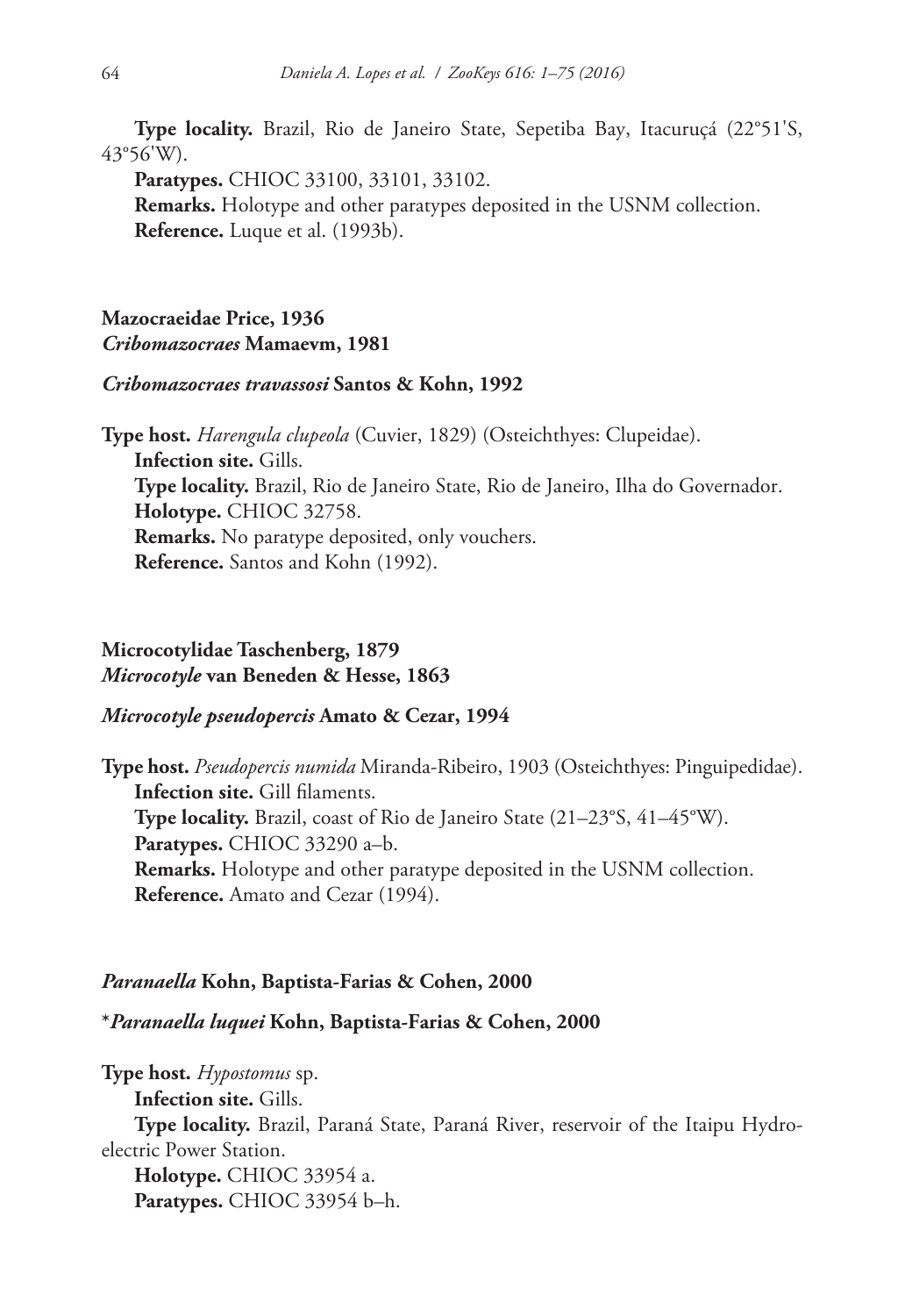**Type locality.** Brazil, Rio de Janeiro State, Sepetiba Bay, Itacuruçá (22°51'S, 43°56'W).

**Paratypes.** CHIOC 33100, 33101, 33102.

**Remarks.** Holotype and other paratypes deposited in the USNM collection.

**Reference.** Luque et al. (1993b).

**Mazocraeidae Price, 1936**
***Cribomazocraes* Mamaevm, 1981**

***Cribomazocraes travassosi* Santos & Kohn, 1992**

**Type host.** *Harengula clupeola* (Cuvier, 1829) (Osteichthyes: Clupeidae).

**Infection site.** Gills.

**Type locality.** Brazil, Rio de Janeiro State, Rio de Janeiro, Ilha do Governador.

**Holotype.** CHIOC 32758.

**Remarks.** No paratype deposited, only vouchers.

**Reference.** Santos and Kohn (1992).

**Microcotylidae Taschenberg, 1879**
***Microcotyle* van Beneden & Hesse, 1863**

***Microcotyle pseudopercis* Amato & Cezar, 1994**

**Type host.** *Pseudopercis numida* Miranda-Ribeiro, 1903 (Osteichthyes: Pinguipedidae).

**Infection site.** Gill filaments.

**Type locality.** Brazil, coast of Rio de Janeiro State (21–23°S, 41–45°W).

**Paratypes.** CHIOC 33290 a–b.

**Remarks.** Holotype and other paratype deposited in the USNM collection.

**Reference.** Amato and Cezar (1994).

***Paranaella* Kohn, Baptista-Farias & Cohen, 2000**

**\****Paranaella luquei*** Kohn, Baptista-Farias & Cohen, 2000**

**Type host.** *Hypostomus* sp.

**Infection site.** Gills.

**Type locality.** Brazil, Paraná State, Paraná River, reservoir of the Itaipu Hydroelectric Power Station.

**Holotype.** CHIOC 33954 a.

**Paratypes.** CHIOC 33954 b–h.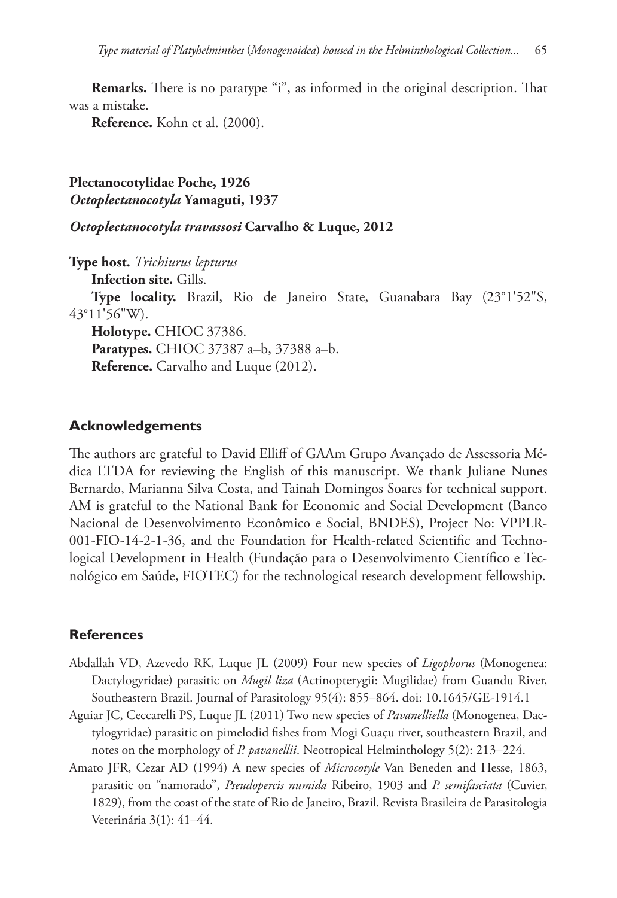**Remarks.** There is no paratype "i", as informed in the original description. That was a mistake.

**Reference.** Kohn et al. (2000).

**Plectanocotylidae Poche, 1926**
***Octoplectanocotyla* Yamaguti, 1937**

***Octoplectanocotyla travassosi* Carvalho & Luque, 2012**

**Type host.** *Trichiurus lepturus*

**Infection site.** Gills.

**Type locality.** Brazil, Rio de Janeiro State, Guanabara Bay (23°1'52"S, 43°11'56"W).

**Holotype.** CHIOC 37386.

**Paratypes.** CHIOC 37387 a–b, 37388 a–b.

**Reference.** Carvalho and Luque (2012).

## Acknowledgements

The authors are grateful to David Elliff of GAAm Grupo Avançado de Assessoria Médica LTDA for reviewing the English of this manuscript. We thank Juliane Nunes Bernardo, Marianna Silva Costa, and Tainah Domingos Soares for technical support. AM is grateful to the National Bank for Economic and Social Development (Banco Nacional de Desenvolvimento Econômico e Social, BNDES), Project No: VPPLR-001-FIO-14-2-1-36, and the Foundation for Health-related Scientific and Technological Development in Health (Fundação para o Desenvolvimento Científico e Tecnológico em Saúde, FIOTEC) for the technological research development fellowship.

## References

Abdallah VD, Azevedo RK, Luque JL (2009) Four new species of *Ligophorus* (Monogenea: Dactylogyridae) parasitic on *Mugil liza* (Actinopterygii: Mugilidae) from Guandu River, Southeastern Brazil. Journal of Parasitology 95(4): 855–864. doi: 10.1645/GE-1914.1

Aguiar JC, Ceccarelli PS, Luque JL (2011) Two new species of *Pavanelliella* (Monogenea, Dactylogyridae) parasitic on pimelodid fishes from Mogi Guaçu river, southeastern Brazil, and notes on the morphology of *P. pavanellii*. Neotropical Helminthology 5(2): 213–224.

Amato JFR, Cezar AD (1994) A new species of *Microcotyle* Van Beneden and Hesse, 1863, parasitic on "namorado", *Pseudopercis numida* Ribeiro, 1903 and *P. semifasciata* (Cuvier, 1829), from the coast of the state of Rio de Janeiro, Brazil. Revista Brasileira de Parasitologia Veterinária 3(1): 41–44.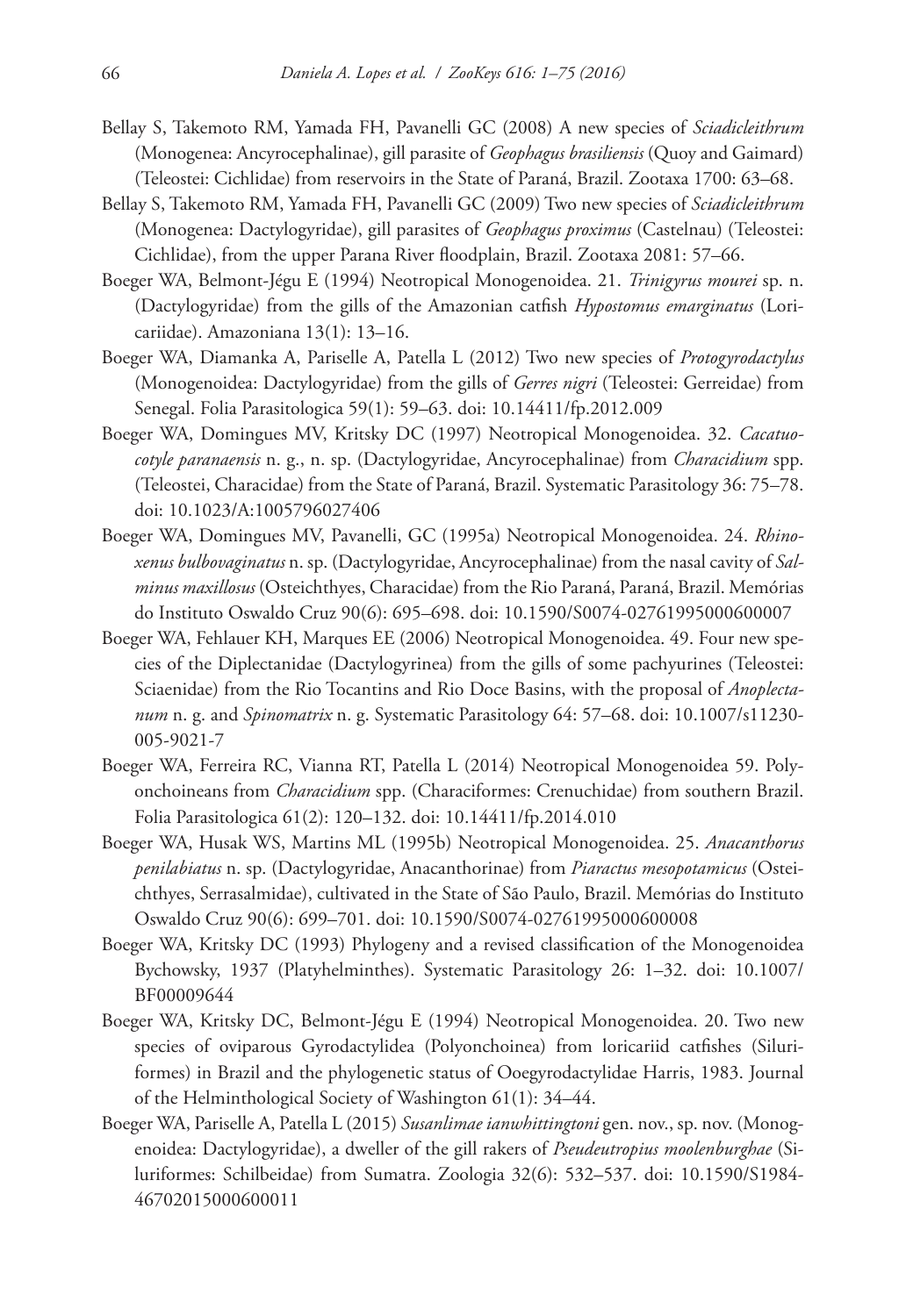Bellay S, Takemoto RM, Yamada FH, Pavanelli GC (2008) A new species of *Sciadicleithrum* (Monogenea: Ancyrocephalinae), gill parasite of *Geophagus brasiliensis* (Quoy and Gaimard) (Teleostei: Cichlidae) from reservoirs in the State of Paraná, Brazil. Zootaxa 1700: 63–68.

Bellay S, Takemoto RM, Yamada FH, Pavanelli GC (2009) Two new species of *Sciadicleithrum* (Monogenea: Dactylogyridae), gill parasites of *Geophagus proximus* (Castelnau) (Teleostei: Cichlidae), from the upper Parana River floodplain, Brazil. Zootaxa 2081: 57–66.

Boeger WA, Belmont-Jégu E (1994) Neotropical Monogenoidea. 21. *Trinigyrus mourei* sp. n. (Dactylogyridae) from the gills of the Amazonian catfish *Hypostomus emarginatus* (Loricariidae). Amazoniana 13(1): 13–16.

Boeger WA, Diamanka A, Pariselle A, Patella L (2012) Two new species of *Protogyrodactylus* (Monogenoidea: Dactylogyridae) from the gills of *Gerres nigri* (Teleostei: Gerreidae) from Senegal. Folia Parasitologica 59(1): 59–63. doi: 10.14411/fp.2012.009

Boeger WA, Domingues MV, Kritsky DC (1997) Neotropical Monogenoidea. 32. *Cacatuocotyle paranaensis* n. g., n. sp. (Dactylogyridae, Ancyrocephalinae) from *Characidium* spp. (Teleostei, Characidae) from the State of Paraná, Brazil. Systematic Parasitology 36: 75–78. doi: 10.1023/A:1005796027406

Boeger WA, Domingues MV, Pavanelli, GC (1995a) Neotropical Monogenoidea. 24. *Rhinoxenus bulbovaginatus* n. sp. (Dactylogyridae, Ancyrocephalinae) from the nasal cavity of *Salminus maxillosus* (Osteichthyes, Characidae) from the Rio Paraná, Paraná, Brazil. Memórias do Instituto Oswaldo Cruz 90(6): 695–698. doi: 10.1590/S0074-02761995000600007

Boeger WA, Fehlauer KH, Marques EE (2006) Neotropical Monogenoidea. 49. Four new species of the Diplectanidae (Dactylogyrinea) from the gills of some pachyurines (Teleostei: Sciaenidae) from the Rio Tocantins and Rio Doce Basins, with the proposal of *Anoplectanum* n. g. and *Spinomatrix* n. g. Systematic Parasitology 64: 57–68. doi: 10.1007/s11230-005-9021-7

Boeger WA, Ferreira RC, Vianna RT, Patella L (2014) Neotropical Monogenoidea 59. Polyonchoineans from *Characidium* spp. (Characiformes: Crenuchidae) from southern Brazil. Folia Parasitologica 61(2): 120–132. doi: 10.14411/fp.2014.010

Boeger WA, Husak WS, Martins ML (1995b) Neotropical Monogenoidea. 25. *Anacanthorus penilabiatus* n. sp. (Dactylogyridae, Anacanthorinae) from *Piaractus mesopotamicus* (Osteichthyes, Serrasalmidae), cultivated in the State of São Paulo, Brazil. Memórias do Instituto Oswaldo Cruz 90(6): 699–701. doi: 10.1590/S0074-02761995000600008

Boeger WA, Kritsky DC (1993) Phylogeny and a revised classification of the Monogenoidea Bychowsky, 1937 (Platyhelminthes). Systematic Parasitology 26: 1–32. doi: 10.1007/BF00009644

Boeger WA, Kritsky DC, Belmont-Jégu E (1994) Neotropical Monogenoidea. 20. Two new species of oviparous Gyrodactylidea (Polyonchoinea) from loricariid catfishes (Siluriformes) in Brazil and the phylogenetic status of Ooegyrodactylidae Harris, 1983. Journal of the Helminthological Society of Washington 61(1): 34–44.

Boeger WA, Pariselle A, Patella L (2015) *Susanlimae ianwhittingtoni* gen. nov., sp. nov. (Monogenoidea: Dactylogyridae), a dweller of the gill rakers of *Pseudeutropius moolenburghae* (Siluriformes: Schilbeidae) from Sumatra. Zoologia 32(6): 532–537. doi: 10.1590/S1984-46702015000600011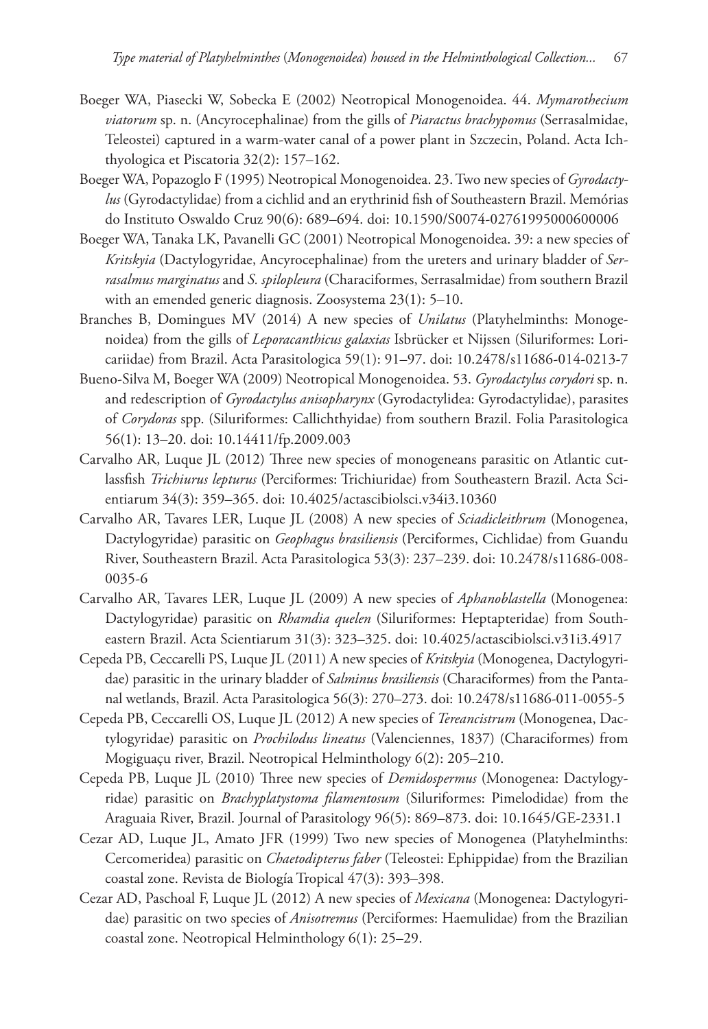Boeger WA, Piasecki W, Sobecka E (2002) Neotropical Monogenoidea. 44. *Mymarothecium viatorum* sp. n. (Ancyrocephalinae) from the gills of *Piaractus brachypomus* (Serrasalmidae, Teleostei) captured in a warm-water canal of a power plant in Szczecin, Poland. Acta Ichthyologica et Piscatoria 32(2): 157–162.

Boeger WA, Popazoglo F (1995) Neotropical Monogenoidea. 23. Two new species of *Gyrodactylus* (Gyrodactylidae) from a cichlid and an erythrinid fish of Southeastern Brazil. Memórias do Instituto Oswaldo Cruz 90(6): 689–694. doi: 10.1590/S0074-02761995000600006

Boeger WA, Tanaka LK, Pavanelli GC (2001) Neotropical Monogenoidea. 39: a new species of *Kritskyia* (Dactylogyridae, Ancyrocephalinae) from the ureters and urinary bladder of *Serrasalmus marginatus* and *S. spilopleura* (Characiformes, Serrasalmidae) from southern Brazil with an emended generic diagnosis. Zoosystema 23(1): 5–10.

Branches B, Domingues MV (2014) A new species of *Unilatus* (Platyhelminths: Monogenoidea) from the gills of *Leporacanthicus galaxias* Isbrücker et Nijssen (Siluriformes: Loricariidae) from Brazil. Acta Parasitologica 59(1): 91–97. doi: 10.2478/s11686-014-0213-7

Bueno-Silva M, Boeger WA (2009) Neotropical Monogenoidea. 53. *Gyrodactylus corydori* sp. n. and redescription of *Gyrodactylus anisopharynx* (Gyrodactylidea: Gyrodactylidae), parasites of *Corydoras* spp. (Siluriformes: Callichthyidae) from southern Brazil. Folia Parasitologica 56(1): 13–20. doi: 10.14411/fp.2009.003

Carvalho AR, Luque JL (2012) Three new species of monogeneans parasitic on Atlantic cutlassfish *Trichiurus lepturus* (Perciformes: Trichiuridae) from Southeastern Brazil. Acta Scientiarum 34(3): 359–365. doi: 10.4025/actascibiolsci.v34i3.10360

Carvalho AR, Tavares LER, Luque JL (2008) A new species of *Sciadicleithrum* (Monogenea, Dactylogyridae) parasitic on *Geophagus brasiliensis* (Perciformes, Cichlidae) from Guandu River, Southeastern Brazil. Acta Parasitologica 53(3): 237–239. doi: 10.2478/s11686-008-0035-6

Carvalho AR, Tavares LER, Luque JL (2009) A new species of *Aphanoblastella* (Monogenea: Dactylogyridae) parasitic on *Rhamdia quelen* (Siluriformes: Heptapteridae) from Southeastern Brazil. Acta Scientiarum 31(3): 323–325. doi: 10.4025/actascibiolsci.v31i3.4917

Cepeda PB, Ceccarelli PS, Luque JL (2011) A new species of *Kritskyia* (Monogenea, Dactylogyridae) parasitic in the urinary bladder of *Salminus brasiliensis* (Characiformes) from the Pantanal wetlands, Brazil. Acta Parasitologica 56(3): 270–273. doi: 10.2478/s11686-011-0055-5

Cepeda PB, Ceccarelli OS, Luque JL (2012) A new species of *Tereancistrum* (Monogenea, Dactylogyridae) parasitic on *Prochilodus lineatus* (Valenciennes, 1837) (Characiformes) from Mogiguaçu river, Brazil. Neotropical Helminthology 6(2): 205–210.

Cepeda PB, Luque JL (2010) Three new species of *Demidospermus* (Monogenea: Dactylogyridae) parasitic on *Brachyplatystoma filamentosum* (Siluriformes: Pimelodidae) from the Araguaia River, Brazil. Journal of Parasitology 96(5): 869–873. doi: 10.1645/GE-2331.1

Cezar AD, Luque JL, Amato JFR (1999) Two new species of Monogenea (Platyhelminths: Cercomeridea) parasitic on *Chaetodipterus faber* (Teleostei: Ephippidae) from the Brazilian coastal zone. Revista de Biología Tropical 47(3): 393–398.

Cezar AD, Paschoal F, Luque JL (2012) A new species of *Mexicana* (Monogenea: Dactylogyridae) parasitic on two species of *Anisotremus* (Perciformes: Haemulidae) from the Brazilian coastal zone. Neotropical Helminthology 6(1): 25–29.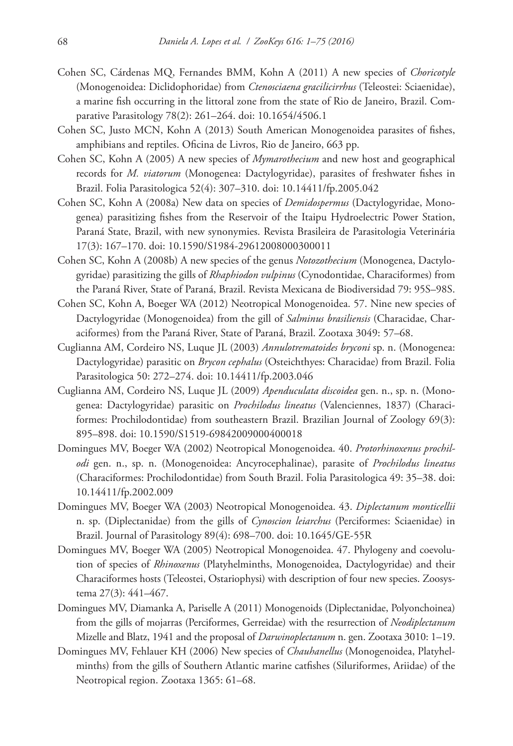Cohen SC, Cárdenas MQ, Fernandes BMM, Kohn A (2011) A new species of *Choricotyle* (Monogenoidea: Diclidophoridae) from *Ctenosciaena gracilicirrhus* (Teleostei: Sciaenidae), a marine fish occurring in the littoral zone from the state of Rio de Janeiro, Brazil. Comparative Parasitology 78(2): 261–264. doi: 10.1654/4506.1

Cohen SC, Justo MCN, Kohn A (2013) South American Monogenoidea parasites of fishes, amphibians and reptiles. Oficina de Livros, Rio de Janeiro, 663 pp.

Cohen SC, Kohn A (2005) A new species of *Mymarothecium* and new host and geographical records for *M. viatorum* (Monogenea: Dactylogyridae), parasites of freshwater fishes in Brazil. Folia Parasitologica 52(4): 307–310. doi: 10.14411/fp.2005.042

Cohen SC, Kohn A (2008a) New data on species of *Demidospermus* (Dactylogyridae, Monogenea) parasitizing fishes from the Reservoir of the Itaipu Hydroelectric Power Station, Paraná State, Brazil, with new synonymies. Revista Brasileira de Parasitologia Veterinária 17(3): 167–170. doi: 10.1590/S1984-29612008000300011

Cohen SC, Kohn A (2008b) A new species of the genus *Notozothecium* (Monogenea, Dactylogyridae) parasitizing the gills of *Rhaphiodon vulpinus* (Cynodontidae, Characiformes) from the Paraná River, State of Paraná, Brazil. Revista Mexicana de Biodiversidad 79: 95S–98S.

Cohen SC, Kohn A, Boeger WA (2012) Neotropical Monogenoidea. 57. Nine new species of Dactylogyridae (Monogenoidea) from the gill of *Salminus brasiliensis* (Characidae, Characiformes) from the Paraná River, State of Paraná, Brazil. Zootaxa 3049: 57–68.

Cuglianna AM, Cordeiro NS, Luque JL (2003) *Annulotrematoides bryconi* sp. n. (Monogenea: Dactylogyridae) parasitic on *Brycon cephalus* (Osteichthyes: Characidae) from Brazil. Folia Parasitologica 50: 272–274. doi: 10.14411/fp.2003.046

Cuglianna AM, Cordeiro NS, Luque JL (2009) *Apenduculata discoidea* gen. n., sp. n. (Monogenea: Dactylogyridae) parasitic on *Prochilodus lineatus* (Valenciennes, 1837) (Characiformes: Prochilodontidae) from southeastern Brazil. Brazilian Journal of Zoology 69(3): 895–898. doi: 10.1590/S1519-69842009000400018

Domingues MV, Boeger WA (2002) Neotropical Monogenoidea. 40. *Protorhinoxenus prochilodi* gen. n., sp. n. (Monogenoidea: Ancyrocephalinae), parasite of *Prochilodus lineatus* (Characiformes: Prochilodontidae) from South Brazil. Folia Parasitologica 49: 35–38. doi: 10.14411/fp.2002.009

Domingues MV, Boeger WA (2003) Neotropical Monogenoidea. 43. *Diplectanum monticellii* n. sp. (Diplectanidae) from the gills of *Cynoscion leiarchus* (Perciformes: Sciaenidae) in Brazil. Journal of Parasitology 89(4): 698–700. doi: 10.1645/GE-55R

Domingues MV, Boeger WA (2005) Neotropical Monogenoidea. 47. Phylogeny and coevolution of species of *Rhinoxenus* (Platyhelminths, Monogenoidea, Dactylogyridae) and their Characiformes hosts (Teleostei, Ostariophysi) with description of four new species. Zoosystema 27(3): 441–467.

Domingues MV, Diamanka A, Pariselle A (2011) Monogenoids (Diplectanidae, Polyonchoinea) from the gills of mojarras (Perciformes, Gerreidae) with the resurrection of *Neodiplectanum* Mizelle and Blatz, 1941 and the proposal of *Darwinoplectanum* n. gen. Zootaxa 3010: 1–19.

Domingues MV, Fehlauer KH (2006) New species of *Chauhanellus* (Monogenoidea, Platyhelminths) from the gills of Southern Atlantic marine catfishes (Siluriformes, Ariidae) of the Neotropical region. Zootaxa 1365: 61–68.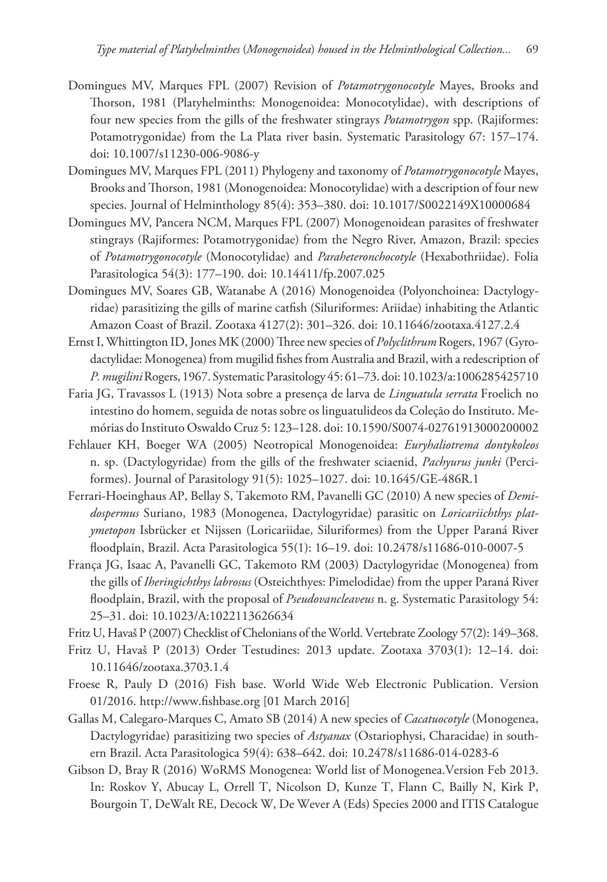Domingues MV, Marques FPL (2007) Revision of *Potamotrygonocotyle* Mayes, Brooks and Thorson, 1981 (Platyhelminths: Monogenoidea: Monocotylidae), with descriptions of four new species from the gills of the freshwater stingrays *Potamotrygon* spp. (Rajiformes: Potamotrygonidae) from the La Plata river basin. Systematic Parasitology 67: 157–174. doi: 10.1007/s11230-006-9086-y

Domingues MV, Marques FPL (2011) Phylogeny and taxonomy of *Potamotrygonocotyle* Mayes, Brooks and Thorson, 1981 (Monogenoidea: Monocotylidae) with a description of four new species. Journal of Helminthology 85(4): 353–380. doi: 10.1017/S0022149X10000684

Domingues MV, Pancera NCM, Marques FPL (2007) Monogenoidean parasites of freshwater stingrays (Rajiformes: Potamotrygonidae) from the Negro River, Amazon, Brazil: species of *Potamotrygonocotyle* (Monocotylidae) and *Paraheteronchocotyle* (Hexabothriidae). Folia Parasitologica 54(3): 177–190. doi: 10.14411/fp.2007.025

Domingues MV, Soares GB, Watanabe A (2016) Monogenoidea (Polyonchoinea: Dactylogyridae) parasitizing the gills of marine catfish (Siluriformes: Ariidae) inhabiting the Atlantic Amazon Coast of Brazil. Zootaxa 4127(2): 301–326. doi: 10.11646/zootaxa.4127.2.4

Ernst I, Whittington ID, Jones MK (2000) Three new species of *Polyclithrum* Rogers, 1967 (Gyrodactylidae: Monogenea) from mugilid fishes from Australia and Brazil, with a redescription of *P. mugilini* Rogers, 1967. Systematic Parasitology 45: 61–73. doi: 10.1023/a:1006285425710

Faria JG, Travassos L (1913) Nota sobre a presença de larva de *Linguatula serrata* Froelich no intestino do homem, seguida de notas sobre os linguatulideos da Coleção do Instituto. Memórias do Instituto Oswaldo Cruz 5: 123–128. doi: 10.1590/S0074-02761913000200002

Fehlauer KH, Boeger WA (2005) Neotropical Monogenoidea: *Euryhaliotrema dontykoleos* n. sp. (Dactylogyridae) from the gills of the freshwater sciaenid, *Pachyurus junki* (Perciformes). Journal of Parasitology 91(5): 1025–1027. doi: 10.1645/GE-486R.1

Ferrari-Hoeinghaus AP, Bellay S, Takemoto RM, Pavanelli GC (2010) A new species of *Demidospermus* Suriano, 1983 (Monogenea, Dactylogyridae) parasitic on *Loricariichthys platymetopon* Isbrücker et Nijssen (Loricariidae, Siluriformes) from the Upper Paraná River floodplain, Brazil. Acta Parasitologica 55(1): 16–19. doi: 10.2478/s11686-010-0007-5

França JG, Isaac A, Pavanelli GC, Takemoto RM (2003) Dactylogyridae (Monogenea) from the gills of *Iheringichthys labrosus* (Osteichthyes: Pimelodidae) from the upper Paraná River floodplain, Brazil, with the proposal of *Pseudovancleaveus* n. g. Systematic Parasitology 54: 25–31. doi: 10.1023/A:1022113626634

Fritz U, Havaš P (2007) Checklist of Chelonians of the World. Vertebrate Zoology 57(2): 149–368.

Fritz U, Havaš P (2013) Order Testudines: 2013 update. Zootaxa 3703(1): 12–14. doi: 10.11646/zootaxa.3703.1.4

Froese R, Pauly D (2016) Fish base. World Wide Web Electronic Publication. Version 01/2016. http://www.fishbase.org [01 March 2016]

Gallas M, Calegaro-Marques C, Amato SB (2014) A new species of *Cacatuocotyle* (Monogenea, Dactylogyridae) parasitizing two species of *Astyanax* (Ostariophysi, Characidae) in southern Brazil. Acta Parasitologica 59(4): 638–642. doi: 10.2478/s11686-014-0283-6

Gibson D, Bray R (2016) WoRMS Monogenea: World list of Monogenea.Version Feb 2013. In: Roskov Y, Abucay L, Orrell T, Nicolson D, Kunze T, Flann C, Bailly N, Kirk P, Bourgoin T, DeWalt RE, Decock W, De Wever A (Eds) Species 2000 and ITIS Catalogue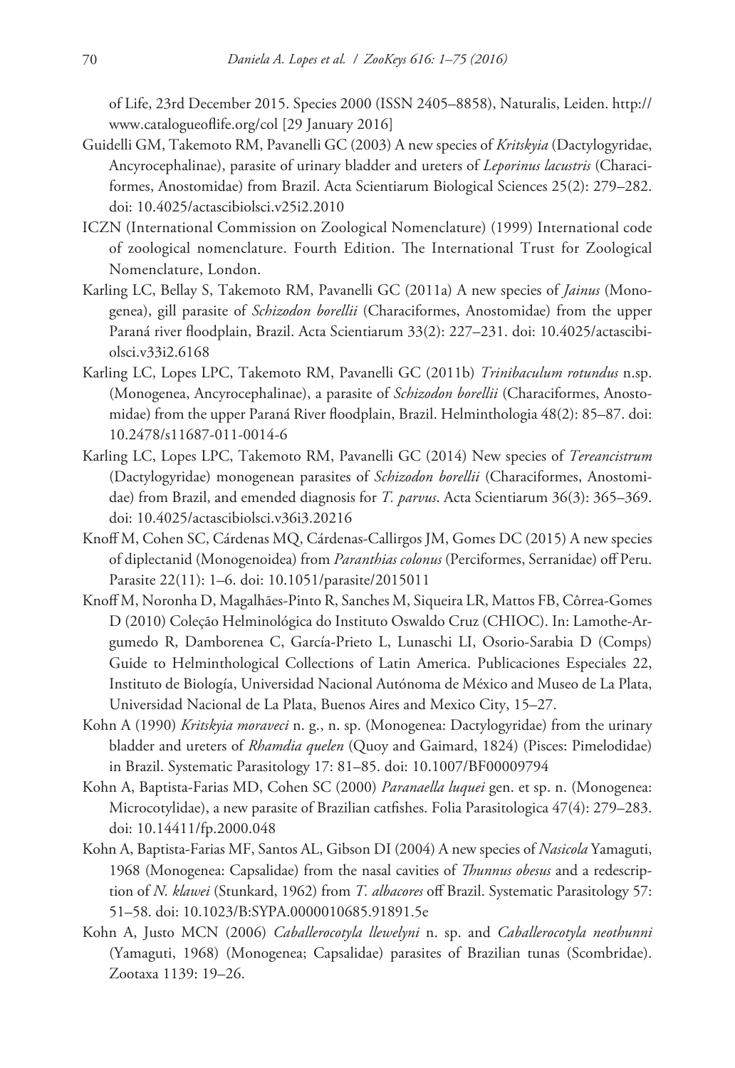of Life, 23rd December 2015. Species 2000 (ISSN 2405–8858), Naturalis, Leiden. http://www.catalogueoflife.org/col [29 January 2016]

Guidelli GM, Takemoto RM, Pavanelli GC (2003) A new species of *Kritskyia* (Dactylogyridae, Ancyrocephalinae), parasite of urinary bladder and ureters of *Leporinus lacustris* (Characiformes, Anostomidae) from Brazil. Acta Scientiarum Biological Sciences 25(2): 279–282. doi: 10.4025/actascibiolsci.v25i2.2010

ICZN (International Commission on Zoological Nomenclature) (1999) International code of zoological nomenclature. Fourth Edition. The International Trust for Zoological Nomenclature, London.

Karling LC, Bellay S, Takemoto RM, Pavanelli GC (2011a) A new species of *Jainus* (Monogenea), gill parasite of *Schizodon borellii* (Characiformes, Anostomidae) from the upper Paraná river floodplain, Brazil. Acta Scientiarum 33(2): 227–231. doi: 10.4025/actascibiolsci.v33i2.6168

Karling LC, Lopes LPC, Takemoto RM, Pavanelli GC (2011b) *Trinibaculum rotundus* n.sp. (Monogenea, Ancyrocephalinae), a parasite of *Schizodon borellii* (Characiformes, Anostomidae) from the upper Paraná River floodplain, Brazil. Helminthologia 48(2): 85–87. doi: 10.2478/s11687-011-0014-6

Karling LC, Lopes LPC, Takemoto RM, Pavanelli GC (2014) New species of *Tereancistrum* (Dactylogyridae) monogenean parasites of *Schizodon borellii* (Characiformes, Anostomidae) from Brazil, and emended diagnosis for *T. parvus*. Acta Scientiarum 36(3): 365–369. doi: 10.4025/actascibiolsci.v36i3.20216

Knoff M, Cohen SC, Cárdenas MQ, Cárdenas-Callirgos JM, Gomes DC (2015) A new species of diplectanid (Monogenoidea) from *Paranthias colonus* (Perciformes, Serranidae) off Peru. Parasite 22(11): 1–6. doi: 10.1051/parasite/2015011

Knoff M, Noronha D, Magalhães-Pinto R, Sanches M, Siqueira LR, Mattos FB, Côrrea-Gomes D (2010) Coleção Helminológica do Instituto Oswaldo Cruz (CHIOC). In: Lamothe-Argumedo R, Damborenea C, García-Prieto L, Lunaschi LI, Osorio-Sarabia D (Comps) Guide to Helminthological Collections of Latin America. Publicaciones Especiales 22, Instituto de Biología, Universidad Nacional Autónoma de México and Museo de La Plata, Universidad Nacional de La Plata, Buenos Aires and Mexico City, 15–27.

Kohn A (1990) *Kritskyia moraveci* n. g., n. sp. (Monogenea: Dactylogyridae) from the urinary bladder and ureters of *Rhamdia quelen* (Quoy and Gaimard, 1824) (Pisces: Pimelodidae) in Brazil. Systematic Parasitology 17: 81–85. doi: 10.1007/BF00009794

Kohn A, Baptista-Farias MD, Cohen SC (2000) *Paranaella luquei* gen. et sp. n. (Monogenea: Microcotylidae), a new parasite of Brazilian catfishes. Folia Parasitologica 47(4): 279–283. doi: 10.14411/fp.2000.048

Kohn A, Baptista-Farias MF, Santos AL, Gibson DI (2004) A new species of *Nasicola* Yamaguti, 1968 (Monogenea: Capsalidae) from the nasal cavities of *Thunnus obesus* and a redescription of *N. klawei* (Stunkard, 1962) from *T. albacores* off Brazil. Systematic Parasitology 57: 51–58. doi: 10.1023/B:SYPA.0000010685.91891.5e

Kohn A, Justo MCN (2006) *Caballerocotyla llewelyni* n. sp. and *Caballerocotyla neothunni* (Yamaguti, 1968) (Monogenea; Capsalidae) parasites of Brazilian tunas (Scombridae). Zootaxa 1139: 19–26.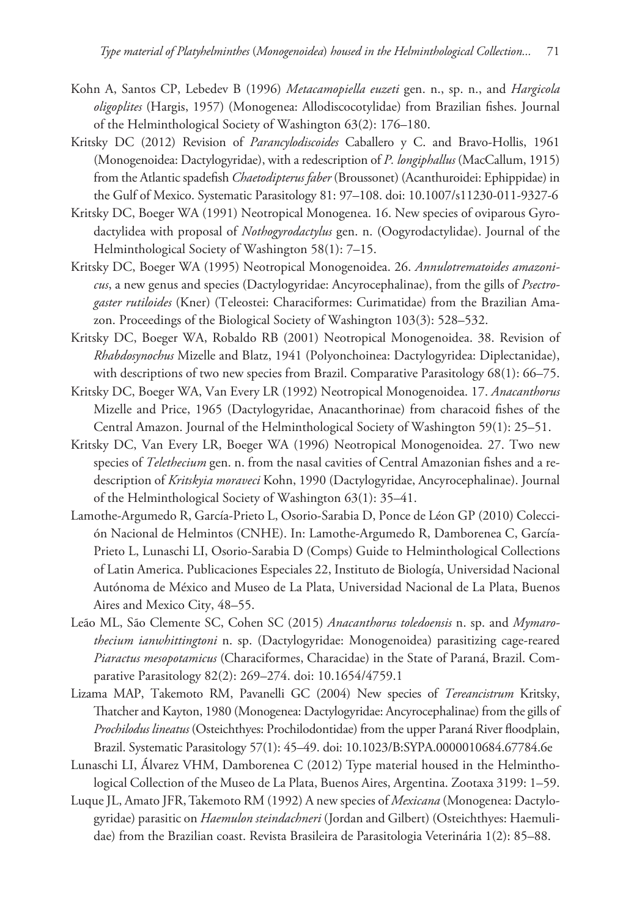Kohn A, Santos CP, Lebedev B (1996) *Metacamopiella euzeti* gen. n., sp. n., and *Hargicola oligoplites* (Hargis, 1957) (Monogenea: Allodiscocotylidae) from Brazilian fishes. Journal of the Helminthological Society of Washington 63(2): 176–180.

Kritsky DC (2012) Revision of *Parancylodiscoides* Caballero y C. and Bravo-Hollis, 1961 (Monogenoidea: Dactylogyridae), with a redescription of *P. longiphallus* (MacCallum, 1915) from the Atlantic spadefish *Chaetodipterus faber* (Broussonet) (Acanthuroidei: Ephippidae) in the Gulf of Mexico. Systematic Parasitology 81: 97–108. doi: 10.1007/s11230-011-9327-6

Kritsky DC, Boeger WA (1991) Neotropical Monogenea. 16. New species of oviparous Gyrodactylidea with proposal of *Nothogyrodactylus* gen. n. (Oogyrodactylidae). Journal of the Helminthological Society of Washington 58(1): 7–15.

Kritsky DC, Boeger WA (1995) Neotropical Monogenoidea. 26. *Annulotrematoides amazonicus*, a new genus and species (Dactylogyridae: Ancyrocephalinae), from the gills of *Psectrogaster rutiloides* (Kner) (Teleostei: Characiformes: Curimatidae) from the Brazilian Amazon. Proceedings of the Biological Society of Washington 103(3): 528–532.

Kritsky DC, Boeger WA, Robaldo RB (2001) Neotropical Monogenoidea. 38. Revision of *Rhabdosynochus* Mizelle and Blatz, 1941 (Polyonchoinea: Dactylogyridea: Diplectanidae), with descriptions of two new species from Brazil. Comparative Parasitology 68(1): 66–75.

Kritsky DC, Boeger WA, Van Every LR (1992) Neotropical Monogenoidea. 17. *Anacanthorus* Mizelle and Price, 1965 (Dactylogyridae, Anacanthorinae) from characoid fishes of the Central Amazon. Journal of the Helminthological Society of Washington 59(1): 25–51.

Kritsky DC, Van Every LR, Boeger WA (1996) Neotropical Monogenoidea. 27. Two new species of *Telethecium* gen. n. from the nasal cavities of Central Amazonian fishes and a redescription of *Kritskyia moraveci* Kohn, 1990 (Dactylogyridae, Ancyrocephalinae). Journal of the Helminthological Society of Washington 63(1): 35–41.

Lamothe-Argumedo R, García-Prieto L, Osorio-Sarabia D, Ponce de Léon GP (2010) Colección Nacional de Helmintos (CNHE). In: Lamothe-Argumedo R, Damborenea C, García-Prieto L, Lunaschi LI, Osorio-Sarabia D (Comps) Guide to Helminthological Collections of Latin America. Publicaciones Especiales 22, Instituto de Biología, Universidad Nacional Autónoma de México and Museo de La Plata, Universidad Nacional de La Plata, Buenos Aires and Mexico City, 48–55.

Leão ML, São Clemente SC, Cohen SC (2015) *Anacanthorus toledoensis* n. sp. and *Mymarothecium ianwhittingtoni* n. sp. (Dactylogyridae: Monogenoidea) parasitizing cage-reared *Piaractus mesopotamicus* (Characiformes, Characidae) in the State of Paraná, Brazil. Comparative Parasitology 82(2): 269–274. doi: 10.1654/4759.1

Lizama MAP, Takemoto RM, Pavanelli GC (2004) New species of *Tereancistrum* Kritsky, Thatcher and Kayton, 1980 (Monogenea: Dactylogyridae: Ancyrocephalinae) from the gills of *Prochilodus lineatus* (Osteichthyes: Prochilodontidae) from the upper Paraná River floodplain, Brazil. Systematic Parasitology 57(1): 45–49. doi: 10.1023/B:SYPA.0000010684.67784.6e

Lunaschi LI, Álvarez VHM, Damborenea C (2012) Type material housed in the Helminthological Collection of the Museo de La Plata, Buenos Aires, Argentina. Zootaxa 3199: 1–59.

Luque JL, Amato JFR, Takemoto RM (1992) A new species of *Mexicana* (Monogenea: Dactylogyridae) parasitic on *Haemulon steindachneri* (Jordan and Gilbert) (Osteichthyes: Haemulidae) from the Brazilian coast. Revista Brasileira de Parasitologia Veterinária 1(2): 85–88.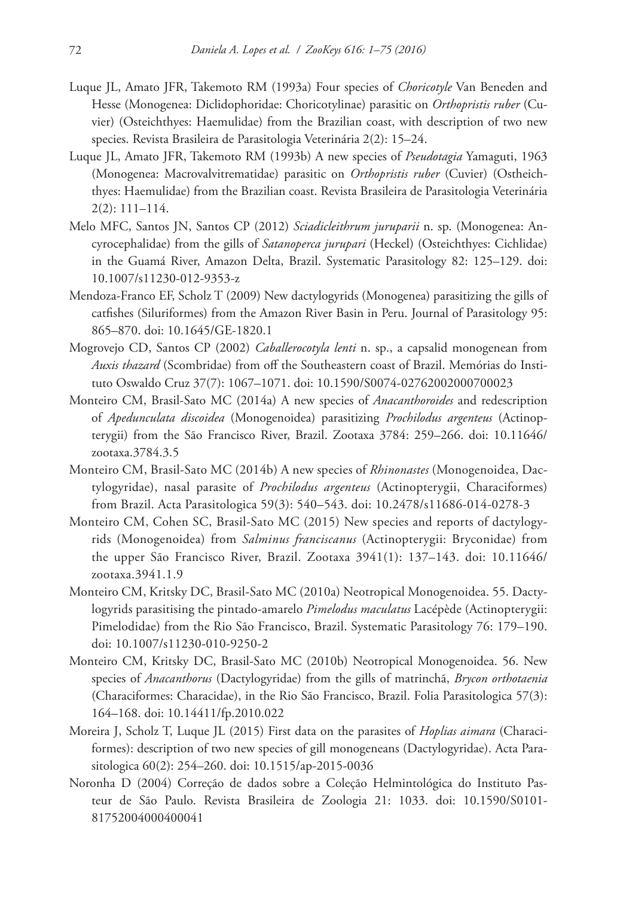Luque JL, Amato JFR, Takemoto RM (1993a) Four species of *Choricotyle* Van Beneden and Hesse (Monogenea: Diclidophoridae: Choricotylinae) parasitic on *Orthopristis ruber* (Cuvier) (Osteichthyes: Haemulidae) from the Brazilian coast, with description of two new species. Revista Brasileira de Parasitologia Veterinária 2(2): 15–24.

Luque JL, Amato JFR, Takemoto RM (1993b) A new species of *Pseudotagia* Yamaguti, 1963 (Monogenea: Macrovalvitrematidae) parasitic on *Orthopristis ruber* (Cuvier) (Ostheichthyes: Haemulidae) from the Brazilian coast. Revista Brasileira de Parasitologia Veterinária 2(2): 111–114.

Melo MFC, Santos JN, Santos CP (2012) *Sciadicleithrum juruparii* n. sp. (Monogenea: Ancyrocephalidae) from the gills of *Satanoperca jurupari* (Heckel) (Osteichthyes: Cichlidae) in the Guamá River, Amazon Delta, Brazil. Systematic Parasitology 82: 125–129. doi: 10.1007/s11230-012-9353-z

Mendoza-Franco EF, Scholz T (2009) New dactylogyrids (Monogenea) parasitizing the gills of catfishes (Siluriformes) from the Amazon River Basin in Peru. Journal of Parasitology 95: 865–870. doi: 10.1645/GE-1820.1

Mogrovejo CD, Santos CP (2002) *Caballerocotyla lenti* n. sp., a capsalid monogenean from *Auxis thazard* (Scombridae) from off the Southeastern coast of Brazil. Memórias do Instituto Oswaldo Cruz 37(7): 1067–1071. doi: 10.1590/S0074-02762002000700023

Monteiro CM, Brasil-Sato MC (2014a) A new species of *Anacanthoroides* and redescription of *Apedunculata discoidea* (Monogenoidea) parasitizing *Prochilodus argenteus* (Actinopterygii) from the São Francisco River, Brazil. Zootaxa 3784: 259–266. doi: 10.11646/zootaxa.3784.3.5

Monteiro CM, Brasil-Sato MC (2014b) A new species of *Rhinonastes* (Monogenoidea, Dactylogyridae), nasal parasite of *Prochilodus argenteus* (Actinopterygii, Characiformes) from Brazil. Acta Parasitologica 59(3): 540–543. doi: 10.2478/s11686-014-0278-3

Monteiro CM, Cohen SC, Brasil-Sato MC (2015) New species and reports of dactylogyrids (Monogenoidea) from *Salminus franciscanus* (Actinopterygii: Bryconidae) from the upper São Francisco River, Brazil. Zootaxa 3941(1): 137–143. doi: 10.11646/zootaxa.3941.1.9

Monteiro CM, Kritsky DC, Brasil-Sato MC (2010a) Neotropical Monogenoidea. 55. Dactylogyrids parasitising the pintado-amarelo *Pimelodus maculatus* Lacépède (Actinopterygii: Pimelodidae) from the Rio São Francisco, Brazil. Systematic Parasitology 76: 179–190. doi: 10.1007/s11230-010-9250-2

Monteiro CM, Kritsky DC, Brasil-Sato MC (2010b) Neotropical Monogenoidea. 56. New species of *Anacanthorus* (Dactylogyridae) from the gills of matrinchã, *Brycon orthotaenia* (Characiformes: Characidae), in the Rio São Francisco, Brazil. Folia Parasitologica 57(3): 164–168. doi: 10.14411/fp.2010.022

Moreira J, Scholz T, Luque JL (2015) First data on the parasites of *Hoplias aimara* (Characiformes): description of two new species of gill monogeneans (Dactylogyridae). Acta Parasitologica 60(2): 254–260. doi: 10.1515/ap-2015-0036

Noronha D (2004) Correção de dados sobre a Coleção Helmintológica do Instituto Pasteur de São Paulo. Revista Brasileira de Zoologia 21: 1033. doi: 10.1590/S0101-81752004000400041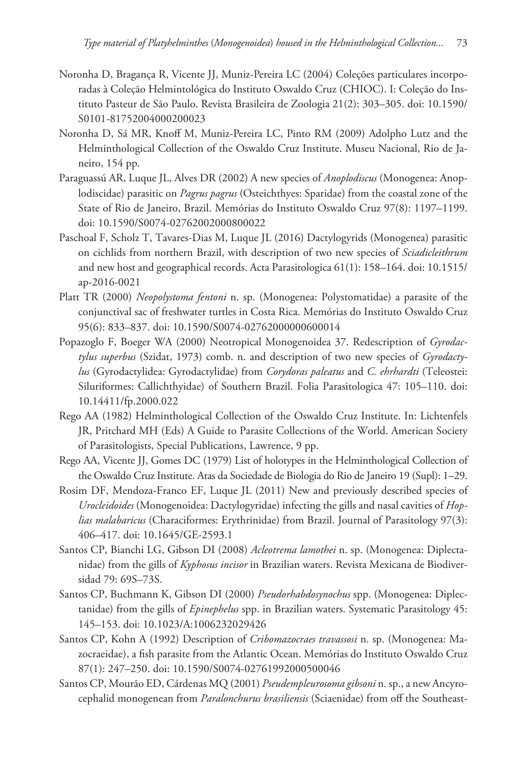Noronha D, Bragança R, Vicente JJ, Muniz-Pereira LC (2004) Coleções particulares incorporadas à Coleção Helmintológica do Instituto Oswaldo Cruz (CHIOC). I: Coleção do Instituto Pasteur de São Paulo. Revista Brasileira de Zoologia 21(2): 303–305. doi: 10.1590/S0101-81752004000200023

Noronha D, Sá MR, Knoff M, Muniz-Pereira LC, Pinto RM (2009) Adolpho Lutz and the Helminthological Collection of the Oswaldo Cruz Institute. Museu Nacional, Rio de Janeiro, 154 pp.

Paraguassú AR, Luque JL, Alves DR (2002) A new species of *Anoplodiscus* (Monogenea: Anoplodiscidae) parasitic on *Pagrus pagrus* (Osteichthyes: Sparidae) from the coastal zone of the State of Rio de Janeiro, Brazil. Memórias do Instituto Oswaldo Cruz 97(8): 1197–1199. doi: 10.1590/S0074-02762002000800022

Paschoal F, Scholz T, Tavares-Dias M, Luque JL (2016) Dactylogyrids (Monogenea) parasitic on cichlids from northern Brazil, with description of two new species of *Sciadicleithrum* and new host and geographical records. Acta Parasitologica 61(1): 158–164. doi: 10.1515/ap-2016-0021

Platt TR (2000) *Neopolystoma fentoni* n. sp. (Monogenea: Polystomatidae) a parasite of the conjunctival sac of freshwater turtles in Costa Rica. Memórias do Instituto Oswaldo Cruz 95(6): 833–837. doi: 10.1590/S0074-02762000000600014

Popazoglo F, Boeger WA (2000) Neotropical Monogenoidea 37. Redescription of *Gyrodactylus superbus* (Szidat, 1973) comb. n. and description of two new species of *Gyrodactylus* (Gyrodactylidea: Gyrodactylidae) from *Corydoras paleatus* and *C. ehrhardti* (Teleostei: Siluriformes: Callichthyidae) of Southern Brazil. Folia Parasitologica 47: 105–110. doi: 10.14411/fp.2000.022

Rego AA (1982) Helminthological Collection of the Oswaldo Cruz Institute. In: Lichtenfels JR, Pritchard MH (Eds) A Guide to Parasite Collections of the World. American Society of Parasitologists, Special Publications, Lawrence, 9 pp.

Rego AA, Vicente JJ, Gomes DC (1979) List of holotypes in the Helminthological Collection of the Oswaldo Cruz Institute. Atas da Sociedade de Biologia do Rio de Janeiro 19 (Supl): 1–29.

Rosim DF, Mendoza-Franco EF, Luque JL (2011) New and previously described species of *Urocleidoides* (Monogenoidea: Dactylogyridae) infecting the gills and nasal cavities of *Hoplias malabaricus* (Characiformes: Erythrinidae) from Brazil. Journal of Parasitology 97(3): 406–417. doi: 10.1645/GE-2593.1

Santos CP, Bianchi LG, Gibson DI (2008) *Acleotrema lamothei* n. sp. (Monogenea: Diplectanidae) from the gills of *Kyphosus incisor* in Brazilian waters. Revista Mexicana de Biodiversidad 79: 69S–73S.

Santos CP, Buchmann K, Gibson DI (2000) *Pseudorhabdosynochus* spp. (Monogenea: Diplectanidae) from the gills of *Epinephelus* spp. in Brazilian waters. Systematic Parasitology 45: 145–153. doi: 10.1023/A:1006232029426

Santos CP, Kohn A (1992) Description of *Cribomazocraes travassosi* n. sp. (Monogenea: Mazocraeidae), a fish parasite from the Atlantic Ocean. Memórias do Instituto Oswaldo Cruz 87(1): 247–250. doi: 10.1590/S0074-02761992000500046

Santos CP, Mourão ED, Cárdenas MQ (2001) *Pseudempleurosoma gibsoni* n. sp., a new Ancyrocephalid monogenean from *Paralonchurus brasiliensis* (Sciaenidae) from off the Southeast-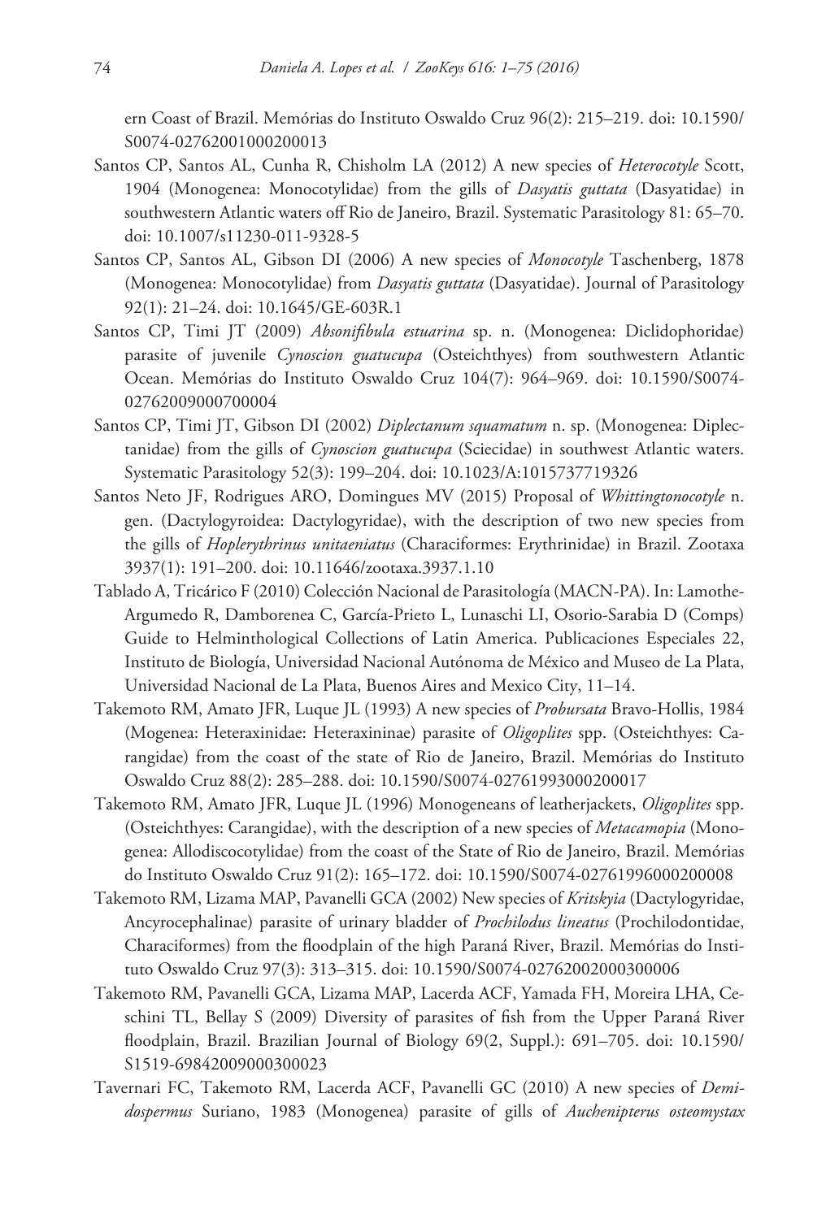ern Coast of Brazil. Memórias do Instituto Oswaldo Cruz 96(2): 215–219. doi: 10.1590/S0074-02762001000200013

Santos CP, Santos AL, Cunha R, Chisholm LA (2012) A new species of *Heterocotyle* Scott, 1904 (Monogenea: Monocotylidae) from the gills of *Dasyatis guttata* (Dasyatidae) in southwestern Atlantic waters off Rio de Janeiro, Brazil. Systematic Parasitology 81: 65–70. doi: 10.1007/s11230-011-9328-5

Santos CP, Santos AL, Gibson DI (2006) A new species of *Monocotyle* Taschenberg, 1878 (Monogenea: Monocotylidae) from *Dasyatis guttata* (Dasyatidae). Journal of Parasitology 92(1): 21–24. doi: 10.1645/GE-603R.1

Santos CP, Timi JT (2009) *Absonifibula estuarina* sp. n. (Monogenea: Diclidophoridae) parasite of juvenile *Cynoscion guatucupa* (Osteichthyes) from southwestern Atlantic Ocean. Memórias do Instituto Oswaldo Cruz 104(7): 964–969. doi: 10.1590/S0074-02762009000700004

Santos CP, Timi JT, Gibson DI (2002) *Diplectanum squamatum* n. sp. (Monogenea: Diplectanidae) from the gills of *Cynoscion guatucupa* (Sciecidae) in southwest Atlantic waters. Systematic Parasitology 52(3): 199–204. doi: 10.1023/A:1015737719326

Santos Neto JF, Rodrigues ARO, Domingues MV (2015) Proposal of *Whittingtonocotyle* n. gen. (Dactylogyroidea: Dactylogyridae), with the description of two new species from the gills of *Hoplerythrinus unitaeniatus* (Characiformes: Erythrinidae) in Brazil. Zootaxa 3937(1): 191–200. doi: 10.11646/zootaxa.3937.1.10

Tablado A, Tricárico F (2010) Colección Nacional de Parasitología (MACN-PA). In: Lamothe-Argumedo R, Damborenea C, García-Prieto L, Lunaschi LI, Osorio-Sarabia D (Comps) Guide to Helminthological Collections of Latin America. Publicaciones Especiales 22, Instituto de Biología, Universidad Nacional Autónoma de México and Museo de La Plata, Universidad Nacional de La Plata, Buenos Aires and Mexico City, 11–14.

Takemoto RM, Amato JFR, Luque JL (1993) A new species of *Probursata* Bravo-Hollis, 1984 (Mogenea: Heteraxinidae: Heteraxininae) parasite of *Oligoplites* spp. (Osteichthyes: Carangidae) from the coast of the state of Rio de Janeiro, Brazil. Memórias do Instituto Oswaldo Cruz 88(2): 285–288. doi: 10.1590/S0074-02761993000200017

Takemoto RM, Amato JFR, Luque JL (1996) Monogeneans of leatherjackets, *Oligoplites* spp. (Osteichthyes: Carangidae), with the description of a new species of *Metacamopia* (Monogenea: Allodiscocotylidae) from the coast of the State of Rio de Janeiro, Brazil. Memórias do Instituto Oswaldo Cruz 91(2): 165–172. doi: 10.1590/S0074-02761996000200008

Takemoto RM, Lizama MAP, Pavanelli GCA (2002) New species of *Kritskyia* (Dactylogyridae, Ancyrocephalinae) parasite of urinary bladder of *Prochilodus lineatus* (Prochilodontidae, Characiformes) from the floodplain of the high Paraná River, Brazil. Memórias do Instituto Oswaldo Cruz 97(3): 313–315. doi: 10.1590/S0074-02762002000300006

Takemoto RM, Pavanelli GCA, Lizama MAP, Lacerda ACF, Yamada FH, Moreira LHA, Ceschini TL, Bellay S (2009) Diversity of parasites of fish from the Upper Paraná River floodplain, Brazil. Brazilian Journal of Biology 69(2, Suppl.): 691–705. doi: 10.1590/S1519-69842009000300023

Tavernari FC, Takemoto RM, Lacerda ACF, Pavanelli GC (2010) A new species of *Demidospermus* Suriano, 1983 (Monogenea) parasite of gills of *Auchenipterus osteomystax*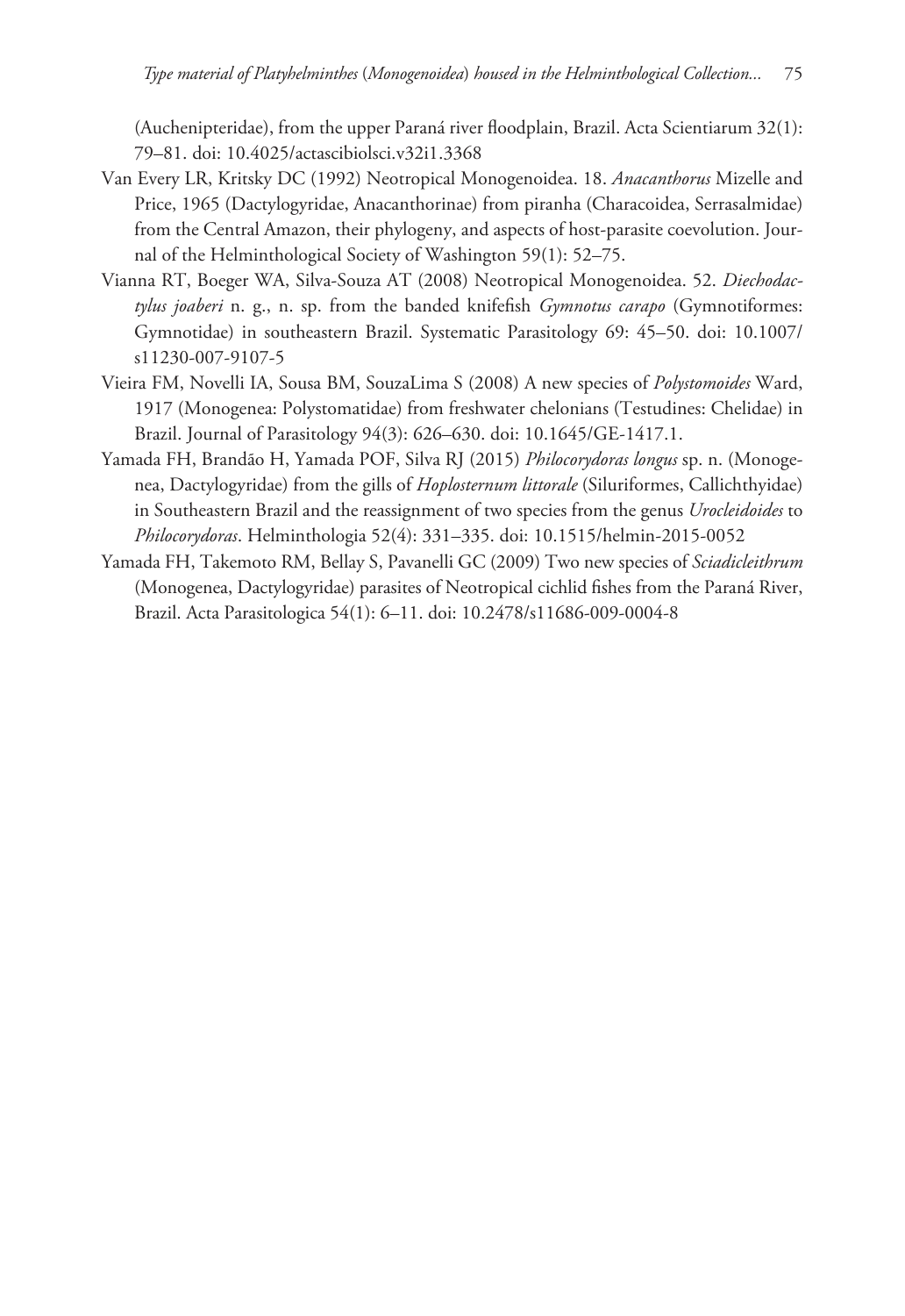(Auchenipteridae), from the upper Paraná river floodplain, Brazil. Acta Scientiarum 32(1): 79–81. doi: 10.4025/actascibiolsci.v32i1.3368

Van Every LR, Kritsky DC (1992) Neotropical Monogenoidea. 18. *Anacanthorus* Mizelle and Price, 1965 (Dactylogyridae, Anacanthorinae) from piranha (Characoidea, Serrasalmidae) from the Central Amazon, their phylogeny, and aspects of host-parasite coevolution. Journal of the Helminthological Society of Washington 59(1): 52–75.

Vianna RT, Boeger WA, Silva-Souza AT (2008) Neotropical Monogenoidea. 52. *Diechodactylus joaberi* n. g., n. sp. from the banded knifefish *Gymnotus carapo* (Gymnotiformes: Gymnotidae) in southeastern Brazil. Systematic Parasitology 69: 45–50. doi: 10.1007/s11230-007-9107-5

Vieira FM, Novelli IA, Sousa BM, SouzaLima S (2008) A new species of *Polystomoides* Ward, 1917 (Monogenea: Polystomatidae) from freshwater chelonians (Testudines: Chelidae) in Brazil. Journal of Parasitology 94(3): 626–630. doi: 10.1645/GE-1417.1.

Yamada FH, Brandão H, Yamada POF, Silva RJ (2015) *Philocorydoras longus* sp. n. (Monogenea, Dactylogyridae) from the gills of *Hoplosternum littorale* (Siluriformes, Callichthyidae) in Southeastern Brazil and the reassignment of two species from the genus *Urocleidoides* to *Philocorydoras*. Helminthologia 52(4): 331–335. doi: 10.1515/helmin-2015-0052

Yamada FH, Takemoto RM, Bellay S, Pavanelli GC (2009) Two new species of *Sciadicleithrum* (Monogenea, Dactylogyridae) parasites of Neotropical cichlid fishes from the Paraná River, Brazil. Acta Parasitologica 54(1): 6–11. doi: 10.2478/s11686-009-0004-8